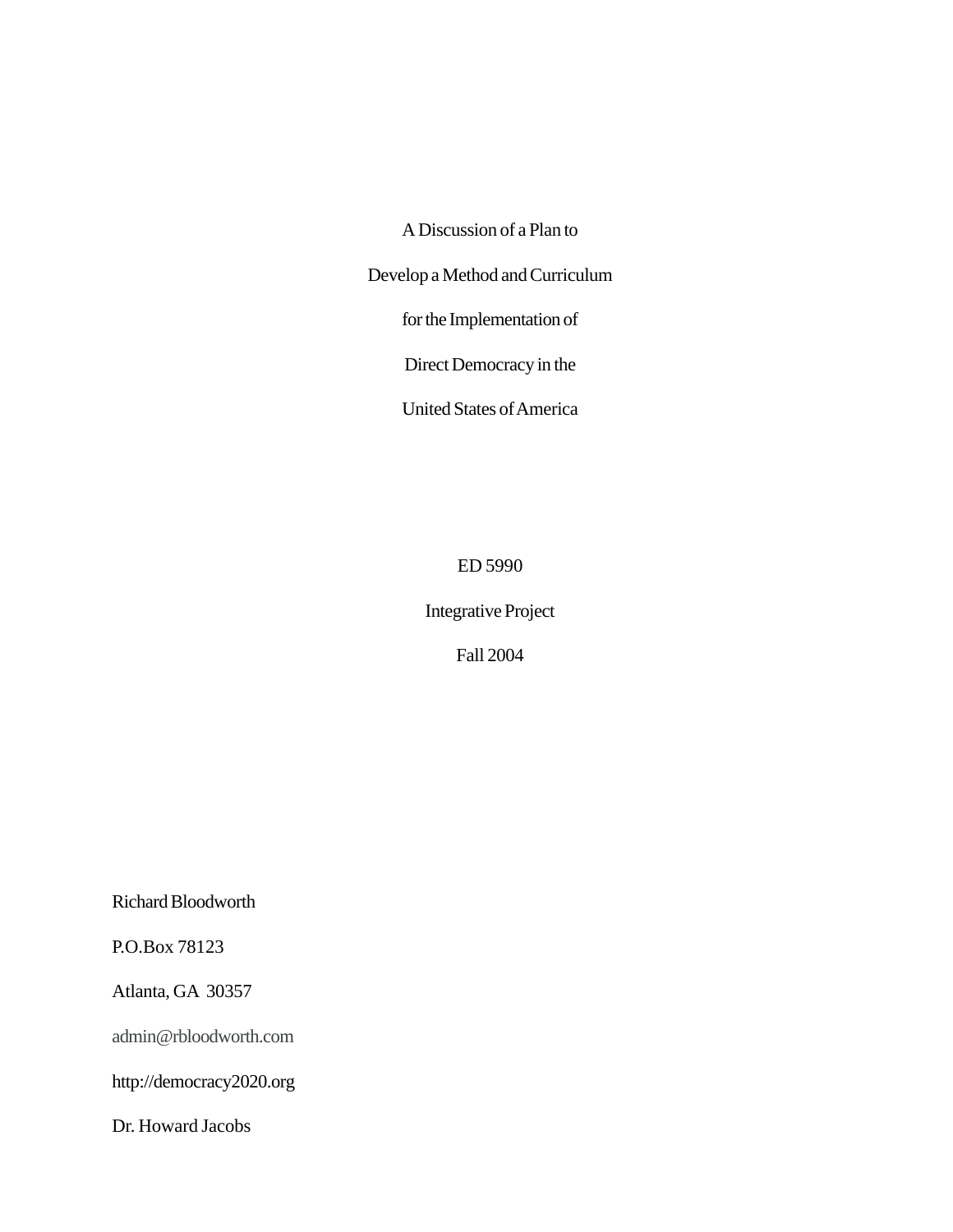A Discussion of a Plan to

Develop a Method and Curriculum

for the Implementation of

Direct Democracy in the

United States of America

ED 5990

Integrative Project

Fall 2004

Richard Bloodworth

P.O.Box 78123

Atlanta, GA 30357

admin@rbloodworth.com

http://democracy2020.org

Dr. Howard Jacobs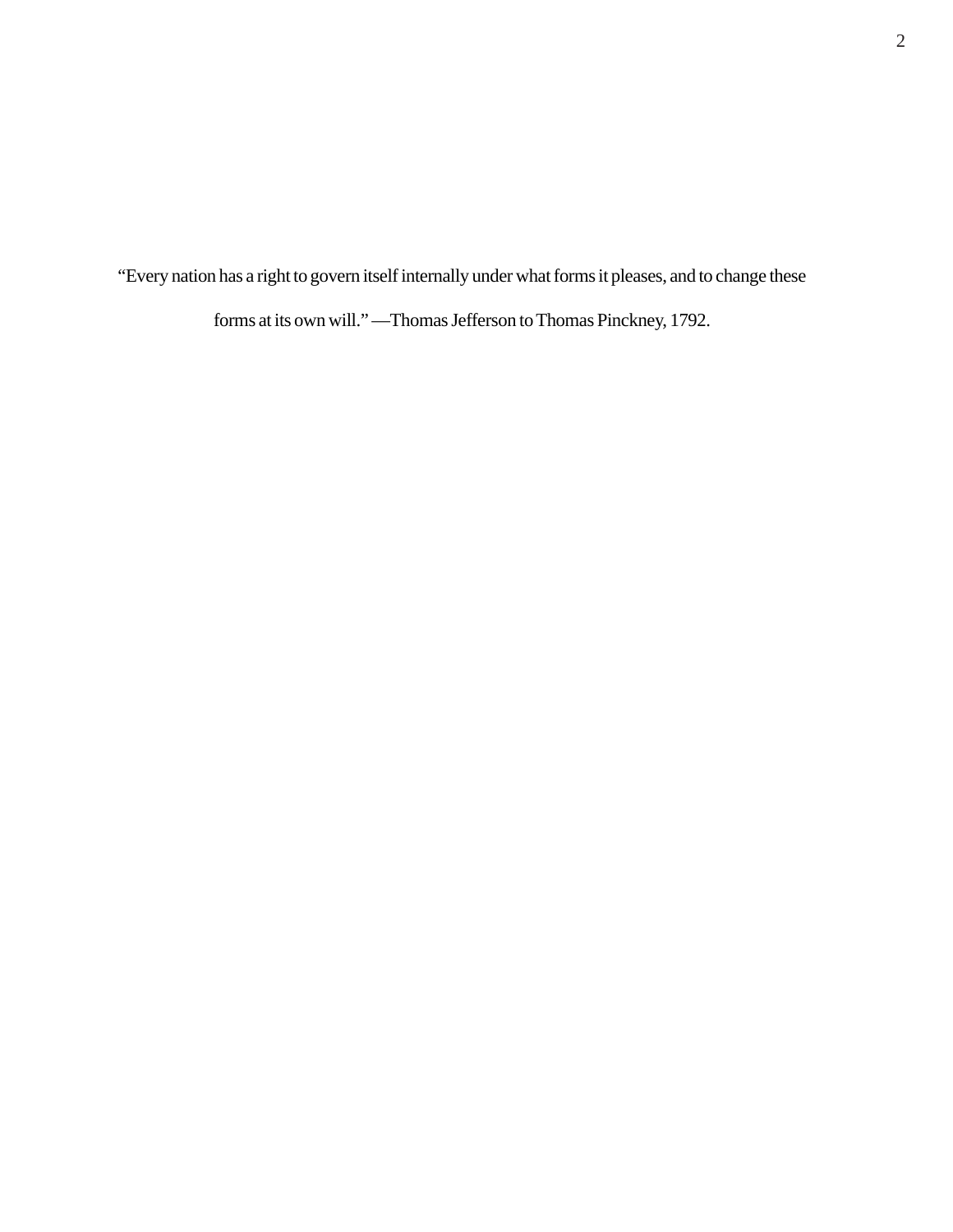"Every nation has a right to govern itself internally under what forms it pleases, and to change these forms at its own will." —Thomas Jefferson to Thomas Pinckney, 1792.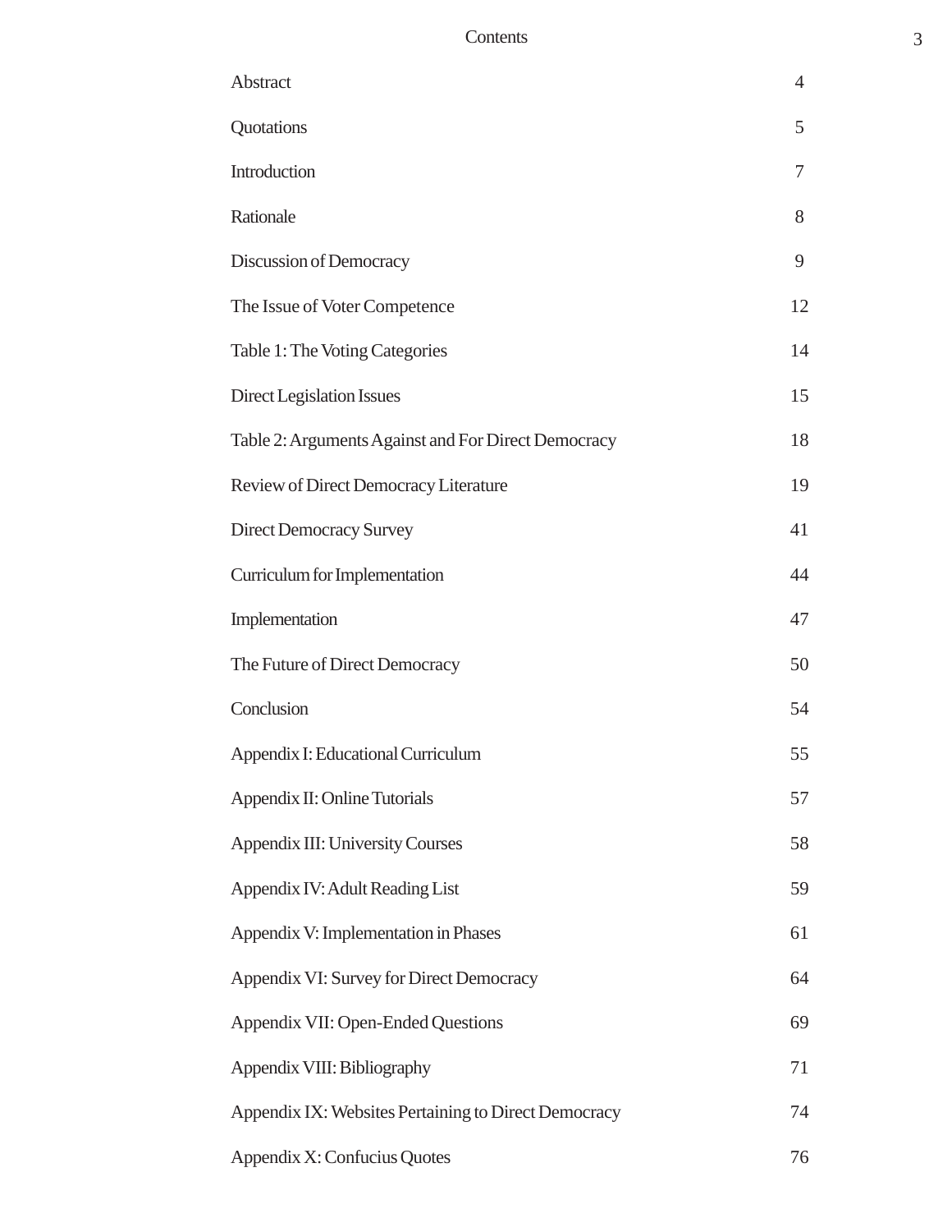# Contents

| | |
|---|---|
| Abstract | 4 |
| Quotations | 5 |
| Introduction | 7 |
| Rationale | 8 |
| Discussion of Democracy | 9 |
| The Issue of Voter Competence | 12 |
| Table 1: The Voting Categories | 14 |
| Direct Legislation Issues | 15 |
| Table 2: Arguments Against and For Direct Democracy | 18 |
| Review of Direct Democracy Literature | 19 |
| Direct Democracy Survey | 41 |
| Curriculum for Implementation | 44 |
| Implementation | 47 |
| The Future of Direct Democracy | 50 |
| Conclusion | 54 |
| Appendix I: Educational Curriculum | 55 |
| Appendix II: Online Tutorials | 57 |
| Appendix III: University Courses | 58 |
| Appendix IV: Adult Reading List | 59 |
| Appendix V: Implementation in Phases | 61 |
| Appendix VI: Survey for Direct Democracy | 64 |
| Appendix VII: Open-Ended Questions | 69 |
| Appendix VIII: Bibliography | 71 |
| Appendix IX: Websites Pertaining to Direct Democracy | 74 |
| Appendix X: Confucius Quotes | 76 |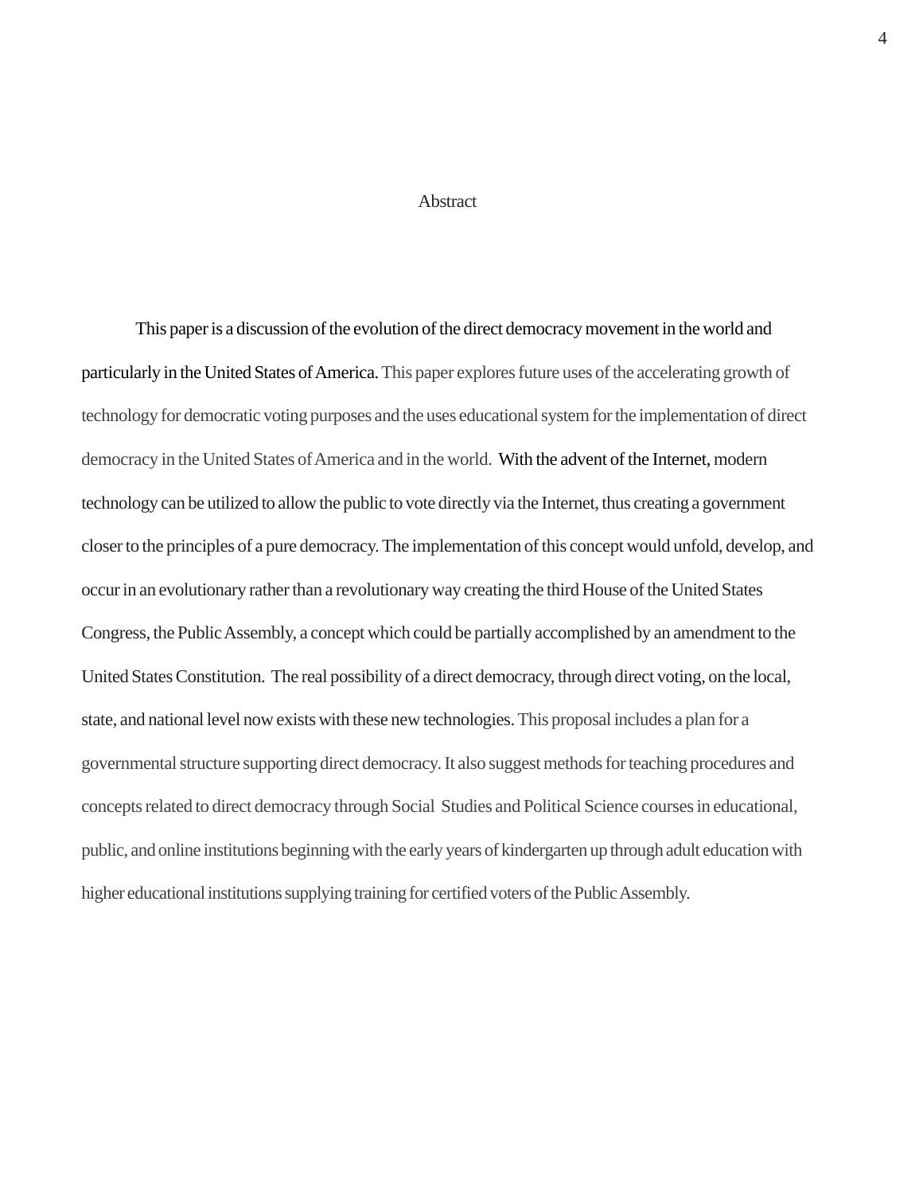# Abstract

This paper is a discussion of the evolution of the direct democracy movement in the world and particularly in the United States of America. This paper explores future uses of the accelerating growth of technology for democratic voting purposes and the uses educational system for the implementation of direct democracy in the United States of America and in the world. With the advent of the Internet, modern technology can be utilized to allow the public to vote directly via the Internet, thus creating a government closer to the principles of a pure democracy. The implementation of this concept would unfold, develop, and occur in an evolutionary rather than a revolutionary way creating the third House of the United States Congress, the Public Assembly, a concept which could be partially accomplished by an amendment to the United States Constitution. The real possibility of a direct democracy, through direct voting, on the local, state, and national level now exists with these new technologies. This proposal includes a plan for a governmental structure supporting direct democracy. It also suggest methods for teaching procedures and concepts related to direct democracy through Social Studies and Political Science courses in educational, public, and online institutions beginning with the early years of kindergarten up through adult education with higher educational institutions supplying training for certified voters of the Public Assembly.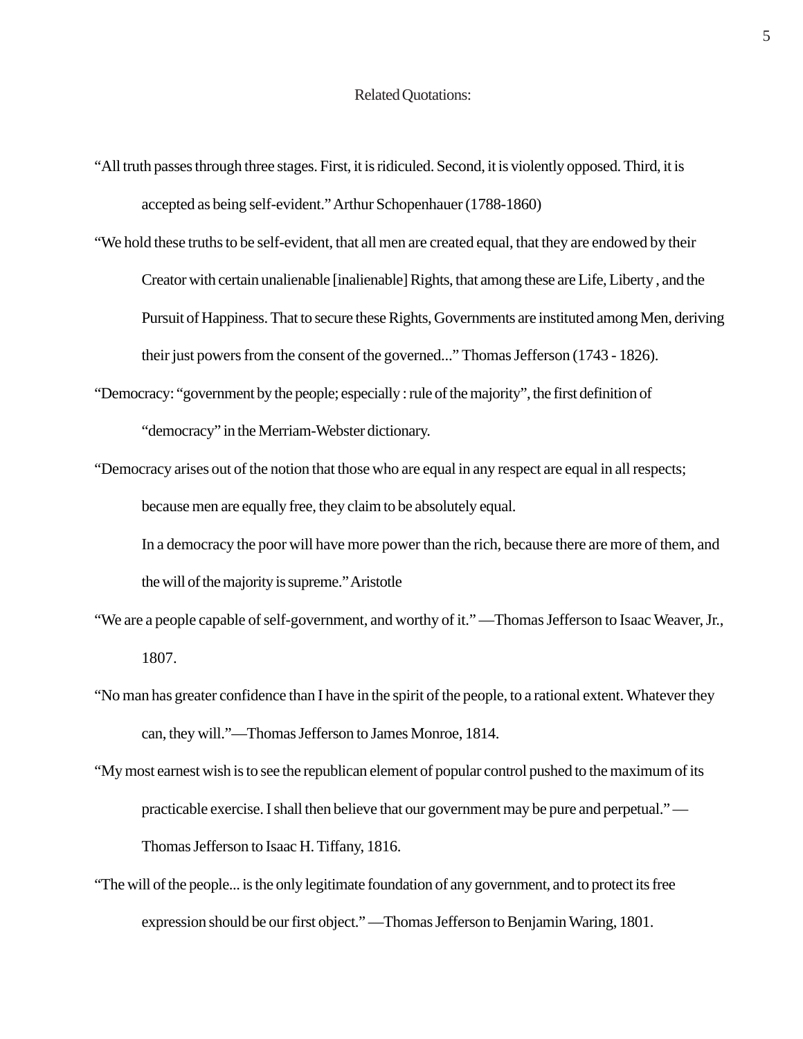## Related Quotations:

"All truth passes through three stages. First, it is ridiculed. Second, it is violently opposed. Third, it is accepted as being self-evident." Arthur Schopenhauer (1788-1860)

"We hold these truths to be self-evident, that all men are created equal, that they are endowed by their Creator with certain unalienable [inalienable] Rights, that among these are Life, Liberty , and the Pursuit of Happiness. That to secure these Rights, Governments are instituted among Men, deriving their just powers from the consent of the governed..." Thomas Jefferson (1743 - 1826).

"Democracy: "government by the people; especially : rule of the majority", the first definition of "democracy" in the Merriam-Webster dictionary.

"Democracy arises out of the notion that those who are equal in any respect are equal in all respects; because men are equally free, they claim to be absolutely equal.

In a democracy the poor will have more power than the rich, because there are more of them, and the will of the majority is supreme." Aristotle

"We are a people capable of self-government, and worthy of it." —Thomas Jefferson to Isaac Weaver, Jr., 1807.

"No man has greater confidence than I have in the spirit of the people, to a rational extent. Whatever they can, they will."—Thomas Jefferson to James Monroe, 1814.

"My most earnest wish is to see the republican element of popular control pushed to the maximum of its practicable exercise. I shall then believe that our government may be pure and perpetual." —Thomas Jefferson to Isaac H. Tiffany, 1816.

"The will of the people... is the only legitimate foundation of any government, and to protect its free expression should be our first object." —Thomas Jefferson to Benjamin Waring, 1801.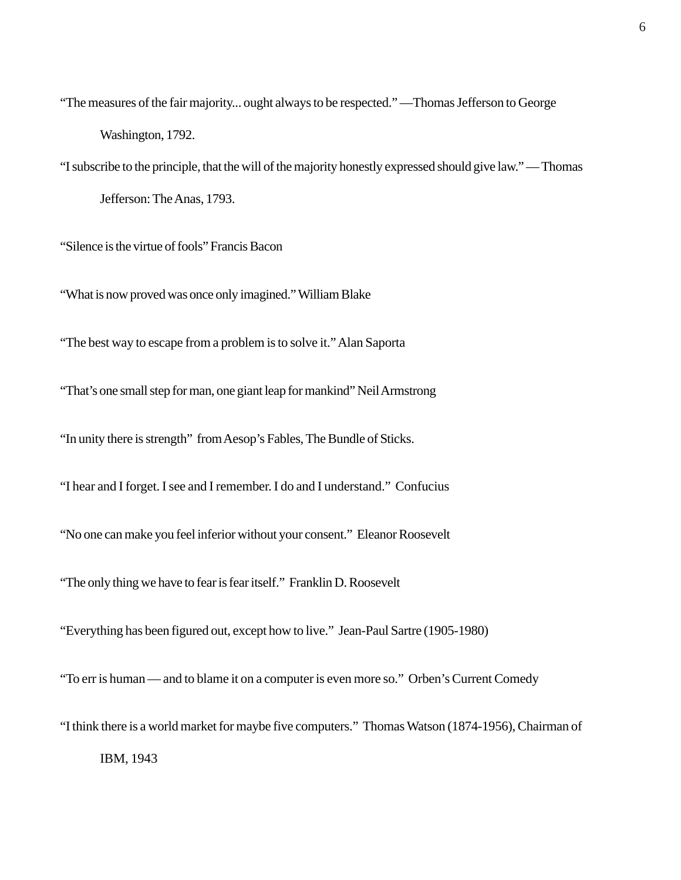“The measures of the fair majority... ought always to be respected.” —Thomas Jefferson to George Washington, 1792.

“I subscribe to the principle, that the will of the majority honestly expressed should give law.” — Thomas Jefferson: The Anas, 1793.

“Silence is the virtue of fools” Francis Bacon

“What is now proved was once only imagined.” William Blake

“The best way to escape from a problem is to solve it.” Alan Saporta

“That’s one small step for man, one giant leap for mankind” Neil Armstrong

“In unity there is strength” from Aesop’s Fables, The Bundle of Sticks.

“I hear and I forget. I see and I remember. I do and I understand.” Confucius

“No one can make you feel inferior without your consent.” Eleanor Roosevelt

“The only thing we have to fear is fear itself.” Franklin D. Roosevelt

“Everything has been figured out, except how to live.” Jean-Paul Sartre (1905-1980)

“To err is human — and to blame it on a computer is even more so.” Orben’s Current Comedy

“I think there is a world market for maybe five computers.” Thomas Watson (1874-1956), Chairman of IBM, 1943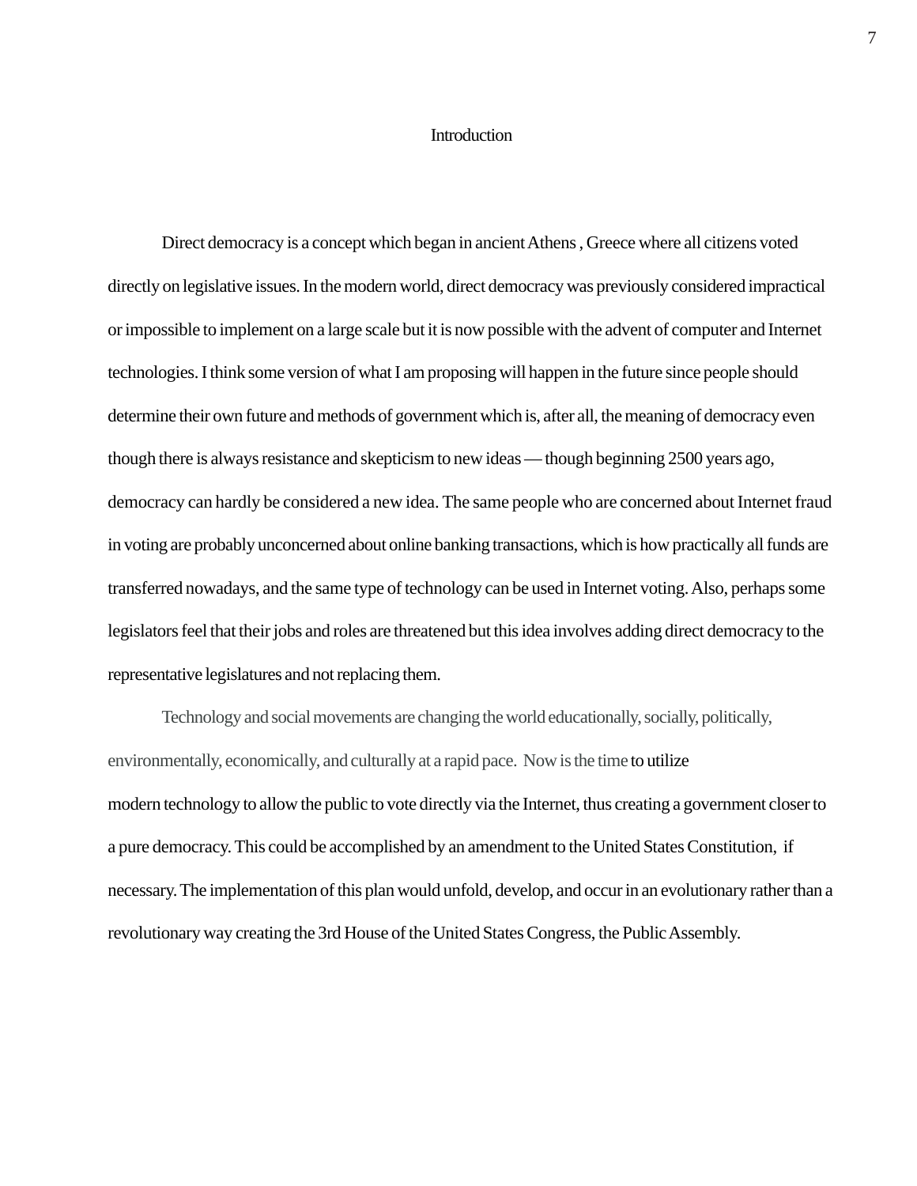# Introduction

Direct democracy is a concept which began in ancient Athens , Greece where all citizens voted directly on legislative issues. In the modern world, direct democracy was previously considered impractical or impossible to implement on a large scale but it is now possible with the advent of computer and Internet technologies. I think some version of what I am proposing will happen in the future since people should determine their own future and methods of government which is, after all, the meaning of democracy even though there is always resistance and skepticism to new ideas — though beginning 2500 years ago, democracy can hardly be considered a new idea. The same people who are concerned about Internet fraud in voting are probably unconcerned about online banking transactions, which is how practically all funds are transferred nowadays, and the same type of technology can be used in Internet voting. Also, perhaps some legislators feel that their jobs and roles are threatened but this idea involves adding direct democracy to the representative legislatures and not replacing them.

Technology and social movements are changing the world educationally, socially, politically, environmentally, economically, and culturally at a rapid pace. Now is the time to utilize modern technology to allow the public to vote directly via the Internet, thus creating a government closer to a pure democracy. This could be accomplished by an amendment to the United States Constitution, if necessary. The implementation of this plan would unfold, develop, and occur in an evolutionary rather than a revolutionary way creating the 3rd House of the United States Congress, the Public Assembly.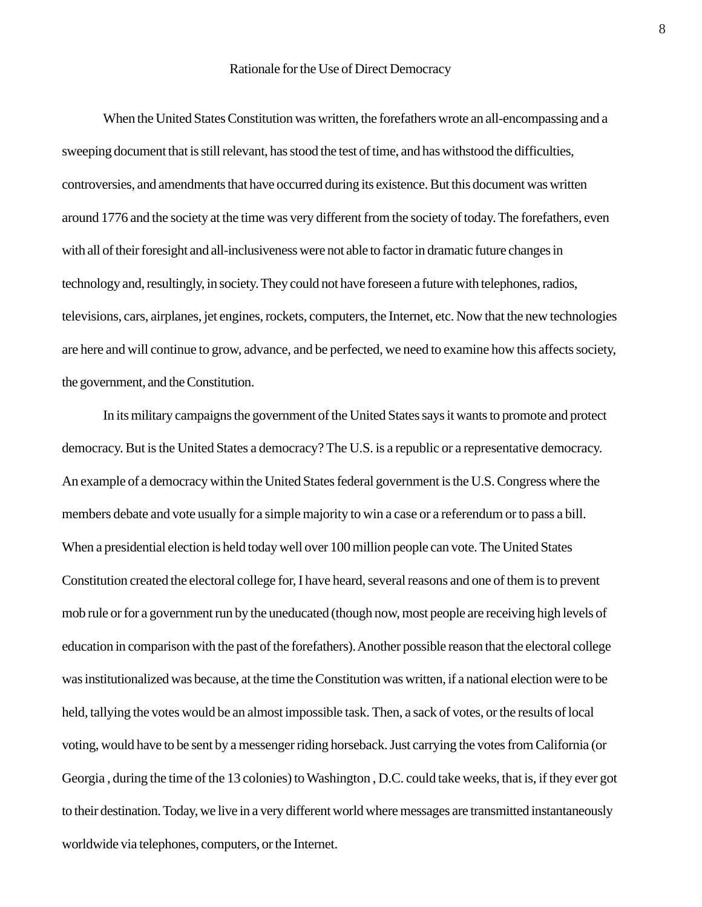# Rationale for the Use of Direct Democracy

When the United States Constitution was written, the forefathers wrote an all-encompassing and a sweeping document that is still relevant, has stood the test of time, and has withstood the difficulties, controversies, and amendments that have occurred during its existence. But this document was written around 1776 and the society at the time was very different from the society of today. The forefathers, even with all of their foresight and all-inclusiveness were not able to factor in dramatic future changes in technology and, resultingly, in society. They could not have foreseen a future with telephones, radios, televisions, cars, airplanes, jet engines, rockets, computers, the Internet, etc. Now that the new technologies are here and will continue to grow, advance, and be perfected, we need to examine how this affects society, the government, and the Constitution.

In its military campaigns the government of the United States says it wants to promote and protect democracy. But is the United States a democracy? The U.S. is a republic or a representative democracy. An example of a democracy within the United States federal government is the U.S. Congress where the members debate and vote usually for a simple majority to win a case or a referendum or to pass a bill. When a presidential election is held today well over 100 million people can vote. The United States Constitution created the electoral college for, I have heard, several reasons and one of them is to prevent mob rule or for a government run by the uneducated (though now, most people are receiving high levels of education in comparison with the past of the forefathers). Another possible reason that the electoral college was institutionalized was because, at the time the Constitution was written, if a national election were to be held, tallying the votes would be an almost impossible task. Then, a sack of votes, or the results of local voting, would have to be sent by a messenger riding horseback. Just carrying the votes from California (or Georgia , during the time of the 13 colonies) to Washington , D.C. could take weeks, that is, if they ever got to their destination. Today, we live in a very different world where messages are transmitted instantaneously worldwide via telephones, computers, or the Internet.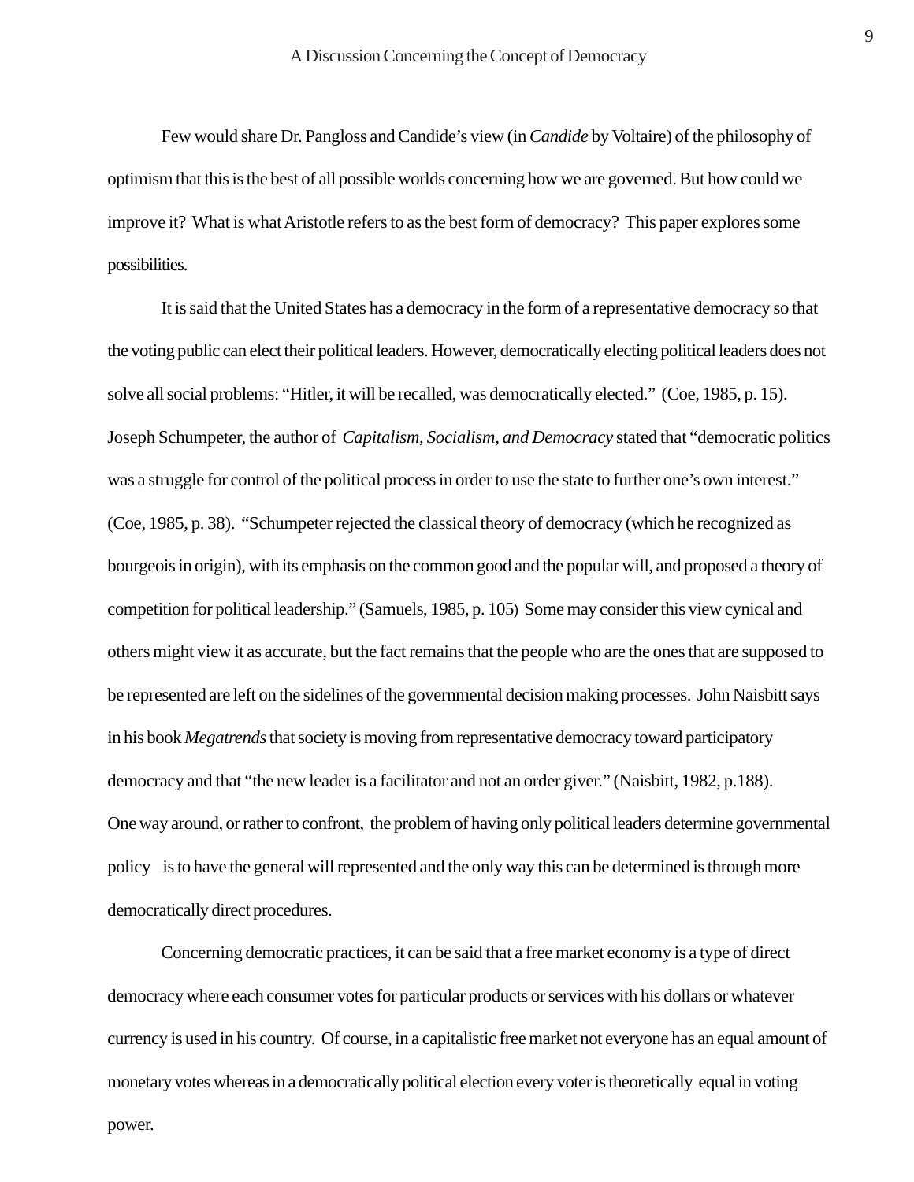Few would share Dr. Pangloss and Candide's view (in *Candide* by Voltaire) of the philosophy of optimism that this is the best of all possible worlds concerning how we are governed. But how could we improve it? What is what Aristotle refers to as the best form of democracy? This paper explores some possibilities.

It is said that the United States has a democracy in the form of a representative democracy so that the voting public can elect their political leaders. However, democratically electing political leaders does not solve all social problems: "Hitler, it will be recalled, was democratically elected." (Coe, 1985, p. 15). Joseph Schumpeter, the author of *Capitalism, Socialism, and Democracy* stated that "democratic politics was a struggle for control of the political process in order to use the state to further one's own interest." (Coe, 1985, p. 38). "Schumpeter rejected the classical theory of democracy (which he recognized as bourgeois in origin), with its emphasis on the common good and the popular will, and proposed a theory of competition for political leadership." (Samuels, 1985, p. 105) Some may consider this view cynical and others might view it as accurate, but the fact remains that the people who are the ones that are supposed to be represented are left on the sidelines of the governmental decision making processes. John Naisbitt says in his book *Megatrends* that society is moving from representative democracy toward participatory democracy and that "the new leader is a facilitator and not an order giver." (Naisbitt, 1982, p.188). One way around, or rather to confront, the problem of having only political leaders determine governmental policy is to have the general will represented and the only way this can be determined is through more democratically direct procedures.

Concerning democratic practices, it can be said that a free market economy is a type of direct democracy where each consumer votes for particular products or services with his dollars or whatever currency is used in his country. Of course, in a capitalistic free market not everyone has an equal amount of monetary votes whereas in a democratically political election every voter is theoretically equal in voting power.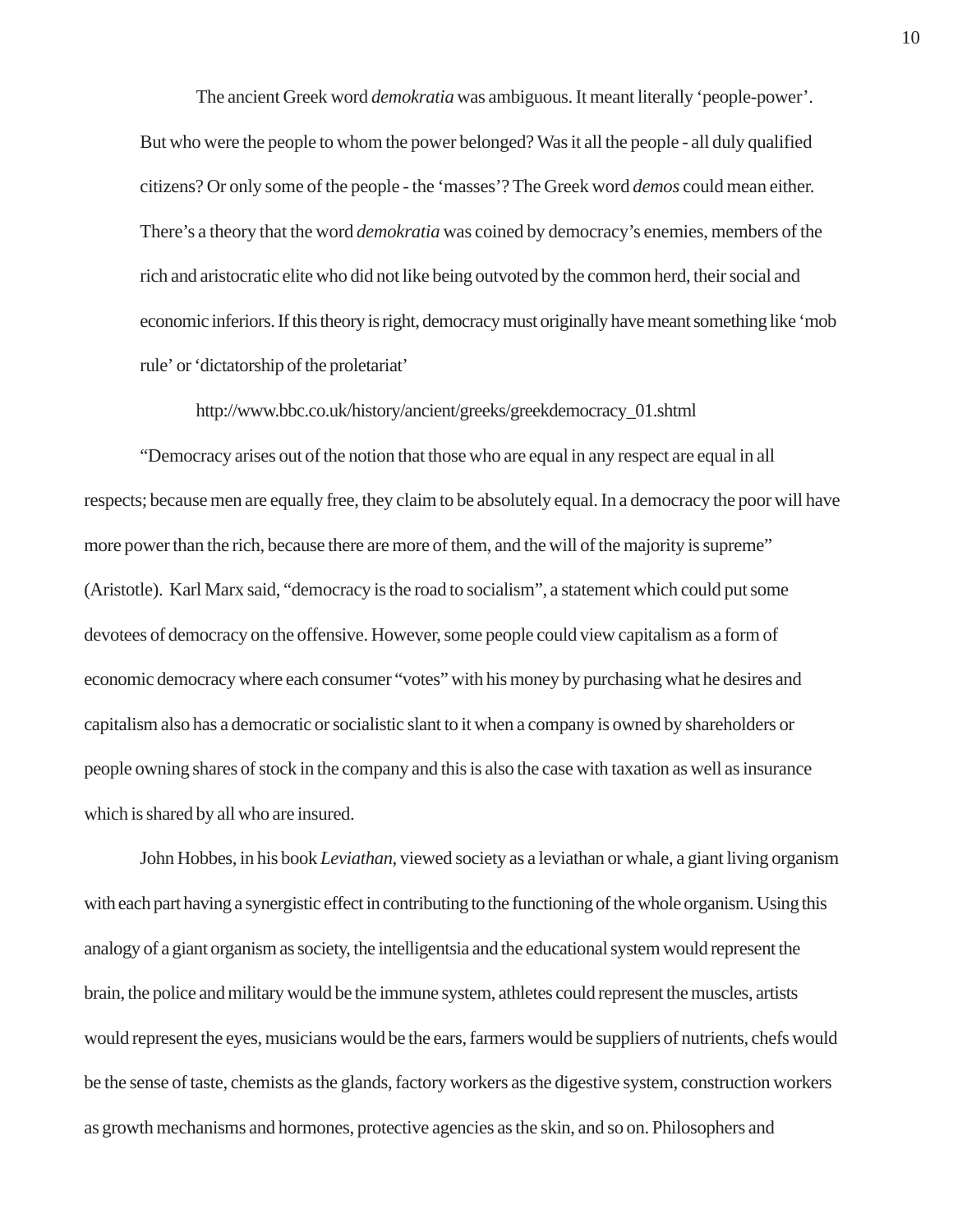> The ancient Greek word *demokratia* was ambiguous. It meant literally 'people-power'. But who were the people to whom the power belonged? Was it all the people - all duly qualified citizens? Or only some of the people - the 'masses'? The Greek word *demos* could mean either. There's a theory that the word *demokratia* was coined by democracy's enemies, members of the rich and aristocratic elite who did not like being outvoted by the common herd, their social and economic inferiors. If this theory is right, democracy must originally have meant something like 'mob rule' or 'dictatorship of the proletariat'
>
> http://www.bbc.co.uk/history/ancient/greeks/greekdemocracy_01.shtml

"Democracy arises out of the notion that those who are equal in any respect are equal in all respects; because men are equally free, they claim to be absolutely equal. In a democracy the poor will have more power than the rich, because there are more of them, and the will of the majority is supreme" (Aristotle). Karl Marx said, "democracy is the road to socialism", a statement which could put some devotees of democracy on the offensive. However, some people could view capitalism as a form of economic democracy where each consumer "votes" with his money by purchasing what he desires and capitalism also has a democratic or socialistic slant to it when a company is owned by shareholders or people owning shares of stock in the company and this is also the case with taxation as well as insurance which is shared by all who are insured.

John Hobbes, in his book *Leviathan*, viewed society as a leviathan or whale, a giant living organism with each part having a synergistic effect in contributing to the functioning of the whole organism. Using this analogy of a giant organism as society, the intelligentsia and the educational system would represent the brain, the police and military would be the immune system, athletes could represent the muscles, artists would represent the eyes, musicians would be the ears, farmers would be suppliers of nutrients, chefs would be the sense of taste, chemists as the glands, factory workers as the digestive system, construction workers as growth mechanisms and hormones, protective agencies as the skin, and so on. Philosophers and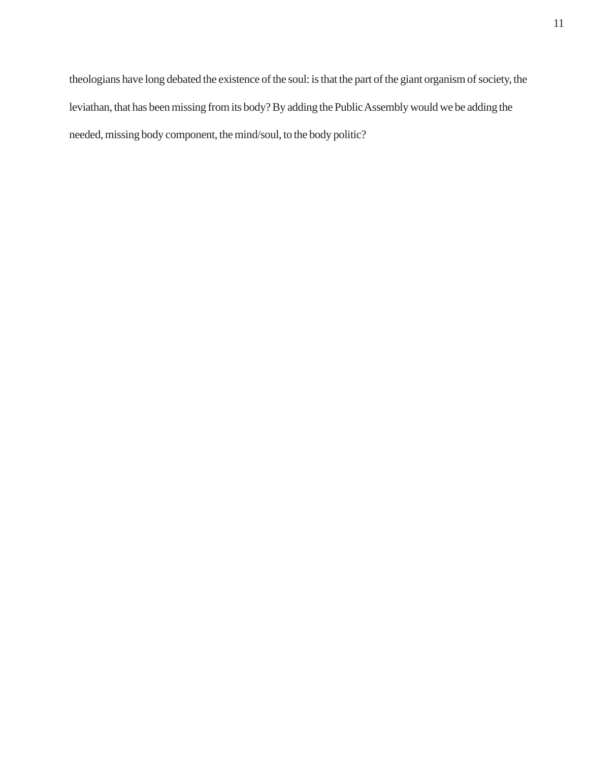theologians have long debated the existence of the soul: is that the part of the giant organism of society, the leviathan, that has been missing from its body? By adding the Public Assembly would we be adding the needed, missing body component, the mind/soul, to the body politic?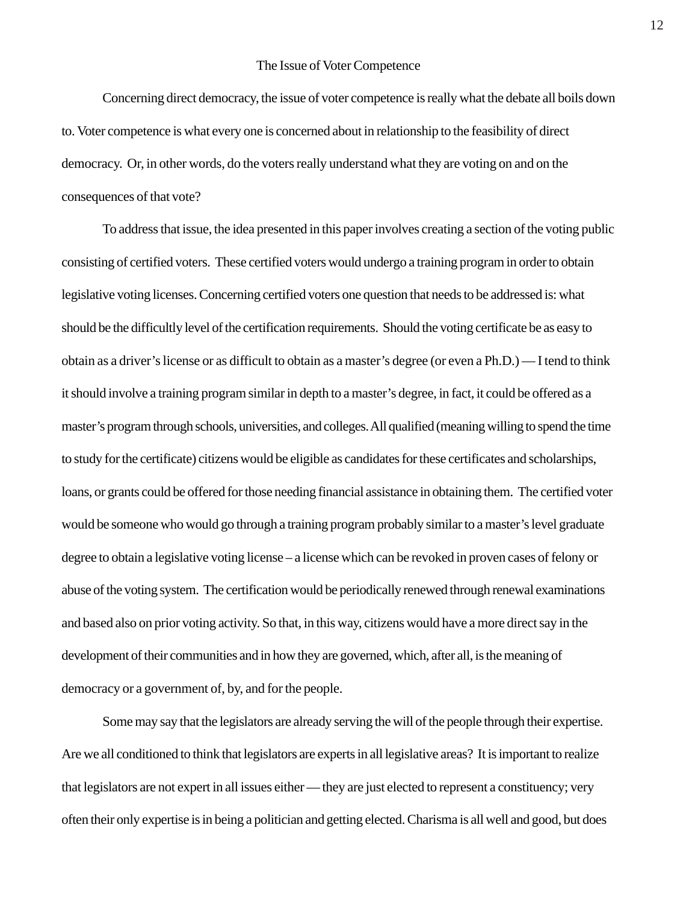## The Issue of Voter Competence

Concerning direct democracy, the issue of voter competence is really what the debate all boils down to. Voter competence is what every one is concerned about in relationship to the feasibility of direct democracy. Or, in other words, do the voters really understand what they are voting on and on the consequences of that vote?

To address that issue, the idea presented in this paper involves creating a section of the voting public consisting of certified voters. These certified voters would undergo a training program in order to obtain legislative voting licenses. Concerning certified voters one question that needs to be addressed is: what should be the difficultly level of the certification requirements. Should the voting certificate be as easy to obtain as a driver's license or as difficult to obtain as a master's degree (or even a Ph.D.) — I tend to think it should involve a training program similar in depth to a master's degree, in fact, it could be offered as a master's program through schools, universities, and colleges. All qualified (meaning willing to spend the time to study for the certificate) citizens would be eligible as candidates for these certificates and scholarships, loans, or grants could be offered for those needing financial assistance in obtaining them. The certified voter would be someone who would go through a training program probably similar to a master's level graduate degree to obtain a legislative voting license – a license which can be revoked in proven cases of felony or abuse of the voting system. The certification would be periodically renewed through renewal examinations and based also on prior voting activity. So that, in this way, citizens would have a more direct say in the development of their communities and in how they are governed, which, after all, is the meaning of democracy or a government of, by, and for the people.

Some may say that the legislators are already serving the will of the people through their expertise. Are we all conditioned to think that legislators are experts in all legislative areas? It is important to realize that legislators are not expert in all issues either — they are just elected to represent a constituency; very often their only expertise is in being a politician and getting elected. Charisma is all well and good, but does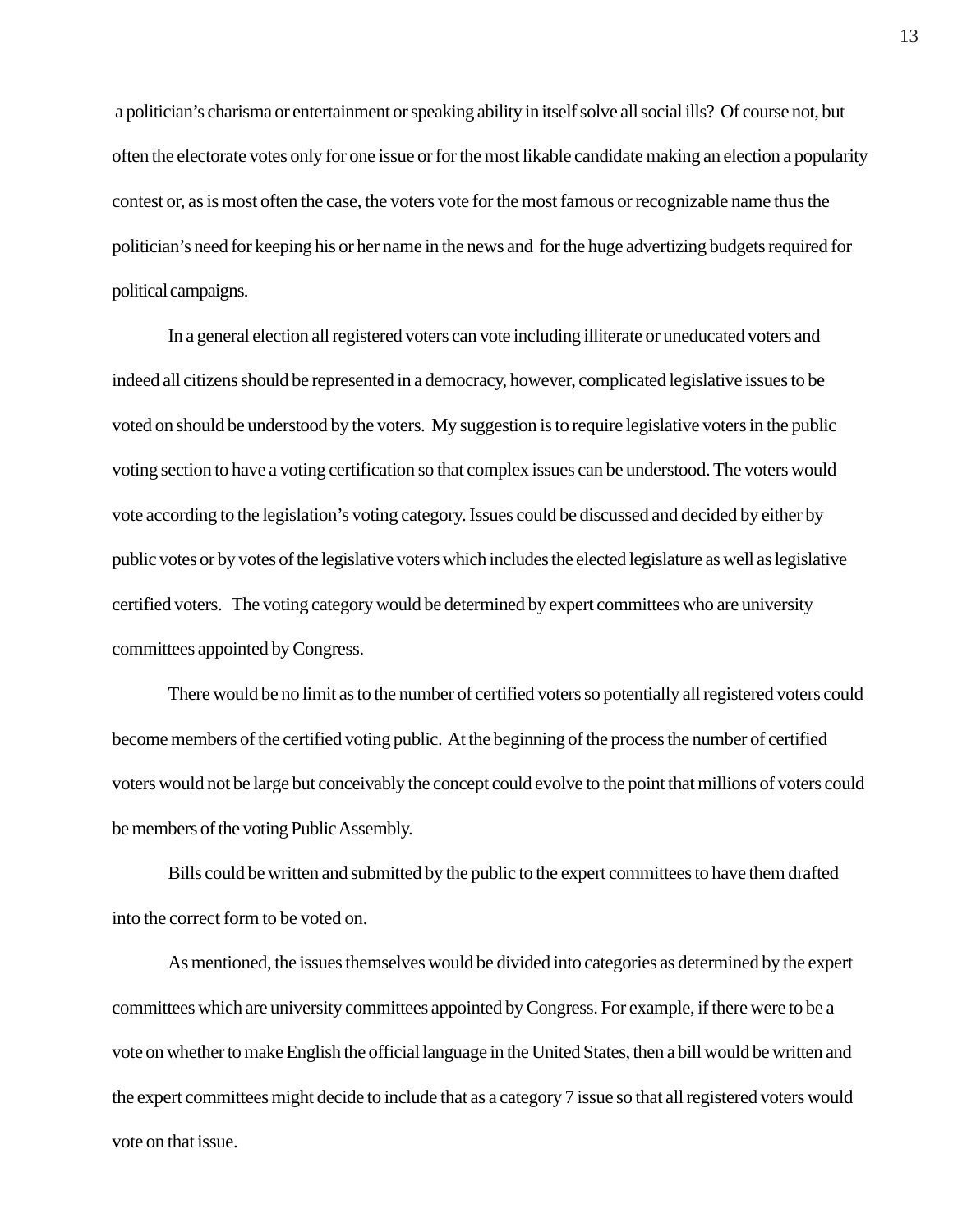a politician's charisma or entertainment or speaking ability in itself solve all social ills? Of course not, but often the electorate votes only for one issue or for the most likable candidate making an election a popularity contest or, as is most often the case, the voters vote for the most famous or recognizable name thus the politician's need for keeping his or her name in the news and for the huge advertizing budgets required for political campaigns.

In a general election all registered voters can vote including illiterate or uneducated voters and indeed all citizens should be represented in a democracy, however, complicated legislative issues to be voted on should be understood by the voters. My suggestion is to require legislative voters in the public voting section to have a voting certification so that complex issues can be understood. The voters would vote according to the legislation's voting category. Issues could be discussed and decided by either by public votes or by votes of the legislative voters which includes the elected legislature as well as legislative certified voters. The voting category would be determined by expert committees who are university committees appointed by Congress.

There would be no limit as to the number of certified voters so potentially all registered voters could become members of the certified voting public. At the beginning of the process the number of certified voters would not be large but conceivably the concept could evolve to the point that millions of voters could be members of the voting Public Assembly.

Bills could be written and submitted by the public to the expert committees to have them drafted into the correct form to be voted on.

As mentioned, the issues themselves would be divided into categories as determined by the expert committees which are university committees appointed by Congress. For example, if there were to be a vote on whether to make English the official language in the United States, then a bill would be written and the expert committees might decide to include that as a category 7 issue so that all registered voters would vote on that issue.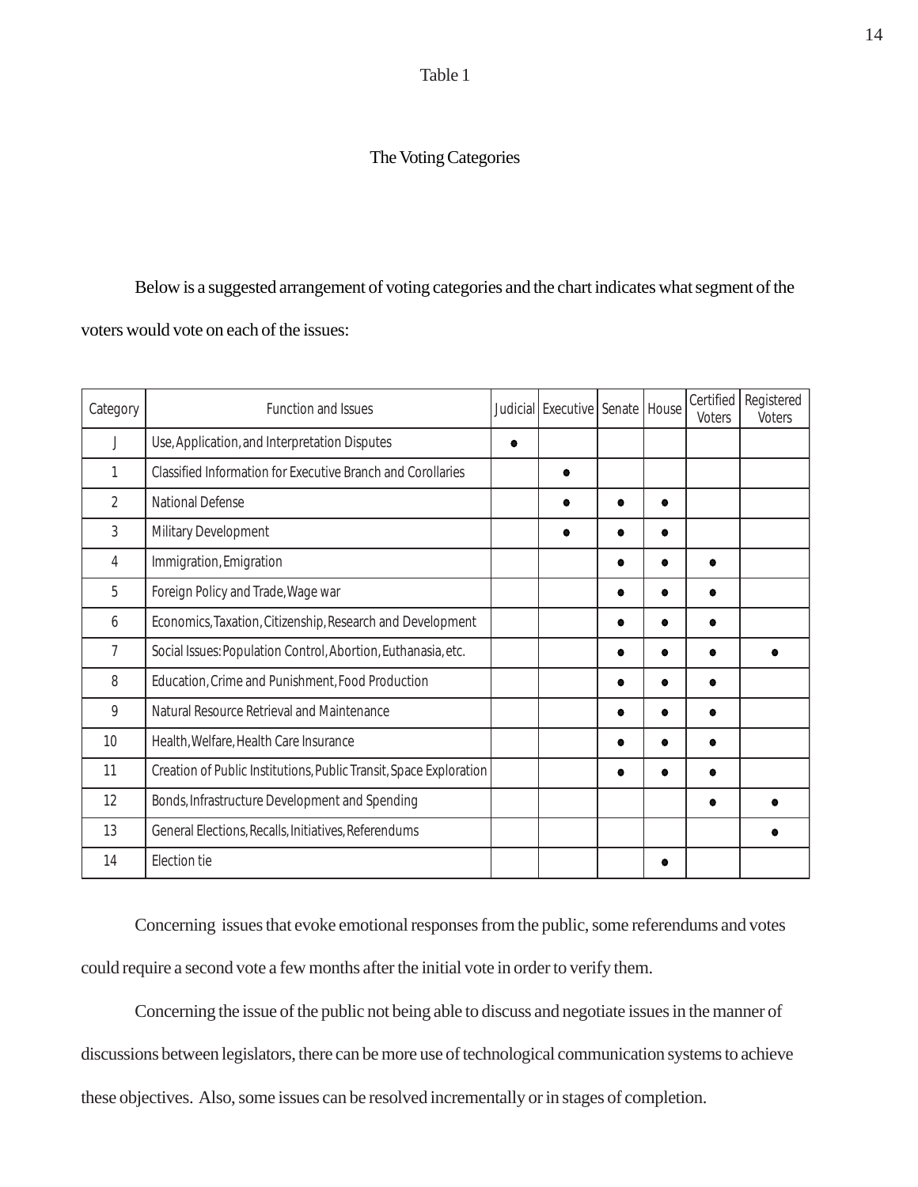Table 1

The Voting Categories

Below is a suggested arrangement of voting categories and the chart indicates what segment of the voters would vote on each of the issues:

| Category | Function and Issues | Judicial | Executive | Senate | House | Certified Voters | Registered Voters |
|---|---|---|---|---|---|---|---|
| J | Use, Application, and Interpretation Disputes | ● | | | | | |
| 1 | Classified Information for Executive Branch and Corollaries | | ● | | | | |
| 2 | National Defense | | ● | ● | ● | | |
| 3 | Military Development | | ● | ● | ● | | |
| 4 | Immigration, Emigration | | | ● | ● | ● | |
| 5 | Foreign Policy and Trade, Wage war | | | ● | ● | ● | |
| 6 | Economics, Taxation, Citizenship, Research and Development | | | ● | ● | ● | |
| 7 | Social Issues: Population Control, Abortion, Euthanasia, etc. | | | ● | ● | ● | ● |
| 8 | Education, Crime and Punishment, Food Production | | | ● | ● | ● | |
| 9 | Natural Resource Retrieval and Maintenance | | | ● | ● | ● | |
| 10 | Health, Welfare, Health Care Insurance | | | ● | ● | ● | |
| 11 | Creation of Public Institutions, Public Transit, Space Exploration | | | ● | ● | ● | |
| 12 | Bonds, Infrastructure Development and Spending | | | | | ● | ● |
| 13 | General Elections, Recalls, Initiatives, Referendums | | | | | | ● |
| 14 | Election tie | | | | ● | | |

Concerning issues that evoke emotional responses from the public, some referendums and votes could require a second vote a few months after the initial vote in order to verify them.

Concerning the issue of the public not being able to discuss and negotiate issues in the manner of discussions between legislators, there can be more use of technological communication systems to achieve these objectives. Also, some issues can be resolved incrementally or in stages of completion.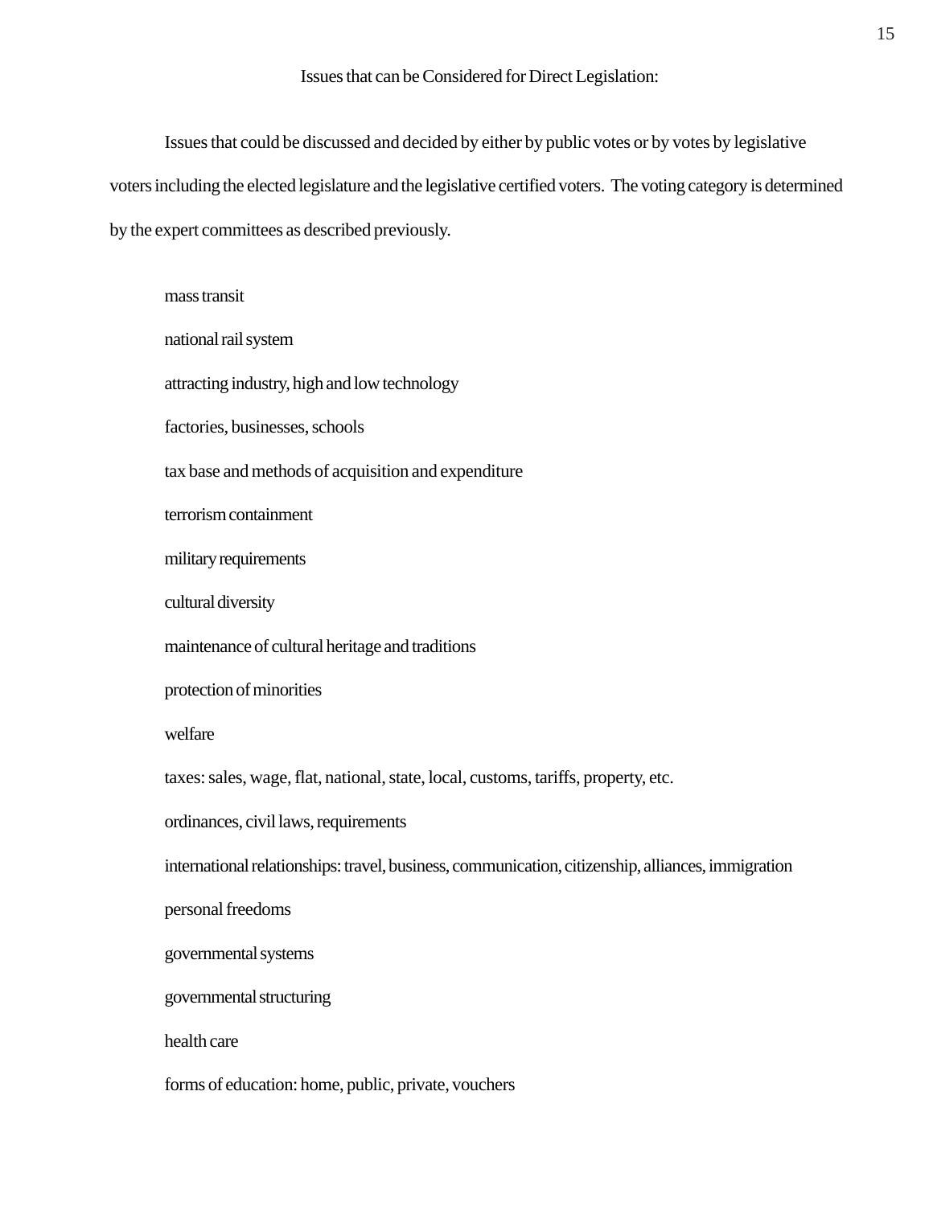## Issues that can be Considered for Direct Legislation:

Issues that could be discussed and decided by either by public votes or by votes by legislative voters including the elected legislature and the legislative certified voters. The voting category is determined by the expert committees as described previously.

mass transit

national rail system

attracting industry, high and low technology

factories, businesses, schools

tax base and methods of acquisition and expenditure

terrorism containment

military requirements

cultural diversity

maintenance of cultural heritage and traditions

protection of minorities

welfare

taxes: sales, wage, flat, national, state, local, customs, tariffs, property, etc.

ordinances, civil laws, requirements

international relationships: travel, business, communication, citizenship, alliances, immigration

personal freedoms

governmental systems

governmental structuring

health care

forms of education: home, public, private, vouchers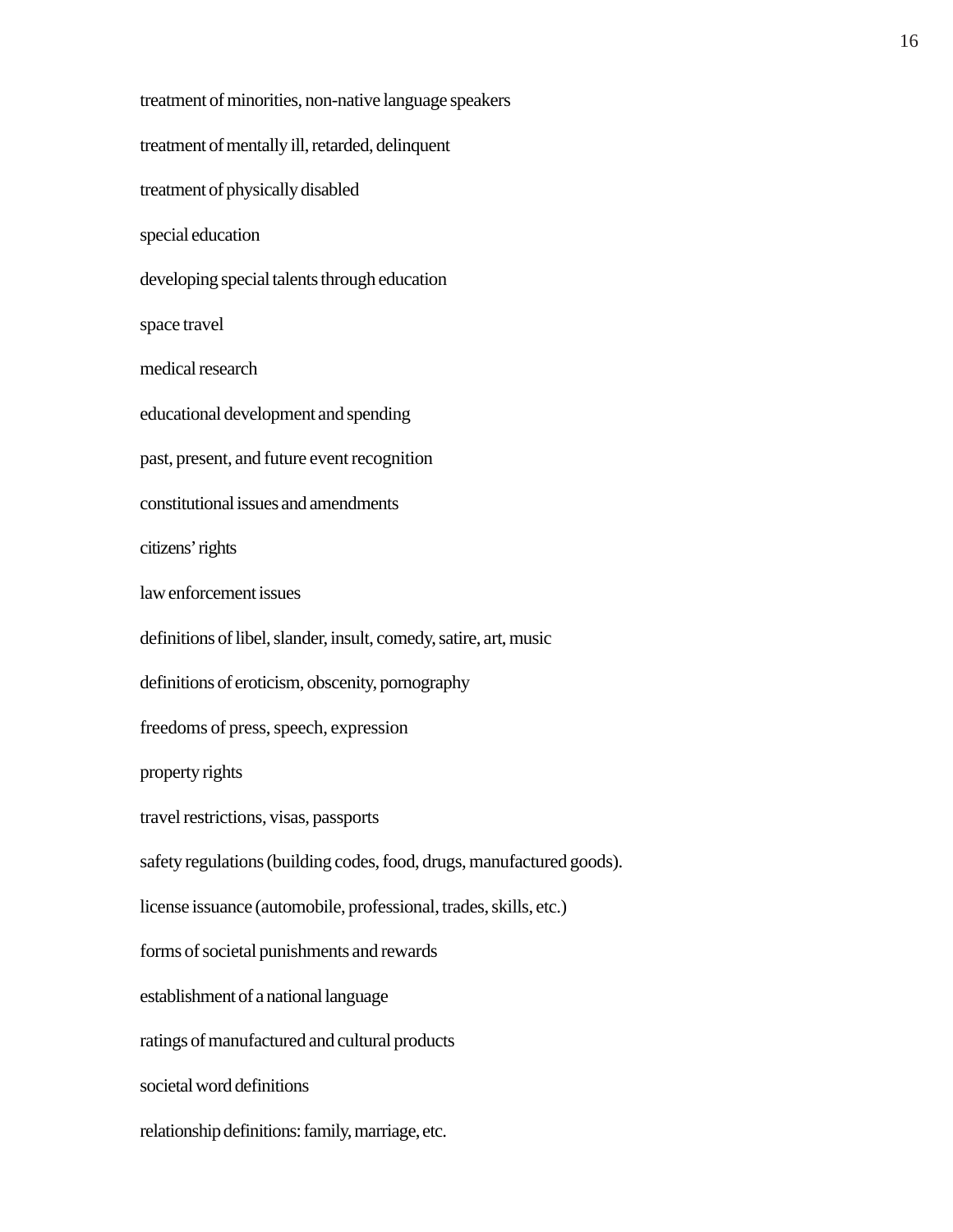treatment of minorities, non-native language speakers

treatment of mentally ill, retarded, delinquent

treatment of physically disabled

special education

developing special talents through education

space travel

medical research

educational development and spending

past, present, and future event recognition

constitutional issues and amendments

citizens' rights

law enforcement issues

definitions of libel, slander, insult, comedy, satire, art, music

definitions of eroticism, obscenity, pornography

freedoms of press, speech, expression

property rights

travel restrictions, visas, passports

safety regulations (building codes, food, drugs, manufactured goods).

license issuance (automobile, professional, trades, skills, etc.)

forms of societal punishments and rewards

establishment of a national language

ratings of manufactured and cultural products

societal word definitions

relationship definitions: family, marriage, etc.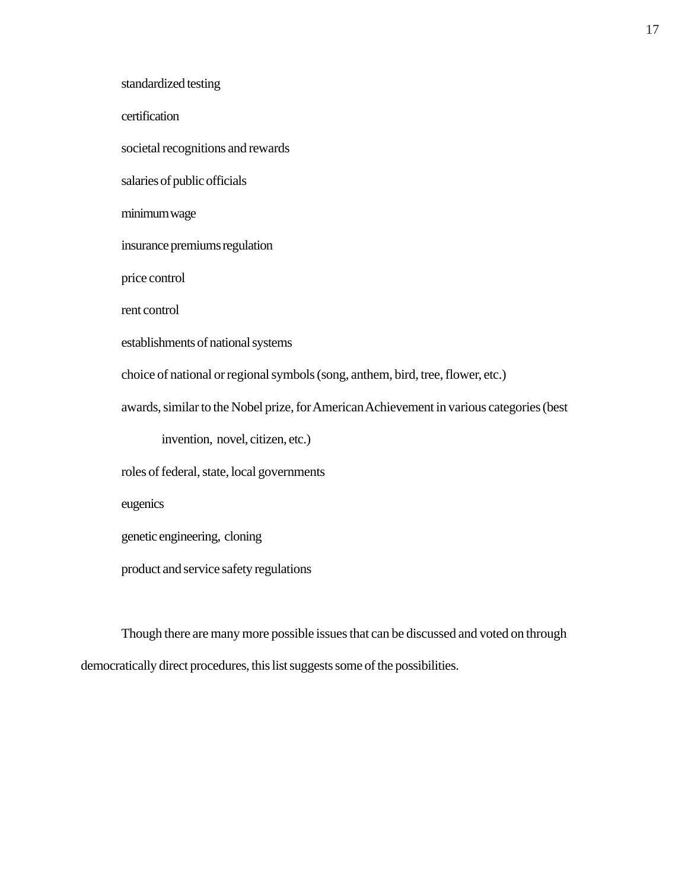standardized testing

certification

societal recognitions and rewards

salaries of public officials

minimum wage

insurance premiums regulation

price control

rent control

establishments of national systems

choice of national or regional symbols (song, anthem, bird, tree, flower, etc.)

awards, similar to the Nobel prize, for American Achievement in various categories (best invention, novel, citizen, etc.)

roles of federal, state, local governments

eugenics

genetic engineering, cloning

product and service safety regulations

Though there are many more possible issues that can be discussed and voted on through democratically direct procedures, this list suggests some of the possibilities.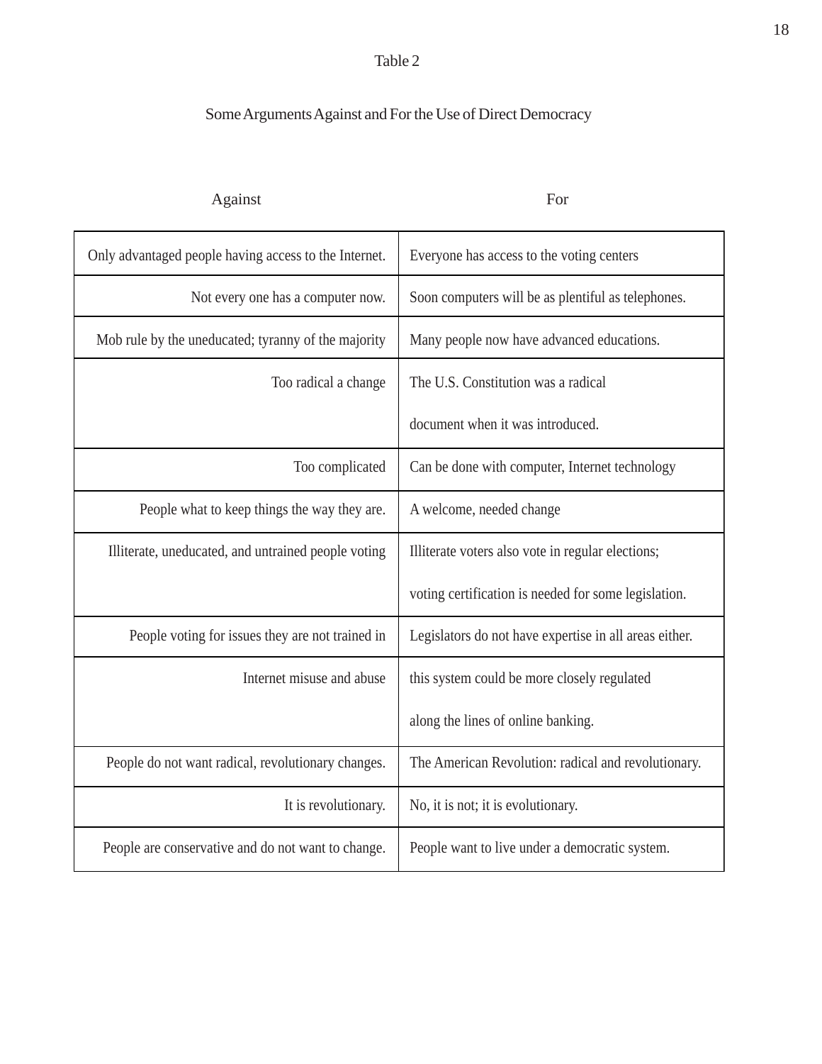Table 2

Some Arguments Against and For the Use of Direct Democracy

| Against | For |
|---|---|
| Only advantaged people having access to the Internet. | Everyone has access to the voting centers |
| Not every one has a computer now. | Soon computers will be as plentiful as telephones. |
| Mob rule by the uneducated; tyranny of the majority | Many people now have advanced educations. |
| Too radical a change | The U.S. Constitution was a radical document when it was introduced. |
| Too complicated | Can be done with computer, Internet technology |
| People what to keep things the way they are. | A welcome, needed change |
| Illiterate, uneducated, and untrained people voting | Illiterate voters also vote in regular elections; voting certification is needed for some legislation. |
| People voting for issues they are not trained in | Legislators do not have expertise in all areas either. |
| Internet misuse and abuse | this system could be more closely regulated along the lines of online banking. |
| People do not want radical, revolutionary changes. | The American Revolution: radical and revolutionary. |
| It is revolutionary. | No, it is not; it is evolutionary. |
| People are conservative and do not want to change. | People want to live under a democratic system. |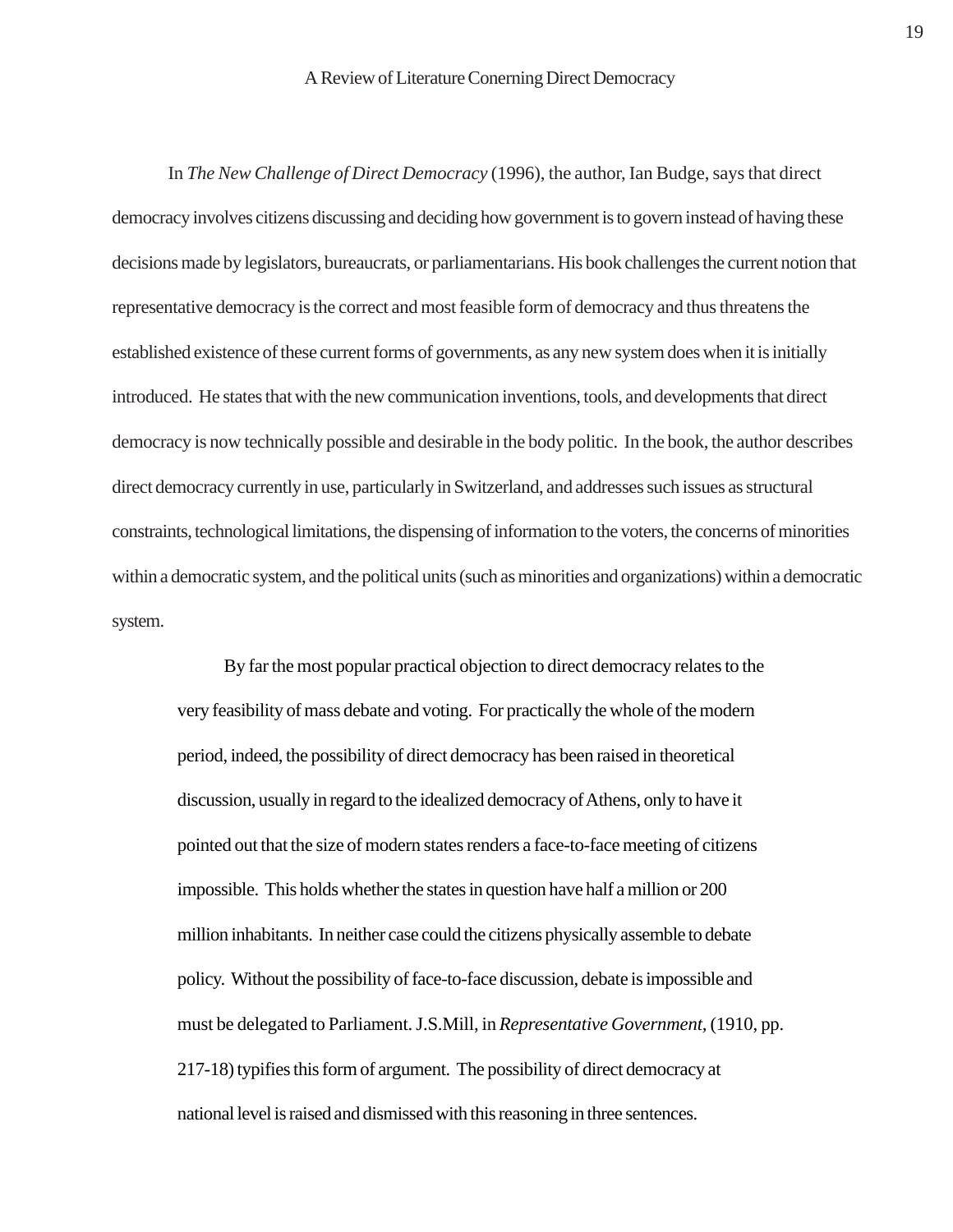## A Review of Literature Conerning Direct Democracy

In *The New Challenge of Direct Democracy* (1996), the author, Ian Budge, says that direct democracy involves citizens discussing and deciding how government is to govern instead of having these decisions made by legislators, bureaucrats, or parliamentarians. His book challenges the current notion that representative democracy is the correct and most feasible form of democracy and thus threatens the established existence of these current forms of governments, as any new system does when it is initially introduced. He states that with the new communication inventions, tools, and developments that direct democracy is now technically possible and desirable in the body politic. In the book, the author describes direct democracy currently in use, particularly in Switzerland, and addresses such issues as structural constraints, technological limitations, the dispensing of information to the voters, the concerns of minorities within a democratic system, and the political units (such as minorities and organizations) within a democratic system.

> By far the most popular practical objection to direct democracy relates to the very feasibility of mass debate and voting. For practically the whole of the modern period, indeed, the possibility of direct democracy has been raised in theoretical discussion, usually in regard to the idealized democracy of Athens, only to have it pointed out that the size of modern states renders a face-to-face meeting of citizens impossible. This holds whether the states in question have half a million or 200 million inhabitants. In neither case could the citizens physically assemble to debate policy. Without the possibility of face-to-face discussion, debate is impossible and must be delegated to Parliament. J.S.Mill, in *Representative Government*, (1910, pp. 217-18) typifies this form of argument. The possibility of direct democracy at national level is raised and dismissed with this reasoning in three sentences.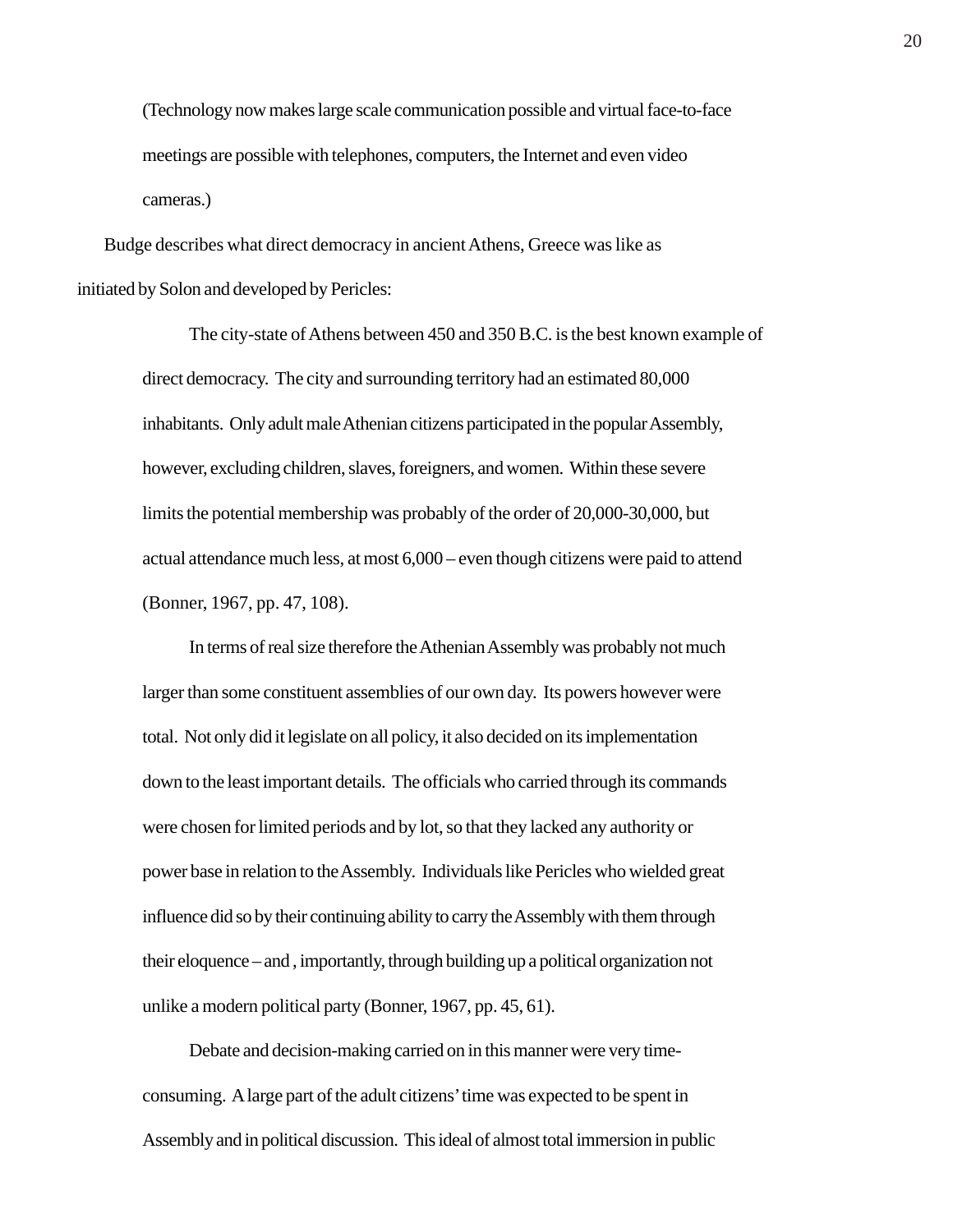(Technology now makes large scale communication possible and virtual face-to-face meetings are possible with telephones, computers, the Internet and even video cameras.)

Budge describes what direct democracy in ancient Athens, Greece was like as initiated by Solon and developed by Pericles:

> The city-state of Athens between 450 and 350 B.C. is the best known example of direct democracy. The city and surrounding territory had an estimated 80,000 inhabitants. Only adult male Athenian citizens participated in the popular Assembly, however, excluding children, slaves, foreigners, and women. Within these severe limits the potential membership was probably of the order of 20,000-30,000, but actual attendance much less, at most 6,000 – even though citizens were paid to attend (Bonner, 1967, pp. 47, 108).
>
> In terms of real size therefore the Athenian Assembly was probably not much larger than some constituent assemblies of our own day. Its powers however were total. Not only did it legislate on all policy, it also decided on its implementation down to the least important details. The officials who carried through its commands were chosen for limited periods and by lot, so that they lacked any authority or power base in relation to the Assembly. Individuals like Pericles who wielded great influence did so by their continuing ability to carry the Assembly with them through their eloquence – and , importantly, through building up a political organization not unlike a modern political party (Bonner, 1967, pp. 45, 61).
>
> Debate and decision-making carried on in this manner were very time-consuming. A large part of the adult citizens' time was expected to be spent in Assembly and in political discussion. This ideal of almost total immersion in public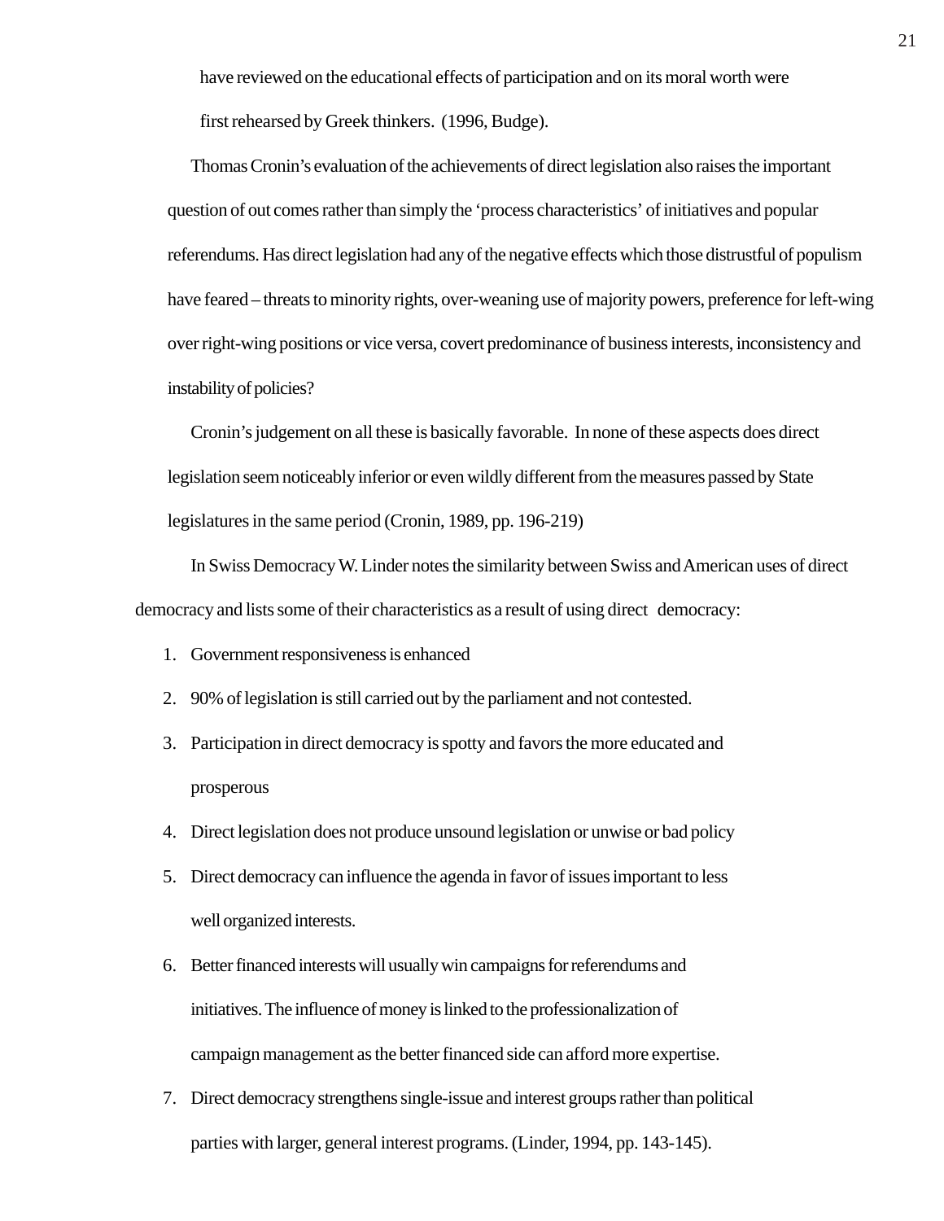have reviewed on the educational effects of participation and on its moral worth were first rehearsed by Greek thinkers. (1996, Budge).

Thomas Cronin's evaluation of the achievements of direct legislation also raises the important question of out comes rather than simply the 'process characteristics' of initiatives and popular referendums. Has direct legislation had any of the negative effects which those distrustful of populism have feared – threats to minority rights, over-weaning use of majority powers, preference for left-wing over right-wing positions or vice versa, covert predominance of business interests, inconsistency and instability of policies?

Cronin's judgement on all these is basically favorable. In none of these aspects does direct legislation seem noticeably inferior or even wildly different from the measures passed by State legislatures in the same period (Cronin, 1989, pp. 196-219)

In Swiss Democracy W. Linder notes the similarity between Swiss and American uses of direct democracy and lists some of their characteristics as a result of using direct democracy:

1. Government responsiveness is enhanced
2. 90% of legislation is still carried out by the parliament and not contested.
3. Participation in direct democracy is spotty and favors the more educated and prosperous
4. Direct legislation does not produce unsound legislation or unwise or bad policy
5. Direct democracy can influence the agenda in favor of issues important to less well organized interests.
6. Better financed interests will usually win campaigns for referendums and initiatives. The influence of money is linked to the professionalization of campaign management as the better financed side can afford more expertise.
7. Direct democracy strengthens single-issue and interest groups rather than political parties with larger, general interest programs. (Linder, 1994, pp. 143-145).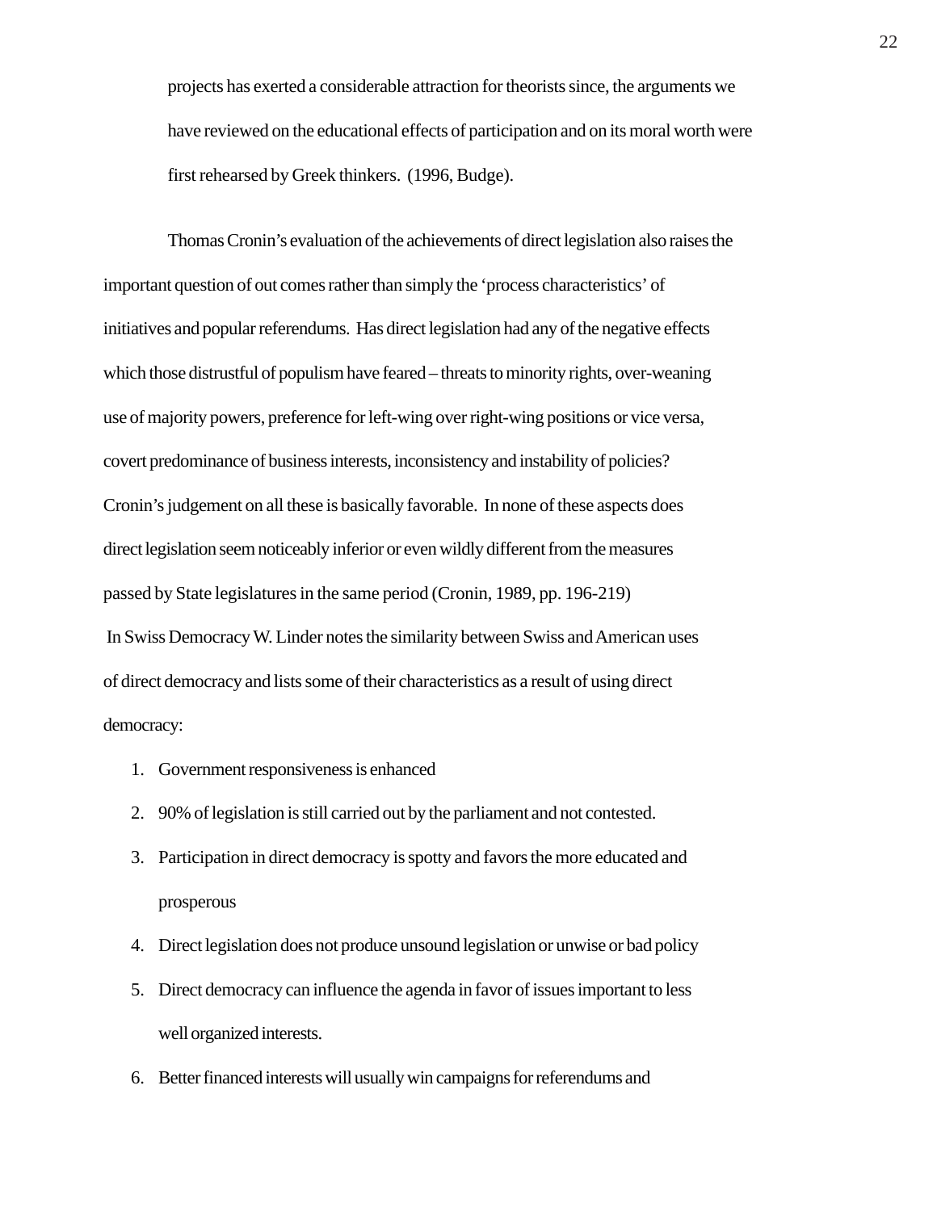> projects has exerted a considerable attraction for theorists since, the arguments we have reviewed on the educational effects of participation and on its moral worth were first rehearsed by Greek thinkers. (1996, Budge).

Thomas Cronin's evaluation of the achievements of direct legislation also raises the important question of out comes rather than simply the 'process characteristics' of initiatives and popular referendums. Has direct legislation had any of the negative effects which those distrustful of populism have feared – threats to minority rights, over-weaning use of majority powers, preference for left-wing over right-wing positions or vice versa, covert predominance of business interests, inconsistency and instability of policies? Cronin's judgement on all these is basically favorable. In none of these aspects does direct legislation seem noticeably inferior or even wildly different from the measures passed by State legislatures in the same period (Cronin, 1989, pp. 196-219)

In Swiss Democracy W. Linder notes the similarity between Swiss and American uses of direct democracy and lists some of their characteristics as a result of using direct democracy:

1. Government responsiveness is enhanced
2. 90% of legislation is still carried out by the parliament and not contested.
3. Participation in direct democracy is spotty and favors the more educated and prosperous
4. Direct legislation does not produce unsound legislation or unwise or bad policy
5. Direct democracy can influence the agenda in favor of issues important to less well organized interests.
6. Better financed interests will usually win campaigns for referendums and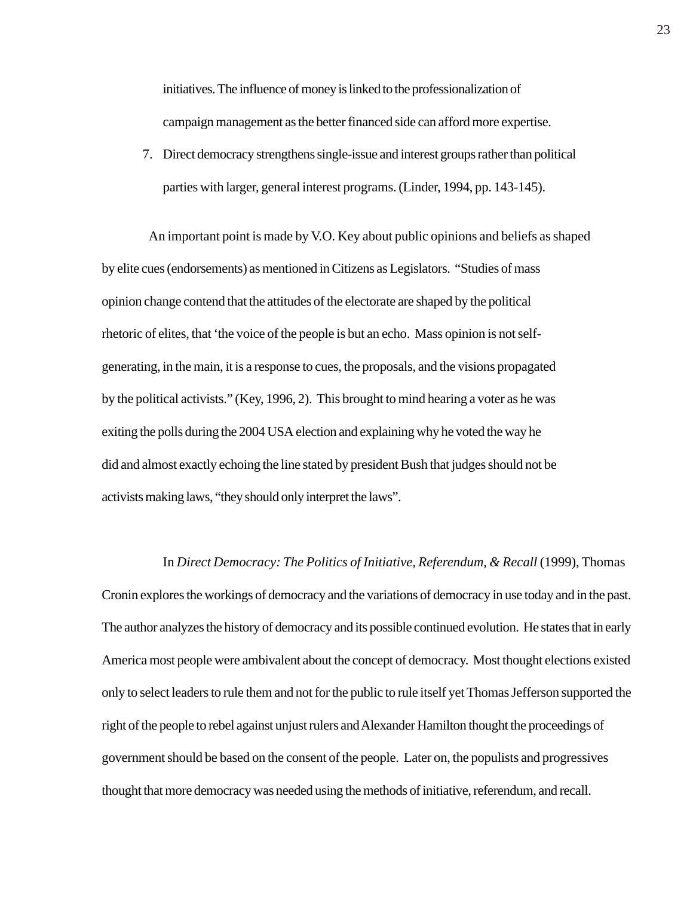initiatives. The influence of money is linked to the professionalization of campaign management as the better financed side can afford more expertise.

7. Direct democracy strengthens single-issue and interest groups rather than political parties with larger, general interest programs. (Linder, 1994, pp. 143-145).

An important point is made by V.O. Key about public opinions and beliefs as shaped by elite cues (endorsements) as mentioned in Citizens as Legislators. "Studies of mass opinion change contend that the attitudes of the electorate are shaped by the political rhetoric of elites, that 'the voice of the people is but an echo. Mass opinion is not self-generating, in the main, it is a response to cues, the proposals, and the visions propagated by the political activists." (Key, 1996, 2). This brought to mind hearing a voter as he was exiting the polls during the 2004 USA election and explaining why he voted the way he did and almost exactly echoing the line stated by president Bush that judges should not be activists making laws, "they should only interpret the laws".

In *Direct Democracy: The Politics of Initiative, Referendum, & Recall* (1999), Thomas Cronin explores the workings of democracy and the variations of democracy in use today and in the past. The author analyzes the history of democracy and its possible continued evolution. He states that in early America most people were ambivalent about the concept of democracy. Most thought elections existed only to select leaders to rule them and not for the public to rule itself yet Thomas Jefferson supported the right of the people to rebel against unjust rulers and Alexander Hamilton thought the proceedings of government should be based on the consent of the people. Later on, the populists and progressives thought that more democracy was needed using the methods of initiative, referendum, and recall.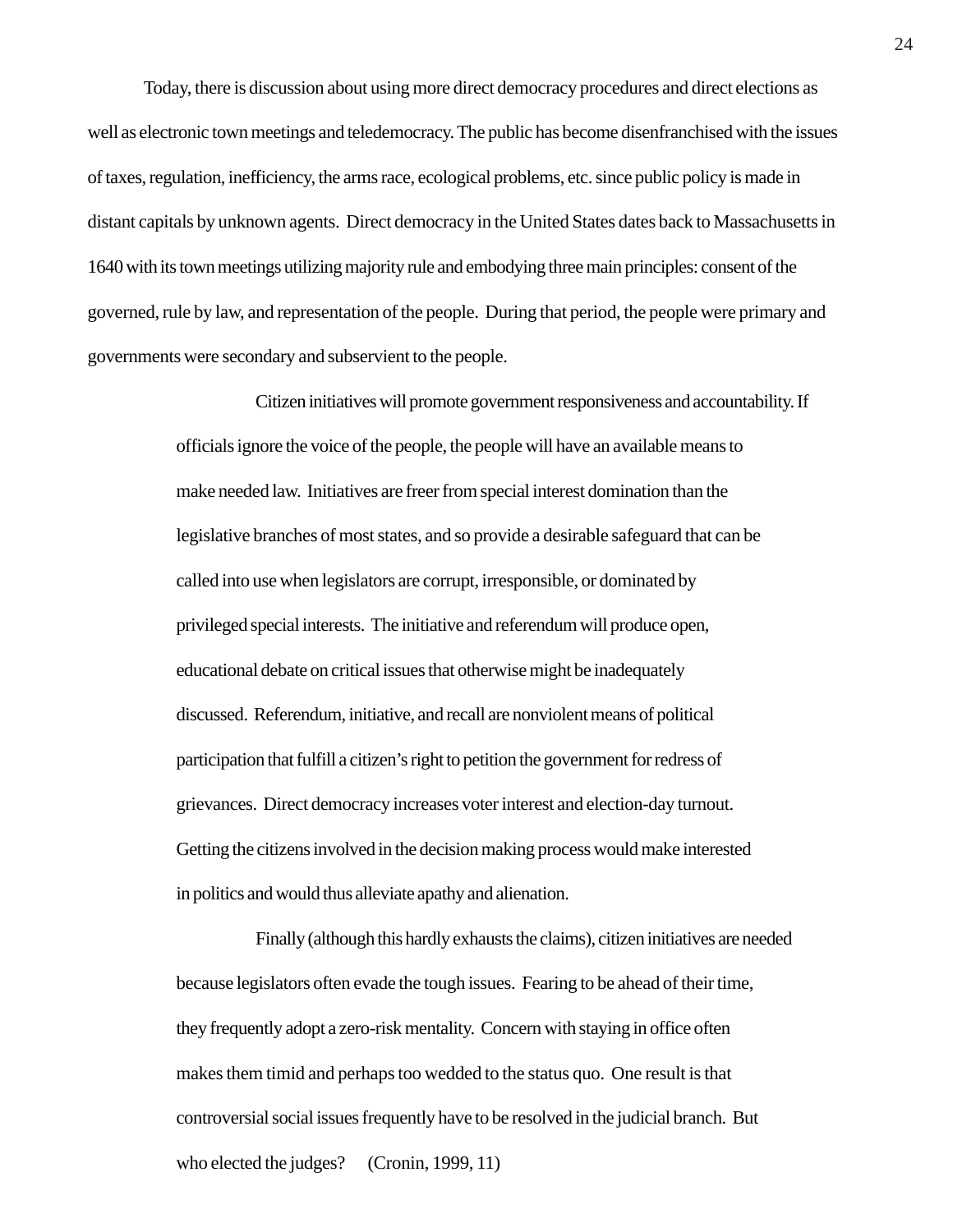Today, there is discussion about using more direct democracy procedures and direct elections as well as electronic town meetings and teledemocracy. The public has become disenfranchised with the issues of taxes, regulation, inefficiency, the arms race, ecological problems, etc. since public policy is made in distant capitals by unknown agents. Direct democracy in the United States dates back to Massachusetts in 1640 with its town meetings utilizing majority rule and embodying three main principles: consent of the governed, rule by law, and representation of the people. During that period, the people were primary and governments were secondary and subservient to the people.

> Citizen initiatives will promote government responsiveness and accountability. If officials ignore the voice of the people, the people will have an available means to make needed law. Initiatives are freer from special interest domination than the legislative branches of most states, and so provide a desirable safeguard that can be called into use when legislators are corrupt, irresponsible, or dominated by privileged special interests. The initiative and referendum will produce open, educational debate on critical issues that otherwise might be inadequately discussed. Referendum, initiative, and recall are nonviolent means of political participation that fulfill a citizen's right to petition the government for redress of grievances. Direct democracy increases voter interest and election-day turnout. Getting the citizens involved in the decision making process would make interested in politics and would thus alleviate apathy and alienation.
>
> Finally (although this hardly exhausts the claims), citizen initiatives are needed because legislators often evade the tough issues. Fearing to be ahead of their time, they frequently adopt a zero-risk mentality. Concern with staying in office often makes them timid and perhaps too wedded to the status quo. One result is that controversial social issues frequently have to be resolved in the judicial branch. But who elected the judges? (Cronin, 1999, 11)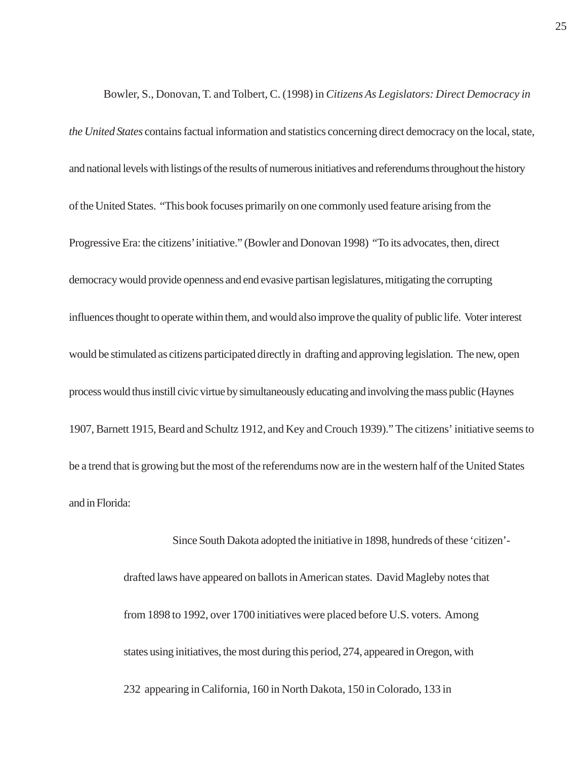Bowler, S., Donovan, T. and Tolbert, C. (1998) in *Citizens As Legislators: Direct Democracy in the United States* contains factual information and statistics concerning direct democracy on the local, state, and national levels with listings of the results of numerous initiatives and referendums throughout the history of the United States. "This book focuses primarily on one commonly used feature arising from the Progressive Era: the citizens' initiative." (Bowler and Donovan 1998) "To its advocates, then, direct democracy would provide openness and end evasive partisan legislatures, mitigating the corrupting influences thought to operate within them, and would also improve the quality of public life. Voter interest would be stimulated as citizens participated directly in drafting and approving legislation. The new, open process would thus instill civic virtue by simultaneously educating and involving the mass public (Haynes 1907, Barnett 1915, Beard and Schultz 1912, and Key and Crouch 1939)." The citizens' initiative seems to be a trend that is growing but the most of the referendums now are in the western half of the United States and in Florida:

> Since South Dakota adopted the initiative in 1898, hundreds of these 'citizen'-drafted laws have appeared on ballots in American states. David Magleby notes that from 1898 to 1992, over 1700 initiatives were placed before U.S. voters. Among states using initiatives, the most during this period, 274, appeared in Oregon, with 232 appearing in California, 160 in North Dakota, 150 in Colorado, 133 in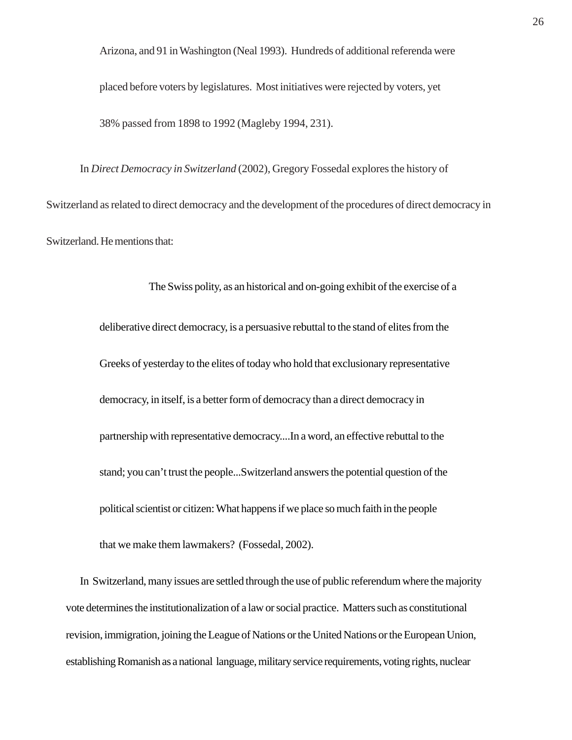Arizona, and 91 in Washington (Neal 1993). Hundreds of additional referenda were placed before voters by legislatures. Most initiatives were rejected by voters, yet 38% passed from 1898 to 1992 (Magleby 1994, 231).

In *Direct Democracy in Switzerland* (2002), Gregory Fossedal explores the history of Switzerland as related to direct democracy and the development of the procedures of direct democracy in Switzerland. He mentions that:

> The Swiss polity, as an historical and on-going exhibit of the exercise of a deliberative direct democracy, is a persuasive rebuttal to the stand of elites from the Greeks of yesterday to the elites of today who hold that exclusionary representative democracy, in itself, is a better form of democracy than a direct democracy in partnership with representative democracy....In a word, an effective rebuttal to the stand; you can't trust the people...Switzerland answers the potential question of the political scientist or citizen: What happens if we place so much faith in the people that we make them lawmakers? (Fossedal, 2002).

In Switzerland, many issues are settled through the use of public referendum where the majority vote determines the institutionalization of a law or social practice. Matters such as constitutional revision, immigration, joining the League of Nations or the United Nations or the European Union, establishing Romanish as a national language, military service requirements, voting rights, nuclear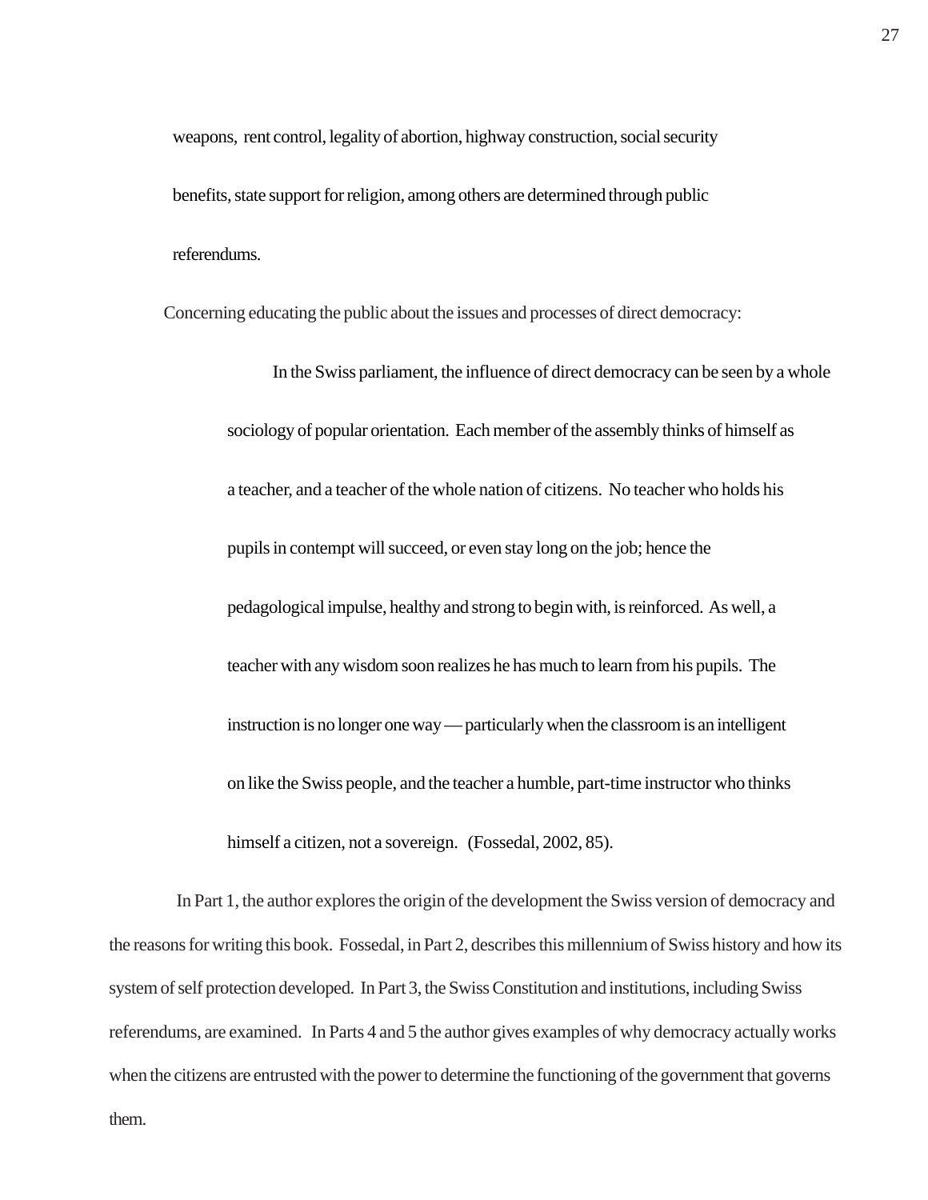weapons, rent control, legality of abortion, highway construction, social security benefits, state support for religion, among others are determined through public referendums.

Concerning educating the public about the issues and processes of direct democracy:

> In the Swiss parliament, the influence of direct democracy can be seen by a whole sociology of popular orientation. Each member of the assembly thinks of himself as a teacher, and a teacher of the whole nation of citizens. No teacher who holds his pupils in contempt will succeed, or even stay long on the job; hence the pedagogical impulse, healthy and strong to begin with, is reinforced. As well, a teacher with any wisdom soon realizes he has much to learn from his pupils. The instruction is no longer one way — particularly when the classroom is an intelligent on like the Swiss people, and the teacher a humble, part-time instructor who thinks himself a citizen, not a sovereign. (Fossedal, 2002, 85).

In Part 1, the author explores the origin of the development the Swiss version of democracy and the reasons for writing this book. Fossedal, in Part 2, describes this millennium of Swiss history and how its system of self protection developed. In Part 3, the Swiss Constitution and institutions, including Swiss referendums, are examined. In Parts 4 and 5 the author gives examples of why democracy actually works when the citizens are entrusted with the power to determine the functioning of the government that governs them.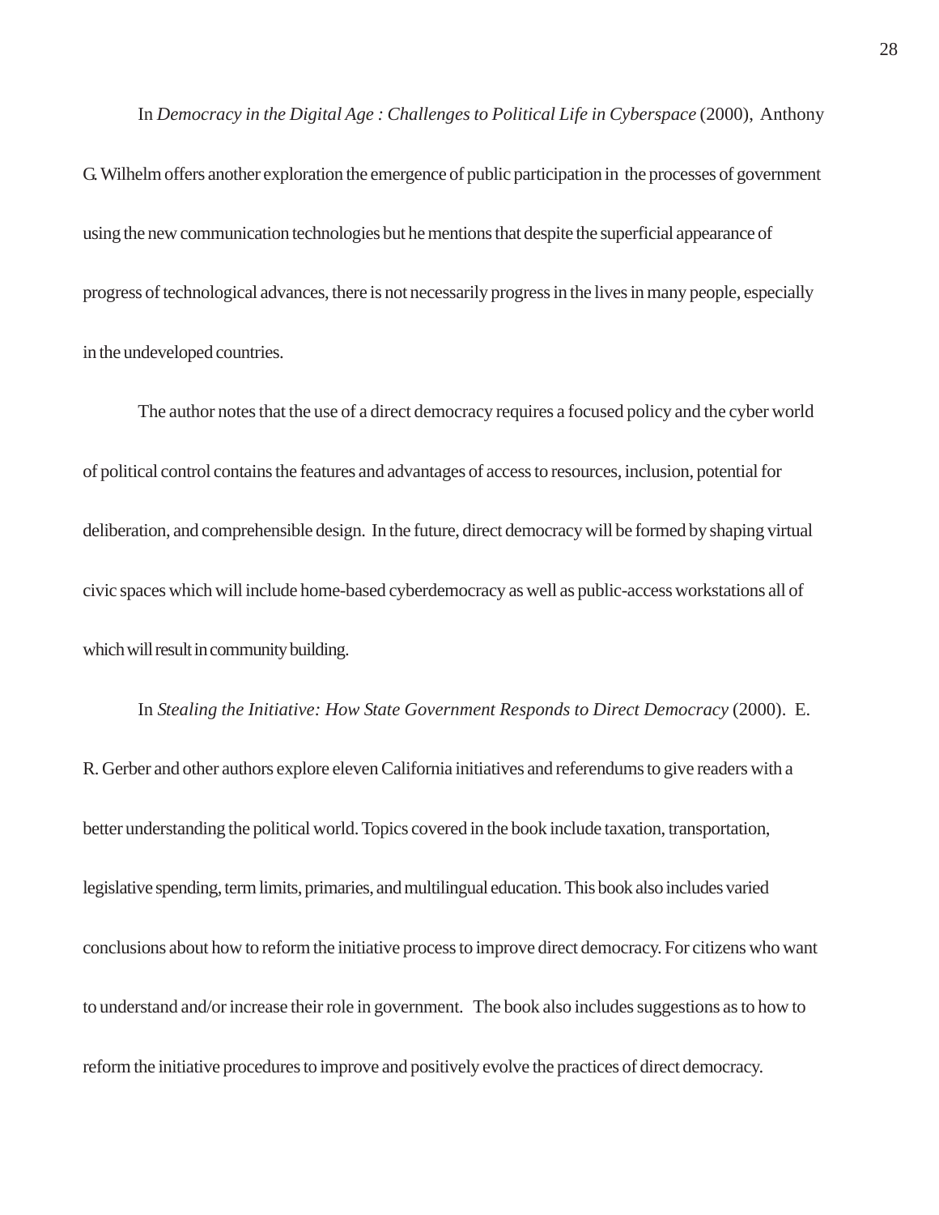In *Democracy in the Digital Age : Challenges to Political Life in Cyberspace* (2000), Anthony G. Wilhelm offers another exploration the emergence of public participation in the processes of government using the new communication technologies but he mentions that despite the superficial appearance of progress of technological advances, there is not necessarily progress in the lives in many people, especially in the undeveloped countries.

The author notes that the use of a direct democracy requires a focused policy and the cyber world of political control contains the features and advantages of access to resources, inclusion, potential for deliberation, and comprehensible design. In the future, direct democracy will be formed by shaping virtual civic spaces which will include home-based cyberdemocracy as well as public-access workstations all of which will result in community building.

In *Stealing the Initiative: How State Government Responds to Direct Democracy* (2000). E. R. Gerber and other authors explore eleven California initiatives and referendums to give readers with a better understanding the political world. Topics covered in the book include taxation, transportation, legislative spending, term limits, primaries, and multilingual education. This book also includes varied conclusions about how to reform the initiative process to improve direct democracy. For citizens who want to understand and/or increase their role in government. The book also includes suggestions as to how to reform the initiative procedures to improve and positively evolve the practices of direct democracy.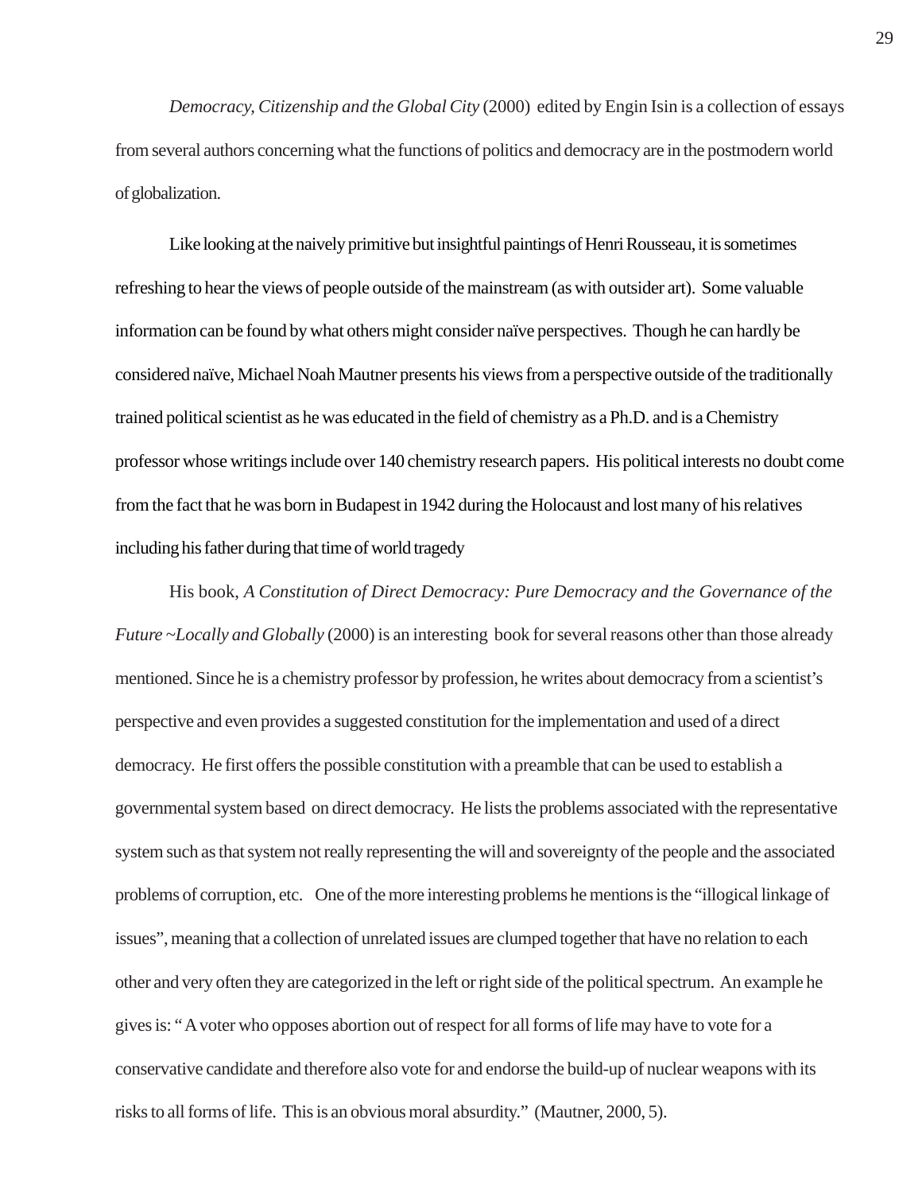*Democracy, Citizenship and the Global City* (2000) edited by Engin Isin is a collection of essays from several authors concerning what the functions of politics and democracy are in the postmodern world of globalization.

Like looking at the naively primitive but insightful paintings of Henri Rousseau, it is sometimes refreshing to hear the views of people outside of the mainstream (as with outsider art). Some valuable information can be found by what others might consider naïve perspectives. Though he can hardly be considered naïve, Michael Noah Mautner presents his views from a perspective outside of the traditionally trained political scientist as he was educated in the field of chemistry as a Ph.D. and is a Chemistry professor whose writings include over 140 chemistry research papers. His political interests no doubt come from the fact that he was born in Budapest in 1942 during the Holocaust and lost many of his relatives including his father during that time of world tragedy

His book, *A Constitution of Direct Democracy: Pure Democracy and the Governance of the Future ~Locally and Globally* (2000) is an interesting book for several reasons other than those already mentioned. Since he is a chemistry professor by profession, he writes about democracy from a scientist's perspective and even provides a suggested constitution for the implementation and used of a direct democracy. He first offers the possible constitution with a preamble that can be used to establish a governmental system based on direct democracy. He lists the problems associated with the representative system such as that system not really representing the will and sovereignty of the people and the associated problems of corruption, etc. One of the more interesting problems he mentions is the "illogical linkage of issues", meaning that a collection of unrelated issues are clumped together that have no relation to each other and very often they are categorized in the left or right side of the political spectrum. An example he gives is: " A voter who opposes abortion out of respect for all forms of life may have to vote for a conservative candidate and therefore also vote for and endorse the build-up of nuclear weapons with its risks to all forms of life. This is an obvious moral absurdity." (Mautner, 2000, 5).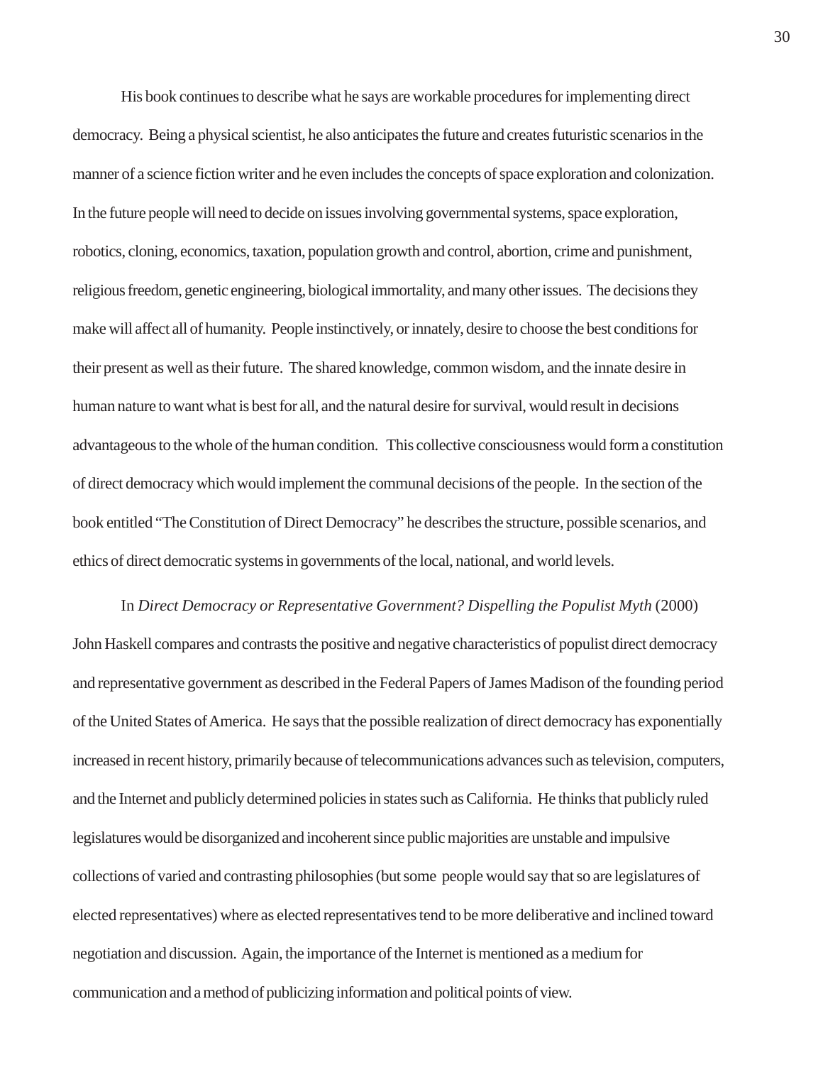His book continues to describe what he says are workable procedures for implementing direct democracy. Being a physical scientist, he also anticipates the future and creates futuristic scenarios in the manner of a science fiction writer and he even includes the concepts of space exploration and colonization. In the future people will need to decide on issues involving governmental systems, space exploration, robotics, cloning, economics, taxation, population growth and control, abortion, crime and punishment, religious freedom, genetic engineering, biological immortality, and many other issues. The decisions they make will affect all of humanity. People instinctively, or innately, desire to choose the best conditions for their present as well as their future. The shared knowledge, common wisdom, and the innate desire in human nature to want what is best for all, and the natural desire for survival, would result in decisions advantageous to the whole of the human condition. This collective consciousness would form a constitution of direct democracy which would implement the communal decisions of the people. In the section of the book entitled "The Constitution of Direct Democracy" he describes the structure, possible scenarios, and ethics of direct democratic systems in governments of the local, national, and world levels.

In *Direct Democracy or Representative Government? Dispelling the Populist Myth* (2000) John Haskell compares and contrasts the positive and negative characteristics of populist direct democracy and representative government as described in the Federal Papers of James Madison of the founding period of the United States of America. He says that the possible realization of direct democracy has exponentially increased in recent history, primarily because of telecommunications advances such as television, computers, and the Internet and publicly determined policies in states such as California. He thinks that publicly ruled legislatures would be disorganized and incoherent since public majorities are unstable and impulsive collections of varied and contrasting philosophies (but some people would say that so are legislatures of elected representatives) where as elected representatives tend to be more deliberative and inclined toward negotiation and discussion. Again, the importance of the Internet is mentioned as a medium for communication and a method of publicizing information and political points of view.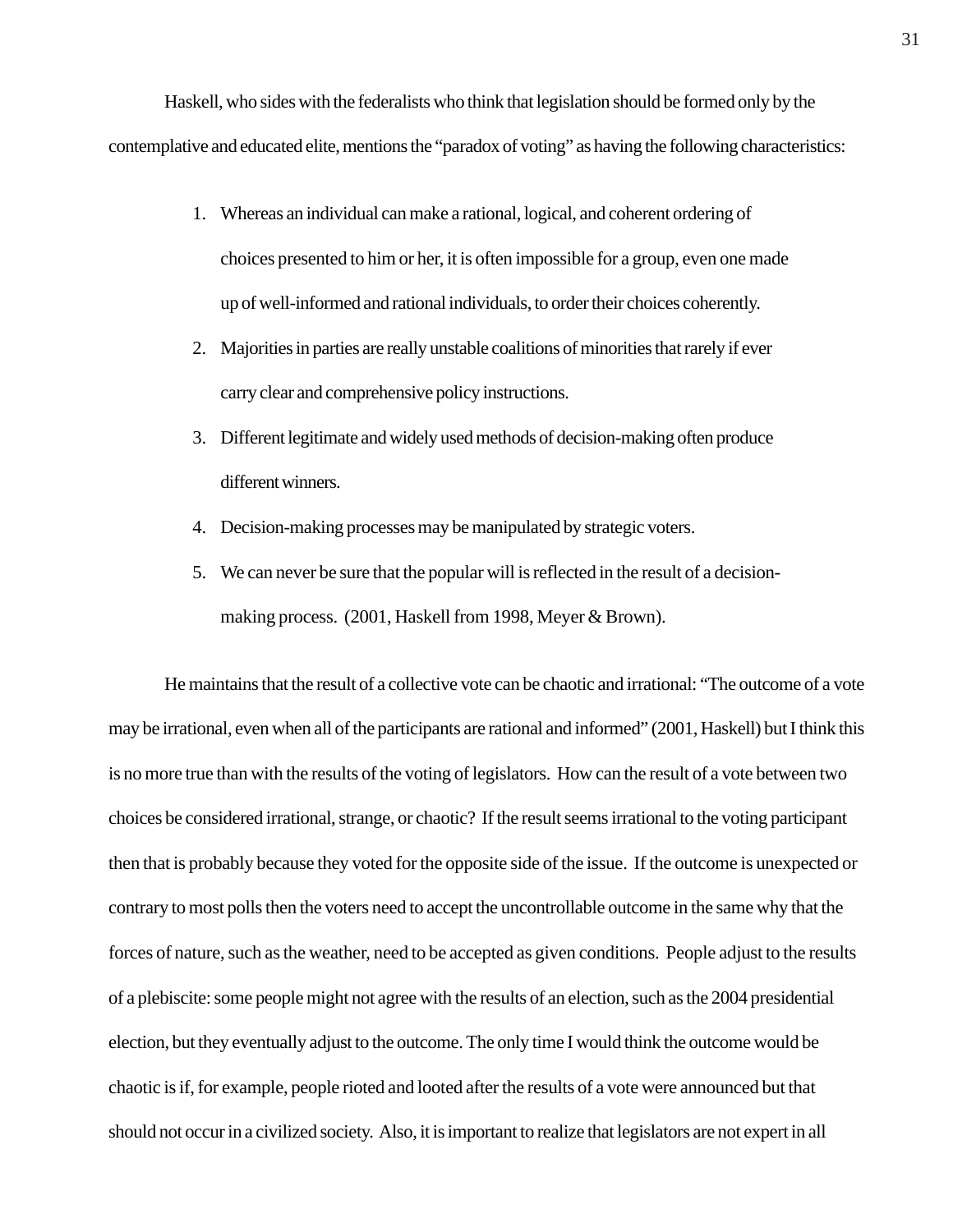Haskell, who sides with the federalists who think that legislation should be formed only by the contemplative and educated elite, mentions the "paradox of voting" as having the following characteristics:

1. Whereas an individual can make a rational, logical, and coherent ordering of choices presented to him or her, it is often impossible for a group, even one made up of well-informed and rational individuals, to order their choices coherently.
2. Majorities in parties are really unstable coalitions of minorities that rarely if ever carry clear and comprehensive policy instructions.
3. Different legitimate and widely used methods of decision-making often produce different winners.
4. Decision-making processes may be manipulated by strategic voters.
5. We can never be sure that the popular will is reflected in the result of a decision-making process. (2001, Haskell from 1998, Meyer & Brown).

He maintains that the result of a collective vote can be chaotic and irrational: "The outcome of a vote may be irrational, even when all of the participants are rational and informed" (2001, Haskell) but I think this is no more true than with the results of the voting of legislators. How can the result of a vote between two choices be considered irrational, strange, or chaotic? If the result seems irrational to the voting participant then that is probably because they voted for the opposite side of the issue. If the outcome is unexpected or contrary to most polls then the voters need to accept the uncontrollable outcome in the same why that the forces of nature, such as the weather, need to be accepted as given conditions. People adjust to the results of a plebiscite: some people might not agree with the results of an election, such as the 2004 presidential election, but they eventually adjust to the outcome. The only time I would think the outcome would be chaotic is if, for example, people rioted and looted after the results of a vote were announced but that should not occur in a civilized society. Also, it is important to realize that legislators are not expert in all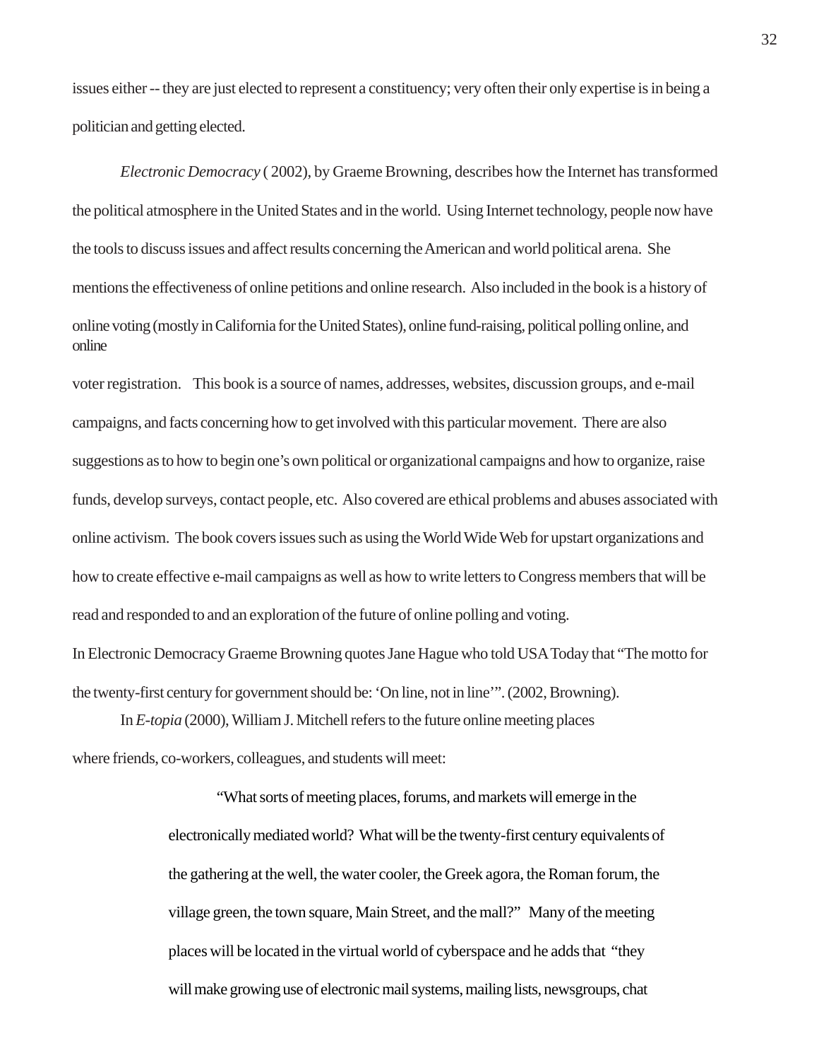issues either -- they are just elected to represent a constituency; very often their only expertise is in being a politician and getting elected.

*Electronic Democracy* ( 2002), by Graeme Browning, describes how the Internet has transformed the political atmosphere in the United States and in the world. Using Internet technology, people now have the tools to discuss issues and affect results concerning the American and world political arena. She mentions the effectiveness of online petitions and online research. Also included in the book is a history of online voting (mostly in California for the United States), online fund-raising, political polling online, and online voter registration. This book is a source of names, addresses, websites, discussion groups, and e-mail campaigns, and facts concerning how to get involved with this particular movement. There are also suggestions as to how to begin one's own political or organizational campaigns and how to organize, raise funds, develop surveys, contact people, etc. Also covered are ethical problems and abuses associated with online activism. The book covers issues such as using the World Wide Web for upstart organizations and how to create effective e-mail campaigns as well as how to write letters to Congress members that will be read and responded to and an exploration of the future of online polling and voting.

In Electronic Democracy Graeme Browning quotes Jane Hague who told USA Today that "The motto for the twenty-first century for government should be: 'On line, not in line'". (2002, Browning).

In *E-topia* (2000), William J. Mitchell refers to the future online meeting places where friends, co-workers, colleagues, and students will meet:

> "What sorts of meeting places, forums, and markets will emerge in the electronically mediated world? What will be the twenty-first century equivalents of the gathering at the well, the water cooler, the Greek agora, the Roman forum, the village green, the town square, Main Street, and the mall?" Many of the meeting places will be located in the virtual world of cyberspace and he adds that "they will make growing use of electronic mail systems, mailing lists, newsgroups, chat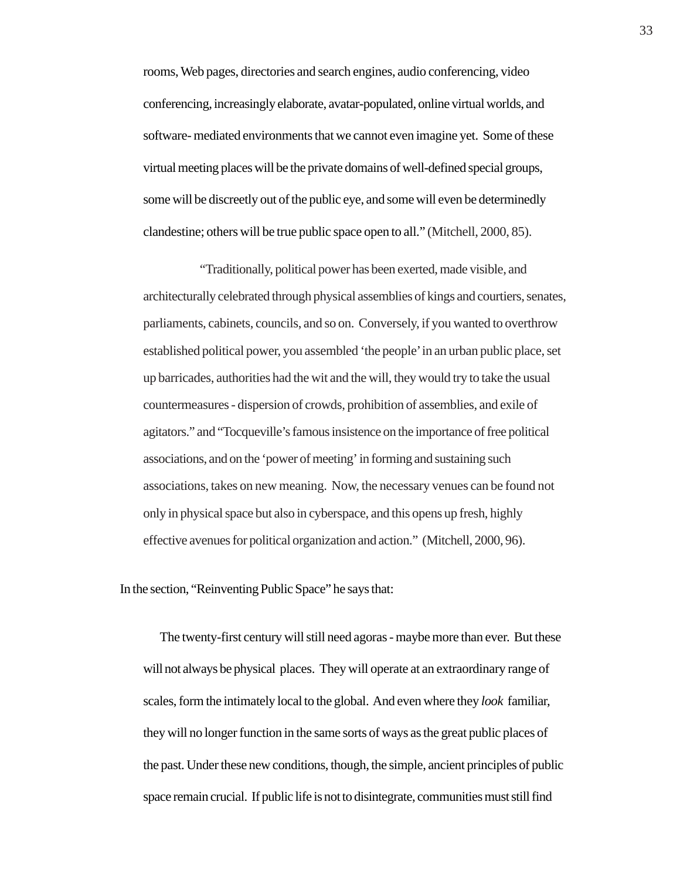rooms, Web pages, directories and search engines, audio conferencing, video conferencing, increasingly elaborate, avatar-populated, online virtual worlds, and software- mediated environments that we cannot even imagine yet. Some of these virtual meeting places will be the private domains of well-defined special groups, some will be discreetly out of the public eye, and some will even be determinedly clandestine; others will be true public space open to all." (Mitchell, 2000, 85).

> "Traditionally, political power has been exerted, made visible, and architecturally celebrated through physical assemblies of kings and courtiers, senates, parliaments, cabinets, councils, and so on. Conversely, if you wanted to overthrow established political power, you assembled 'the people' in an urban public place, set up barricades, authorities had the wit and the will, they would try to take the usual countermeasures - dispersion of crowds, prohibition of assemblies, and exile of agitators." and "Tocqueville's famous insistence on the importance of free political associations, and on the 'power of meeting' in forming and sustaining such associations, takes on new meaning. Now, the necessary venues can be found not only in physical space but also in cyberspace, and this opens up fresh, highly effective avenues for political organization and action." (Mitchell, 2000, 96).

In the section, "Reinventing Public Space" he says that:

> The twenty-first century will still need agoras - maybe more than ever. But these will not always be physical places. They will operate at an extraordinary range of scales, form the intimately local to the global. And even where they *look* familiar, they will no longer function in the same sorts of ways as the great public places of the past. Under these new conditions, though, the simple, ancient principles of public space remain crucial. If public life is not to disintegrate, communities must still find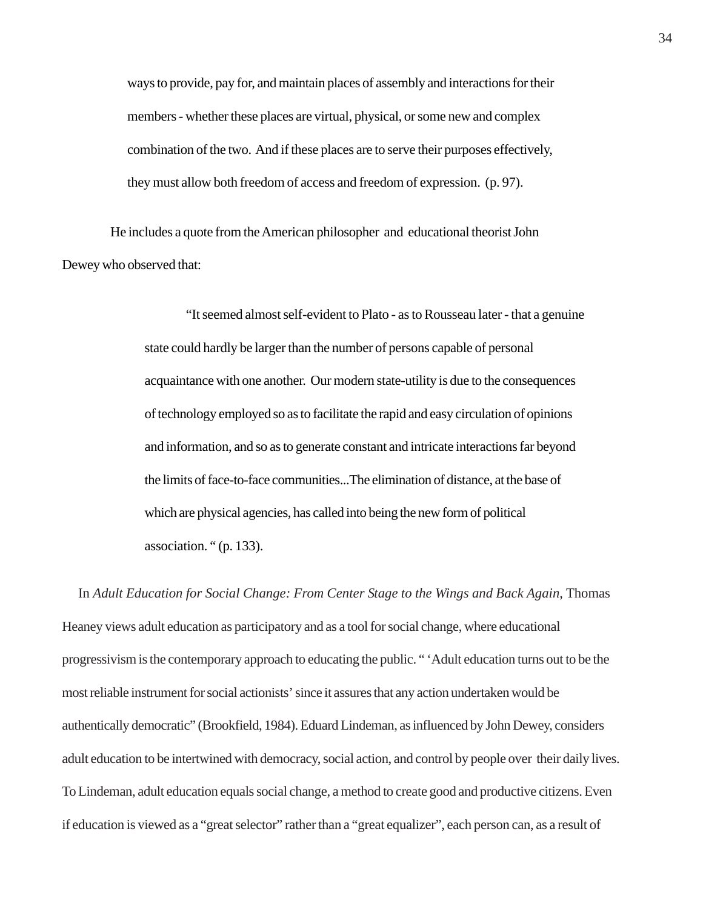> ways to provide, pay for, and maintain places of assembly and interactions for their members - whether these places are virtual, physical, or some new and complex combination of the two. And if these places are to serve their purposes effectively, they must allow both freedom of access and freedom of expression. (p. 97).

He includes a quote from the American philosopher and educational theorist John Dewey who observed that:

> "It seemed almost self-evident to Plato - as to Rousseau later - that a genuine state could hardly be larger than the number of persons capable of personal acquaintance with one another. Our modern state-utility is due to the consequences of technology employed so as to facilitate the rapid and easy circulation of opinions and information, and so as to generate constant and intricate interactions far beyond the limits of face-to-face communities...The elimination of distance, at the base of which are physical agencies, has called into being the new form of political association. " (p. 133).

In *Adult Education for Social Change: From Center Stage to the Wings and Back Again,* Thomas Heaney views adult education as participatory and as a tool for social change, where educational progressivism is the contemporary approach to educating the public. " 'Adult education turns out to be the most reliable instrument for social actionists' since it assures that any action undertaken would be authentically democratic" (Brookfield, 1984). Eduard Lindeman, as influenced by John Dewey, considers adult education to be intertwined with democracy, social action, and control by people over their daily lives. To Lindeman, adult education equals social change, a method to create good and productive citizens. Even if education is viewed as a "great selector" rather than a "great equalizer", each person can, as a result of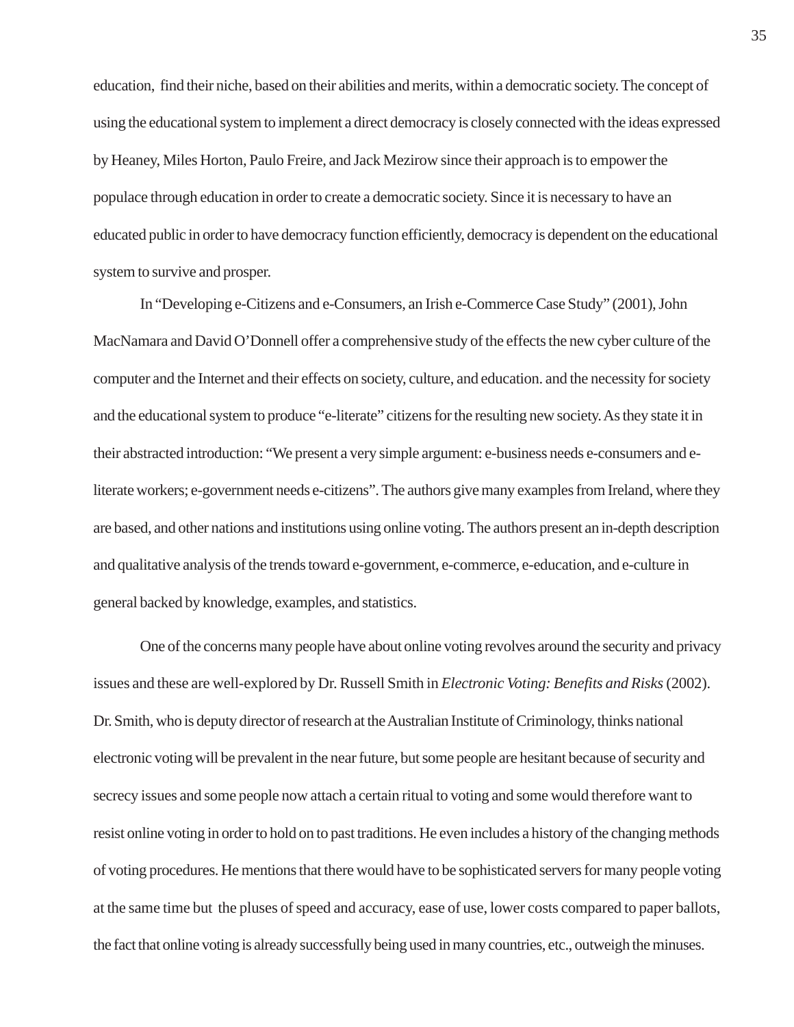education, find their niche, based on their abilities and merits, within a democratic society. The concept of using the educational system to implement a direct democracy is closely connected with the ideas expressed by Heaney, Miles Horton, Paulo Freire, and Jack Mezirow since their approach is to empower the populace through education in order to create a democratic society. Since it is necessary to have an educated public in order to have democracy function efficiently, democracy is dependent on the educational system to survive and prosper.

In "Developing e-Citizens and e-Consumers, an Irish e-Commerce Case Study" (2001), John MacNamara and David O'Donnell offer a comprehensive study of the effects the new cyber culture of the computer and the Internet and their effects on society, culture, and education. and the necessity for society and the educational system to produce "e-literate" citizens for the resulting new society. As they state it in their abstracted introduction: "We present a very simple argument: e-business needs e-consumers and e-literate workers; e-government needs e-citizens". The authors give many examples from Ireland, where they are based, and other nations and institutions using online voting. The authors present an in-depth description and qualitative analysis of the trends toward e-government, e-commerce, e-education, and e-culture in general backed by knowledge, examples, and statistics.

One of the concerns many people have about online voting revolves around the security and privacy issues and these are well-explored by Dr. Russell Smith in *Electronic Voting: Benefits and Risks* (2002). Dr. Smith, who is deputy director of research at the Australian Institute of Criminology, thinks national electronic voting will be prevalent in the near future, but some people are hesitant because of security and secrecy issues and some people now attach a certain ritual to voting and some would therefore want to resist online voting in order to hold on to past traditions. He even includes a history of the changing methods of voting procedures. He mentions that there would have to be sophisticated servers for many people voting at the same time but the pluses of speed and accuracy, ease of use, lower costs compared to paper ballots, the fact that online voting is already successfully being used in many countries, etc., outweigh the minuses.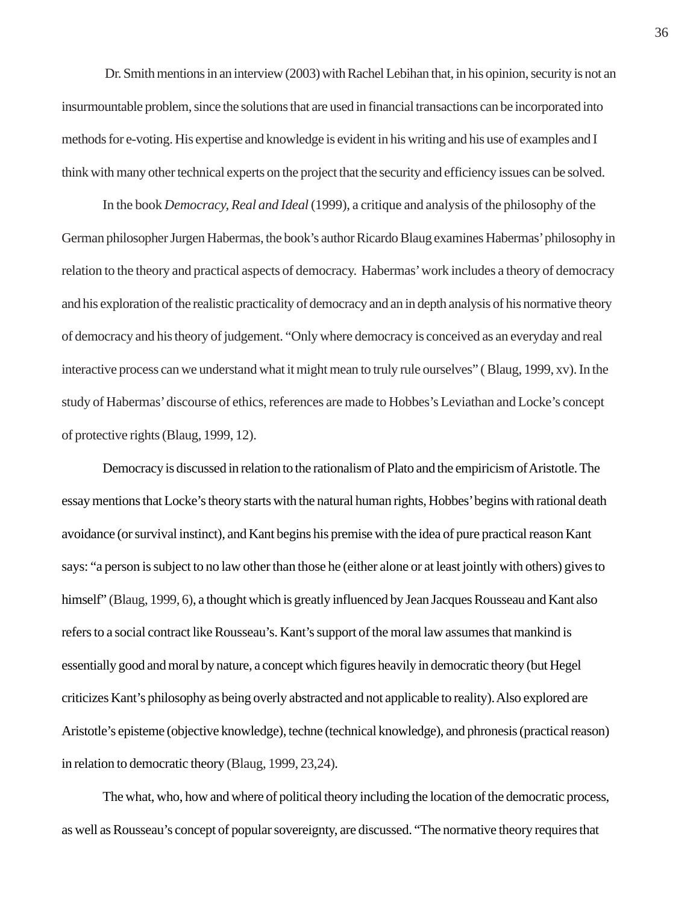Dr. Smith mentions in an interview (2003) with Rachel Lebihan that, in his opinion, security is not an insurmountable problem, since the solutions that are used in financial transactions can be incorporated into methods for e-voting. His expertise and knowledge is evident in his writing and his use of examples and I think with many other technical experts on the project that the security and efficiency issues can be solved.

In the book *Democracy, Real and Ideal* (1999), a critique and analysis of the philosophy of the German philosopher Jurgen Habermas, the book's author Ricardo Blaug examines Habermas' philosophy in relation to the theory and practical aspects of democracy. Habermas' work includes a theory of democracy and his exploration of the realistic practicality of democracy and an in depth analysis of his normative theory of democracy and his theory of judgement. "Only where democracy is conceived as an everyday and real interactive process can we understand what it might mean to truly rule ourselves" ( Blaug, 1999, xv). In the study of Habermas' discourse of ethics, references are made to Hobbes's Leviathan and Locke's concept of protective rights (Blaug, 1999, 12).

Democracy is discussed in relation to the rationalism of Plato and the empiricism of Aristotle. The essay mentions that Locke's theory starts with the natural human rights, Hobbes' begins with rational death avoidance (or survival instinct), and Kant begins his premise with the idea of pure practical reason Kant says: "a person is subject to no law other than those he (either alone or at least jointly with others) gives to himself" (Blaug, 1999, 6), a thought which is greatly influenced by Jean Jacques Rousseau and Kant also refers to a social contract like Rousseau's. Kant's support of the moral law assumes that mankind is essentially good and moral by nature, a concept which figures heavily in democratic theory (but Hegel criticizes Kant's philosophy as being overly abstracted and not applicable to reality). Also explored are Aristotle's episteme (objective knowledge), techne (technical knowledge), and phronesis (practical reason) in relation to democratic theory (Blaug, 1999, 23,24).

The what, who, how and where of political theory including the location of the democratic process, as well as Rousseau's concept of popular sovereignty, are discussed. "The normative theory requires that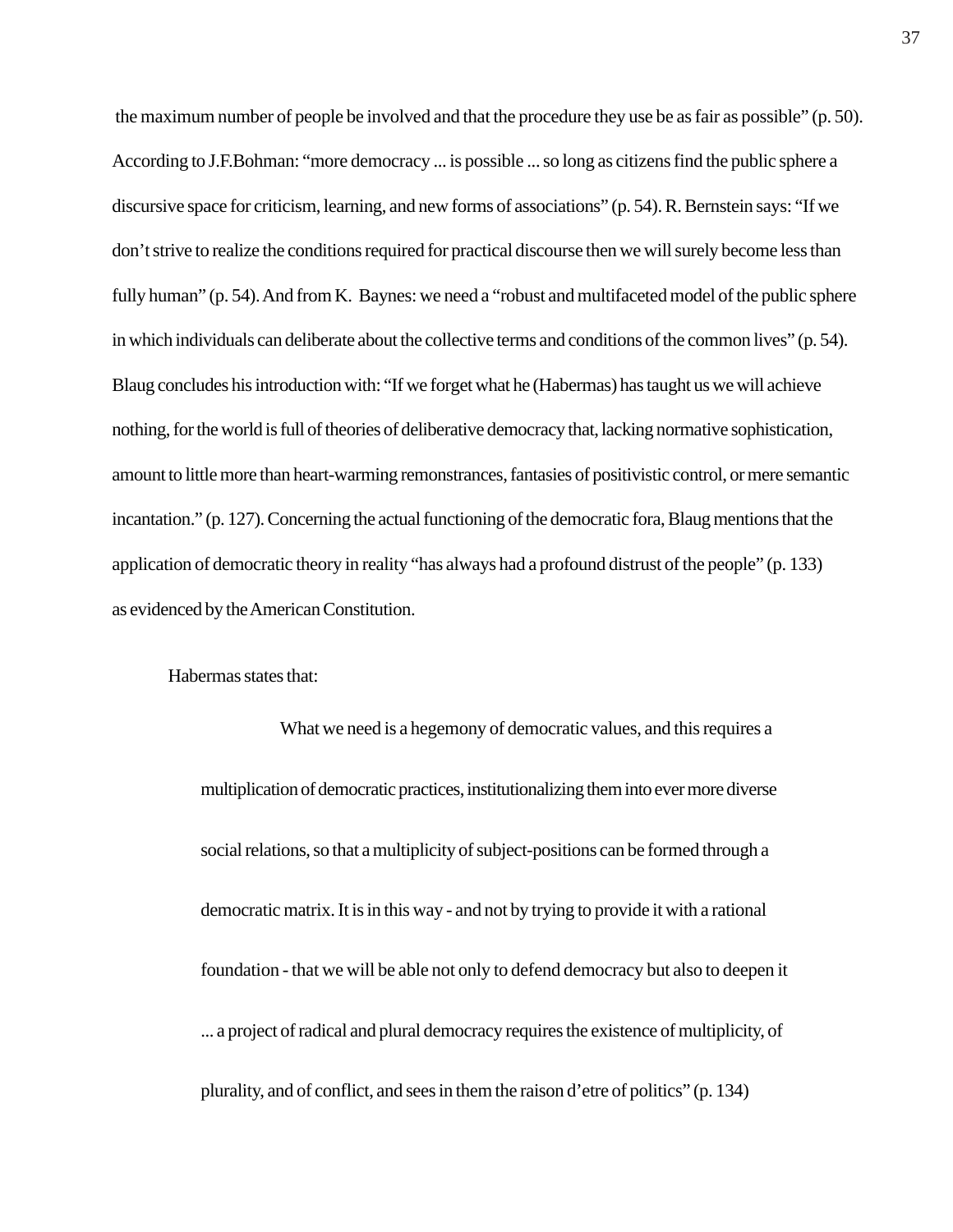the maximum number of people be involved and that the procedure they use be as fair as possible" (p. 50). According to J.F.Bohman: "more democracy ... is possible ... so long as citizens find the public sphere a discursive space for criticism, learning, and new forms of associations" (p. 54). R. Bernstein says: "If we don't strive to realize the conditions required for practical discourse then we will surely become less than fully human" (p. 54). And from K. Baynes: we need a "robust and multifaceted model of the public sphere in which individuals can deliberate about the collective terms and conditions of the common lives" (p. 54). Blaug concludes his introduction with: "If we forget what he (Habermas) has taught us we will achieve nothing, for the world is full of theories of deliberative democracy that, lacking normative sophistication, amount to little more than heart-warming remonstrances, fantasies of positivistic control, or mere semantic incantation." (p. 127). Concerning the actual functioning of the democratic fora, Blaug mentions that the application of democratic theory in reality "has always had a profound distrust of the people" (p. 133) as evidenced by the American Constitution.

Habermas states that:

> What we need is a hegemony of democratic values, and this requires a multiplication of democratic practices, institutionalizing them into ever more diverse social relations, so that a multiplicity of subject-positions can be formed through a democratic matrix. It is in this way - and not by trying to provide it with a rational foundation - that we will be able not only to defend democracy but also to deepen it ... a project of radical and plural democracy requires the existence of multiplicity, of plurality, and of conflict, and sees in them the raison d'etre of politics" (p. 134)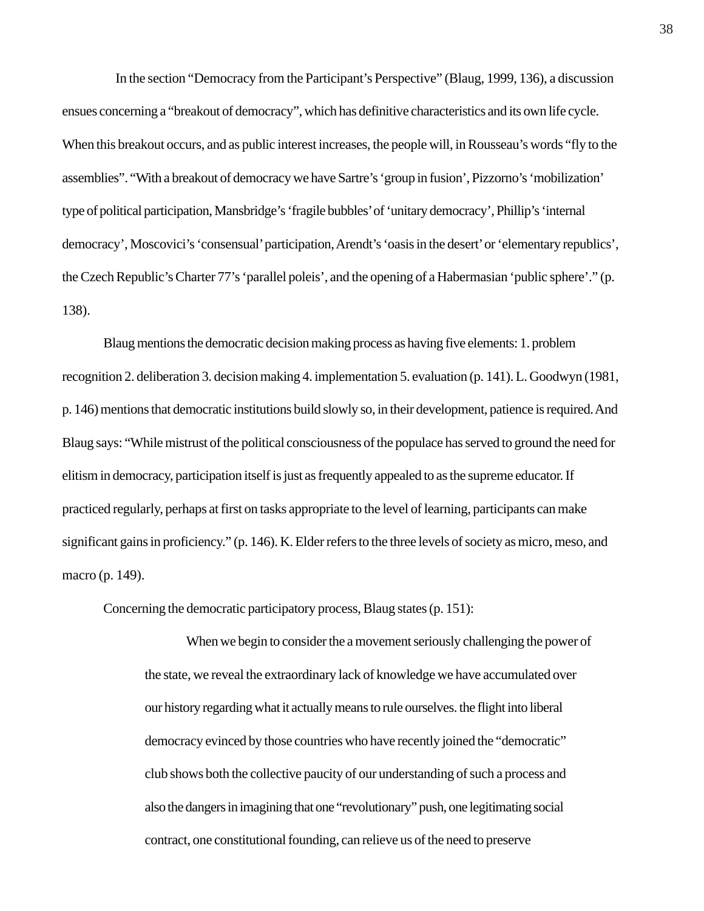In the section "Democracy from the Participant's Perspective" (Blaug, 1999, 136), a discussion ensues concerning a "breakout of democracy", which has definitive characteristics and its own life cycle. When this breakout occurs, and as public interest increases, the people will, in Rousseau's words "fly to the assemblies". "With a breakout of democracy we have Sartre's 'group in fusion', Pizzorno's 'mobilization' type of political participation, Mansbridge's 'fragile bubbles' of 'unitary democracy', Phillip's 'internal democracy', Moscovici's 'consensual' participation, Arendt's 'oasis in the desert' or 'elementary republics', the Czech Republic's Charter 77's 'parallel poleis', and the opening of a Habermasian 'public sphere'." (p. 138).

Blaug mentions the democratic decision making process as having five elements: 1. problem recognition 2. deliberation 3. decision making 4. implementation 5. evaluation (p. 141). L. Goodwyn (1981, p. 146) mentions that democratic institutions build slowly so, in their development, patience is required. And Blaug says: "While mistrust of the political consciousness of the populace has served to ground the need for elitism in democracy, participation itself is just as frequently appealed to as the supreme educator. If practiced regularly, perhaps at first on tasks appropriate to the level of learning, participants can make significant gains in proficiency." (p. 146). K. Elder refers to the three levels of society as micro, meso, and macro (p. 149).

Concerning the democratic participatory process, Blaug states (p. 151):

> When we begin to consider the a movement seriously challenging the power of the state, we reveal the extraordinary lack of knowledge we have accumulated over our history regarding what it actually means to rule ourselves. the flight into liberal democracy evinced by those countries who have recently joined the "democratic" club shows both the collective paucity of our understanding of such a process and also the dangers in imagining that one "revolutionary" push, one legitimating social contract, one constitutional founding, can relieve us of the need to preserve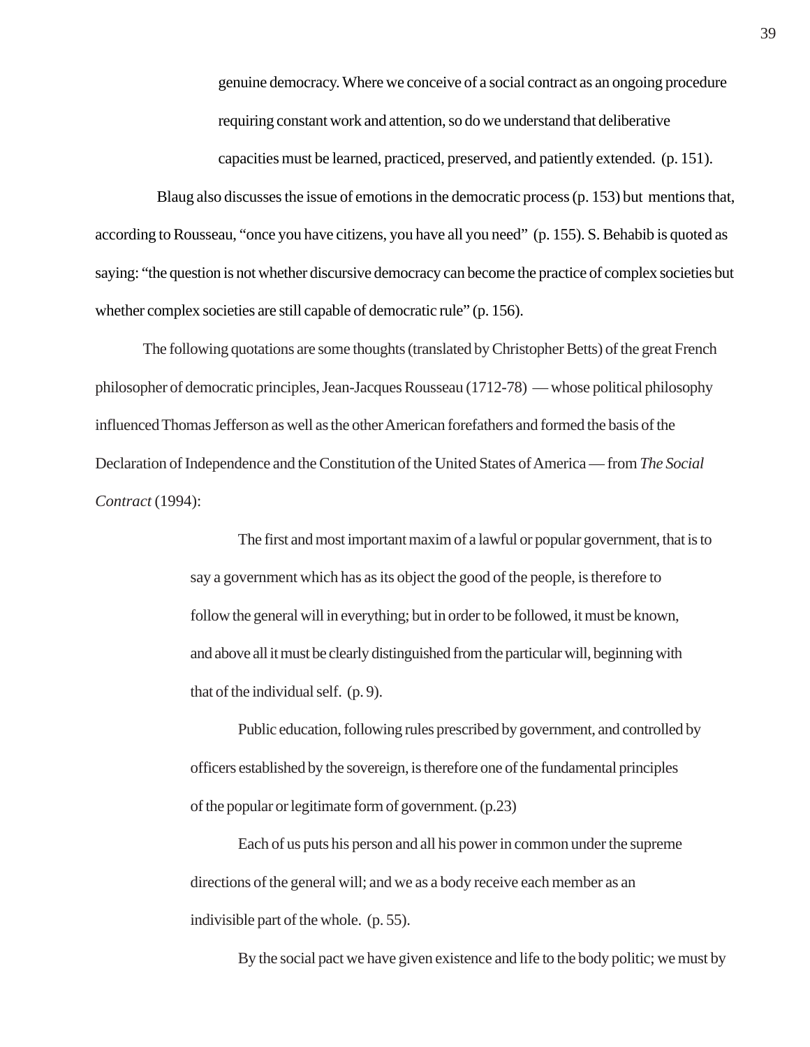> genuine democracy. Where we conceive of a social contract as an ongoing procedure requiring constant work and attention, so do we understand that deliberative capacities must be learned, practiced, preserved, and patiently extended. (p. 151).

Blaug also discusses the issue of emotions in the democratic process (p. 153) but mentions that, according to Rousseau, "once you have citizens, you have all you need" (p. 155). S. Behabib is quoted as saying: "the question is not whether discursive democracy can become the practice of complex societies but whether complex societies are still capable of democratic rule" (p. 156).

The following quotations are some thoughts (translated by Christopher Betts) of the great French philosopher of democratic principles, Jean-Jacques Rousseau (1712-78) — whose political philosophy influenced Thomas Jefferson as well as the other American forefathers and formed the basis of the Declaration of Independence and the Constitution of the United States of America — from *The Social Contract* (1994):

> The first and most important maxim of a lawful or popular government, that is to say a government which has as its object the good of the people, is therefore to follow the general will in everything; but in order to be followed, it must be known, and above all it must be clearly distinguished from the particular will, beginning with that of the individual self. (p. 9).
>
> Public education, following rules prescribed by government, and controlled by officers established by the sovereign, is therefore one of the fundamental principles of the popular or legitimate form of government. (p.23)
>
> Each of us puts his person and all his power in common under the supreme directions of the general will; and we as a body receive each member as an indivisible part of the whole. (p. 55).
>
> By the social pact we have given existence and life to the body politic; we must by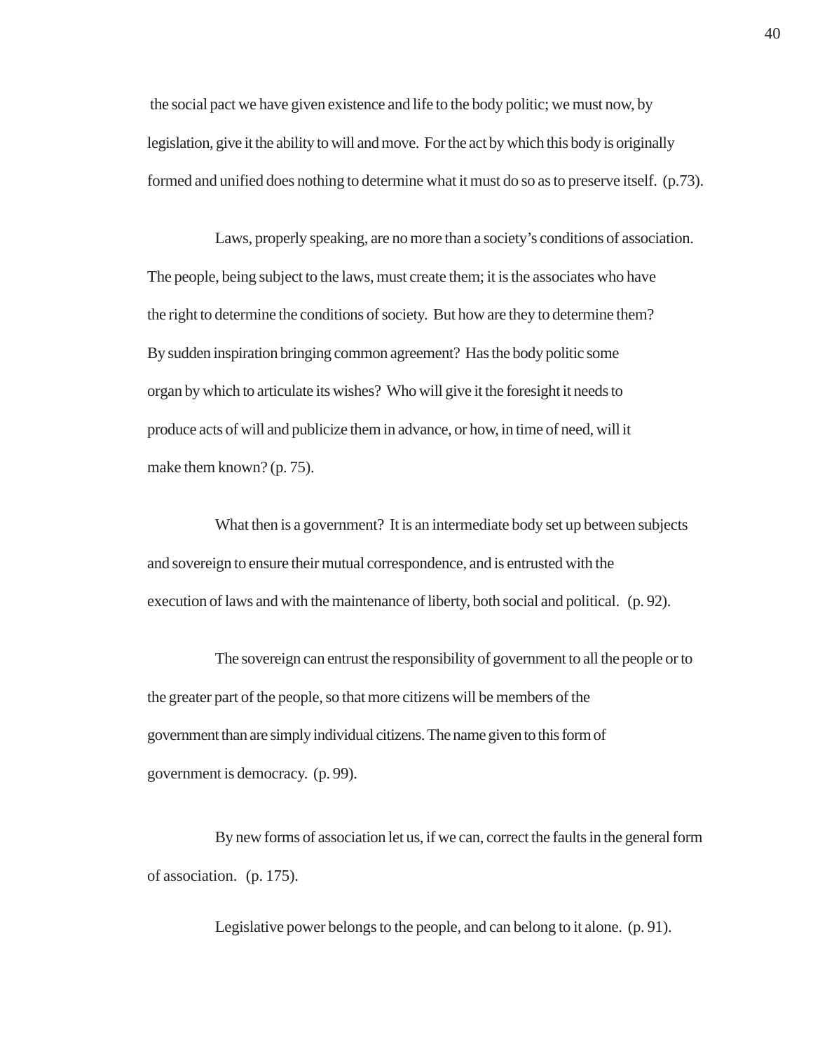the social pact we have given existence and life to the body politic; we must now, by legislation, give it the ability to will and move. For the act by which this body is originally formed and unified does nothing to determine what it must do so as to preserve itself. (p.73).

Laws, properly speaking, are no more than a society's conditions of association. The people, being subject to the laws, must create them; it is the associates who have the right to determine the conditions of society. But how are they to determine them? By sudden inspiration bringing common agreement? Has the body politic some organ by which to articulate its wishes? Who will give it the foresight it needs to produce acts of will and publicize them in advance, or how, in time of need, will it make them known? (p. 75).

What then is a government? It is an intermediate body set up between subjects and sovereign to ensure their mutual correspondence, and is entrusted with the execution of laws and with the maintenance of liberty, both social and political. (p. 92).

The sovereign can entrust the responsibility of government to all the people or to the greater part of the people, so that more citizens will be members of the government than are simply individual citizens. The name given to this form of government is democracy. (p. 99).

By new forms of association let us, if we can, correct the faults in the general form of association. (p. 175).

Legislative power belongs to the people, and can belong to it alone. (p. 91).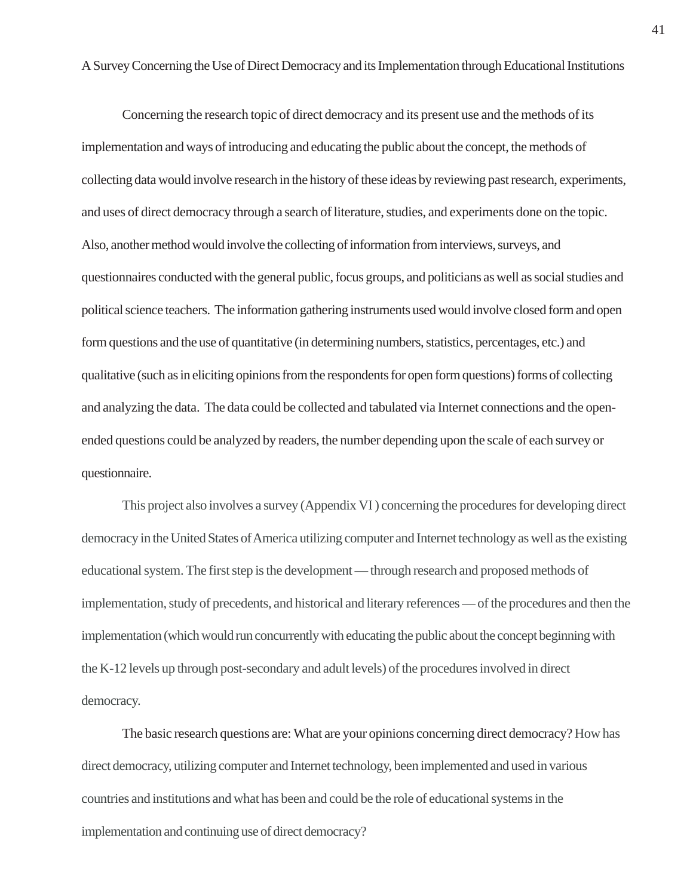A Survey Concerning the Use of Direct Democracy and its Implementation through Educational Institutions

Concerning the research topic of direct democracy and its present use and the methods of its implementation and ways of introducing and educating the public about the concept, the methods of collecting data would involve research in the history of these ideas by reviewing past research, experiments, and uses of direct democracy through a search of literature, studies, and experiments done on the topic. Also, another method would involve the collecting of information from interviews, surveys, and questionnaires conducted with the general public, focus groups, and politicians as well as social studies and political science teachers. The information gathering instruments used would involve closed form and open form questions and the use of quantitative (in determining numbers, statistics, percentages, etc.) and qualitative (such as in eliciting opinions from the respondents for open form questions) forms of collecting and analyzing the data. The data could be collected and tabulated via Internet connections and the open-ended questions could be analyzed by readers, the number depending upon the scale of each survey or questionnaire.

This project also involves a survey (Appendix VI ) concerning the procedures for developing direct democracy in the United States of America utilizing computer and Internet technology as well as the existing educational system. The first step is the development — through research and proposed methods of implementation, study of precedents, and historical and literary references — of the procedures and then the implementation (which would run concurrently with educating the public about the concept beginning with the K-12 levels up through post-secondary and adult levels) of the procedures involved in direct democracy.

The basic research questions are: What are your opinions concerning direct democracy? How has direct democracy, utilizing computer and Internet technology, been implemented and used in various countries and institutions and what has been and could be the role of educational systems in the implementation and continuing use of direct democracy?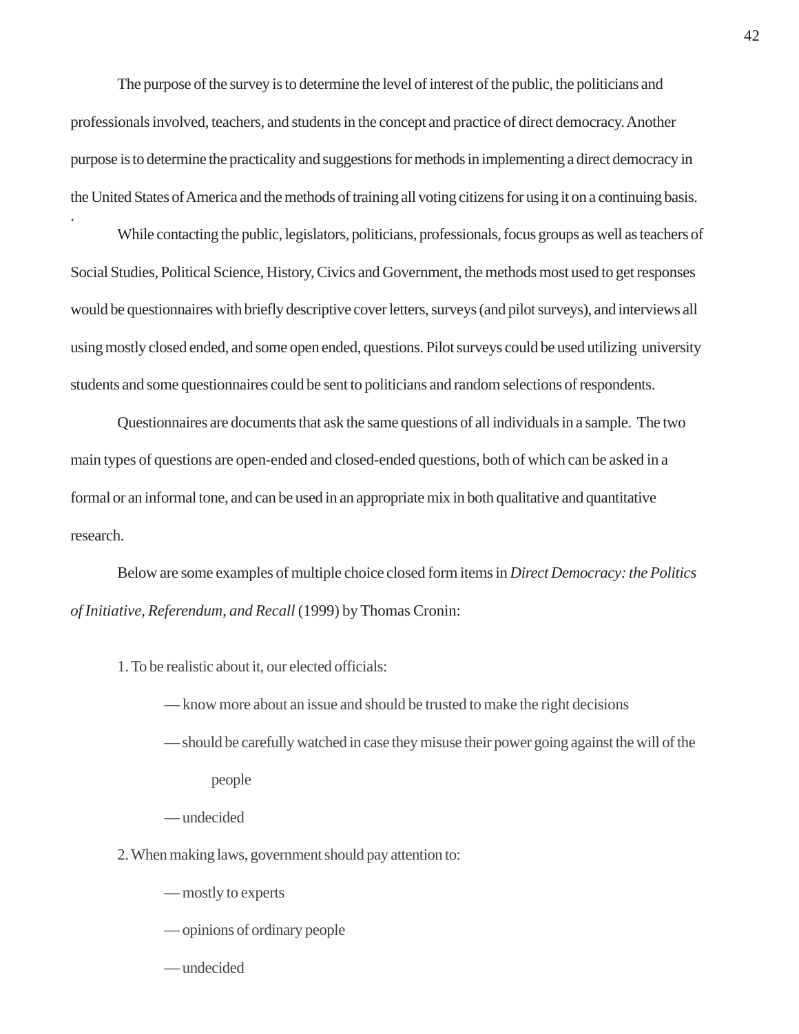The purpose of the survey is to determine the level of interest of the public, the politicians and professionals involved, teachers, and students in the concept and practice of direct democracy. Another purpose is to determine the practicality and suggestions for methods in implementing a direct democracy in the United States of America and the methods of training all voting citizens for using it on a continuing basis.

While contacting the public, legislators, politicians, professionals, focus groups as well as teachers of Social Studies, Political Science, History, Civics and Government, the methods most used to get responses would be questionnaires with briefly descriptive cover letters, surveys (and pilot surveys), and interviews all using mostly closed ended, and some open ended, questions. Pilot surveys could be used utilizing university students and some questionnaires could be sent to politicians and random selections of respondents.

Questionnaires are documents that ask the same questions of all individuals in a sample. The two main types of questions are open-ended and closed-ended questions, both of which can be asked in a formal or an informal tone, and can be used in an appropriate mix in both qualitative and quantitative research.

Below are some examples of multiple choice closed form items in *Direct Democracy: the Politics of Initiative, Referendum, and Recall* (1999) by Thomas Cronin:

1. To be realistic about it, our elected officials:

    — know more about an issue and should be trusted to make the right decisions

    — should be carefully watched in case they misuse their power going against the will of the people

    — undecided

2. When making laws, government should pay attention to:

    — mostly to experts

    — opinions of ordinary people

    — undecided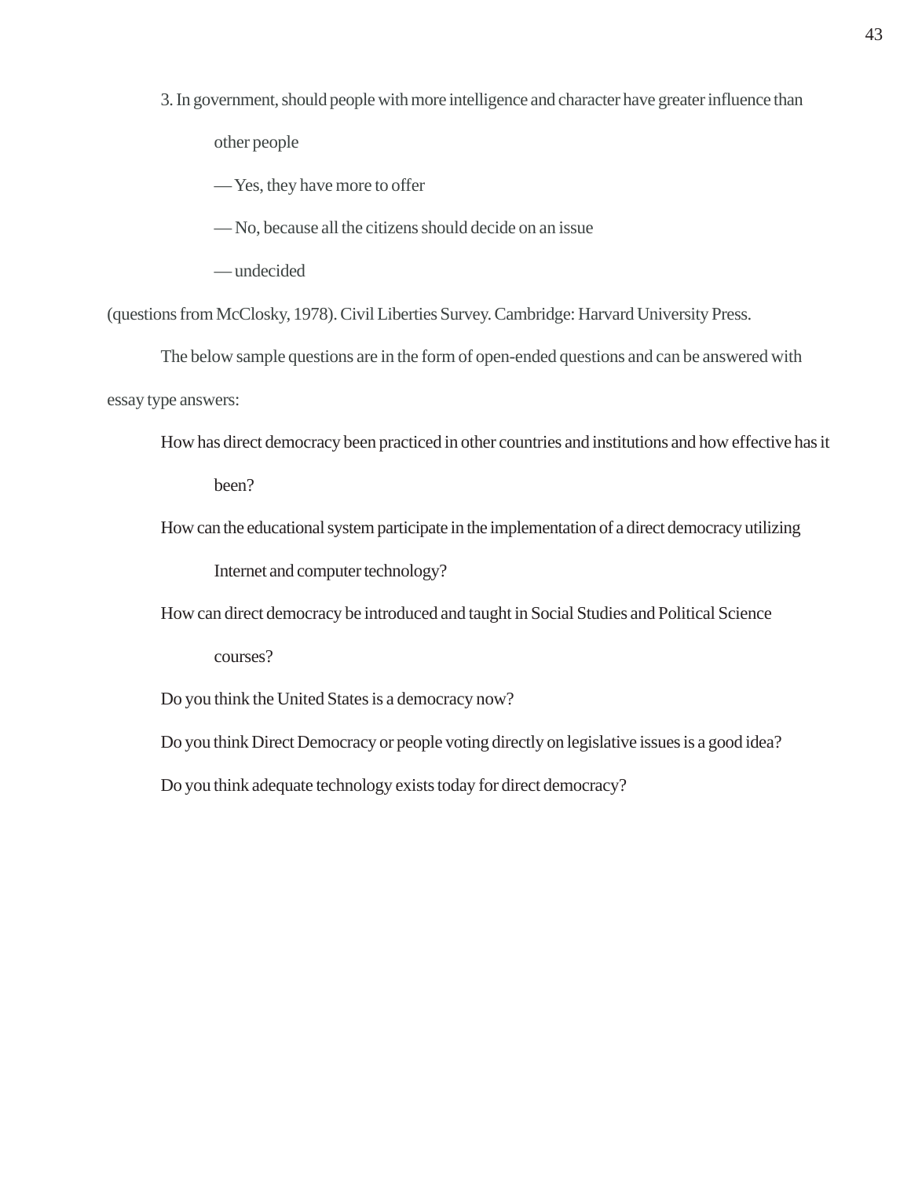3. In government, should people with more intelligence and character have greater influence than other people

— Yes, they have more to offer

— No, because all the citizens should decide on an issue

— undecided

(questions from McClosky, 1978). Civil Liberties Survey. Cambridge: Harvard University Press.

The below sample questions are in the form of open-ended questions and can be answered with essay type answers:

How has direct democracy been practiced in other countries and institutions and how effective has it been?

How can the educational system participate in the implementation of a direct democracy utilizing Internet and computer technology?

How can direct democracy be introduced and taught in Social Studies and Political Science courses?

Do you think the United States is a democracy now?

Do you think Direct Democracy or people voting directly on legislative issues is a good idea?

Do you think adequate technology exists today for direct democracy?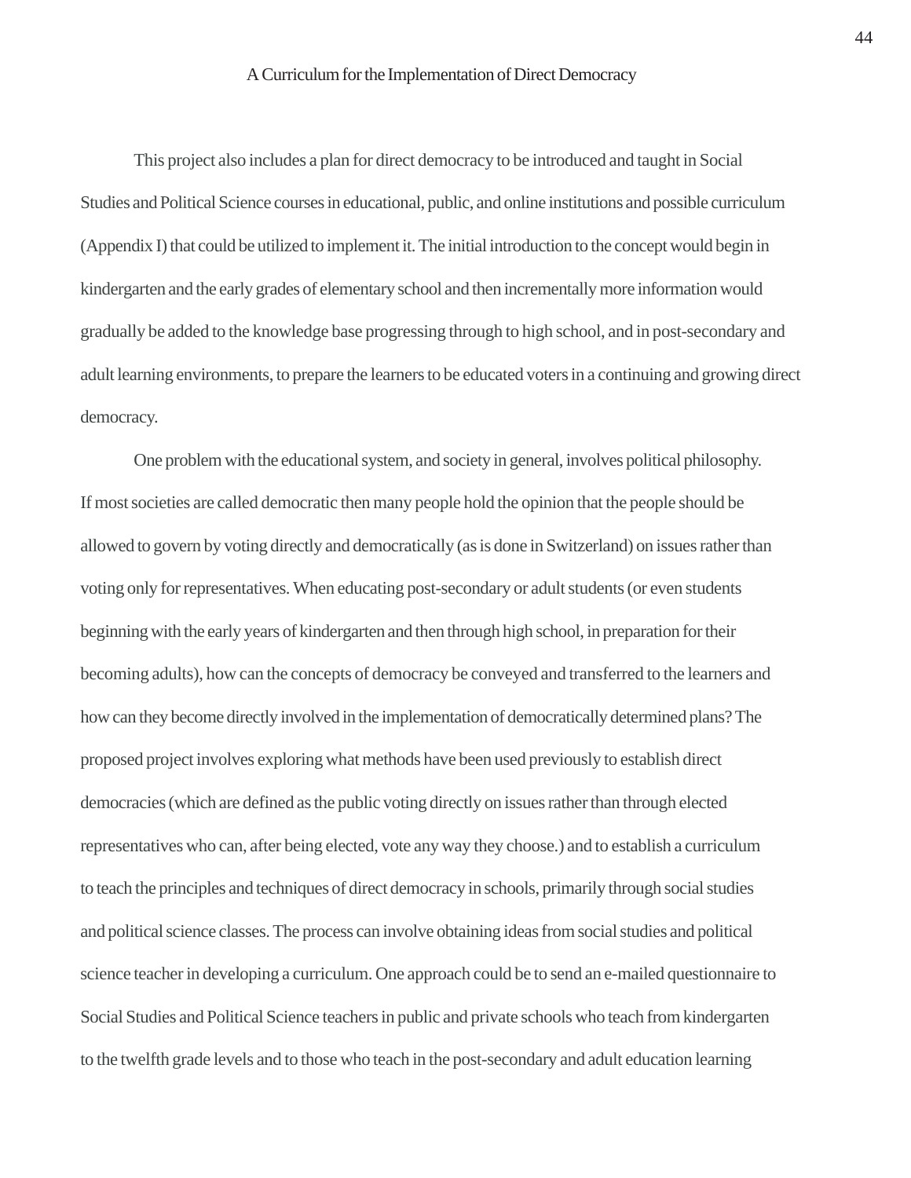# A Curriculum for the Implementation of Direct Democracy

This project also includes a plan for direct democracy to be introduced and taught in Social Studies and Political Science courses in educational, public, and online institutions and possible curriculum (Appendix I) that could be utilized to implement it. The initial introduction to the concept would begin in kindergarten and the early grades of elementary school and then incrementally more information would gradually be added to the knowledge base progressing through to high school, and in post-secondary and adult learning environments, to prepare the learners to be educated voters in a continuing and growing direct democracy.

One problem with the educational system, and society in general, involves political philosophy. If most societies are called democratic then many people hold the opinion that the people should be allowed to govern by voting directly and democratically (as is done in Switzerland) on issues rather than voting only for representatives. When educating post-secondary or adult students (or even students beginning with the early years of kindergarten and then through high school, in preparation for their becoming adults), how can the concepts of democracy be conveyed and transferred to the learners and how can they become directly involved in the implementation of democratically determined plans? The proposed project involves exploring what methods have been used previously to establish direct democracies (which are defined as the public voting directly on issues rather than through elected representatives who can, after being elected, vote any way they choose.) and to establish a curriculum to teach the principles and techniques of direct democracy in schools, primarily through social studies and political science classes. The process can involve obtaining ideas from social studies and political science teacher in developing a curriculum. One approach could be to send an e-mailed questionnaire to Social Studies and Political Science teachers in public and private schools who teach from kindergarten to the twelfth grade levels and to those who teach in the post-secondary and adult education learning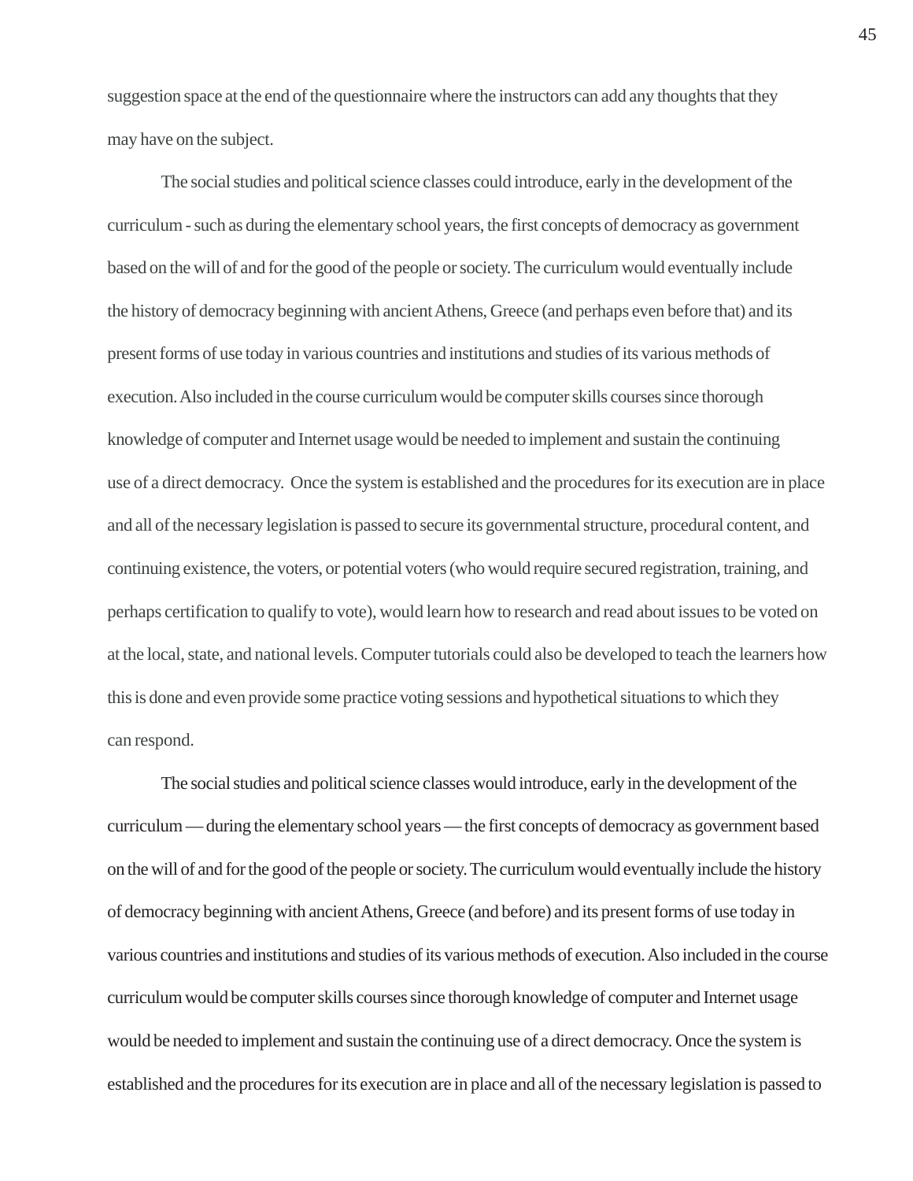suggestion space at the end of the questionnaire where the instructors can add any thoughts that they may have on the subject.

The social studies and political science classes could introduce, early in the development of the curriculum - such as during the elementary school years, the first concepts of democracy as government based on the will of and for the good of the people or society. The curriculum would eventually include the history of democracy beginning with ancient Athens, Greece (and perhaps even before that) and its present forms of use today in various countries and institutions and studies of its various methods of execution. Also included in the course curriculum would be computer skills courses since thorough knowledge of computer and Internet usage would be needed to implement and sustain the continuing use of a direct democracy.  Once the system is established and the procedures for its execution are in place and all of the necessary legislation is passed to secure its governmental structure, procedural content, and continuing existence, the voters, or potential voters (who would require secured registration, training, and perhaps certification to qualify to vote), would learn how to research and read about issues to be voted on at the local, state, and national levels. Computer tutorials could also be developed to teach the learners how this is done and even provide some practice voting sessions and hypothetical situations to which they can respond.

The social studies and political science classes would introduce, early in the development of the curriculum — during the elementary school years — the first concepts of democracy as government based on the will of and for the good of the people or society. The curriculum would eventually include the history of democracy beginning with ancient Athens, Greece (and before) and its present forms of use today in various countries and institutions and studies of its various methods of execution. Also included in the course curriculum would be computer skills courses since thorough knowledge of computer and Internet usage would be needed to implement and sustain the continuing use of a direct democracy. Once the system is established and the procedures for its execution are in place and all of the necessary legislation is passed to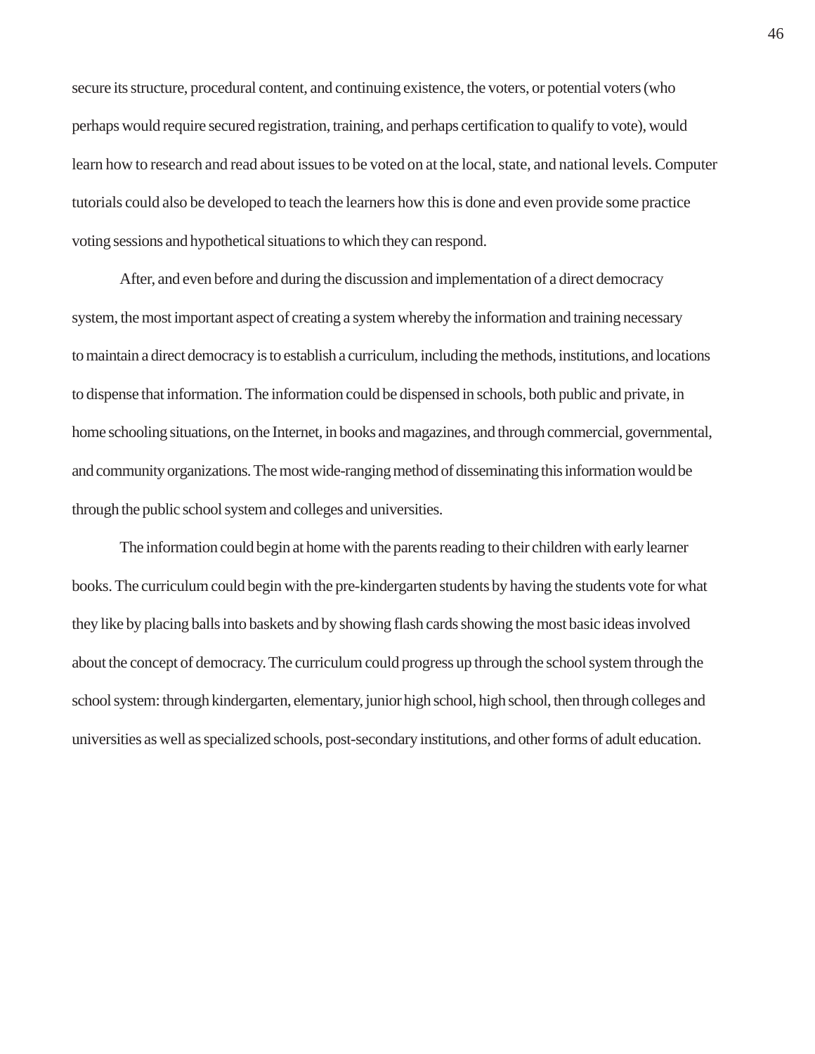secure its structure, procedural content, and continuing existence, the voters, or potential voters (who perhaps would require secured registration, training, and perhaps certification to qualify to vote), would learn how to research and read about issues to be voted on at the local, state, and national levels. Computer tutorials could also be developed to teach the learners how this is done and even provide some practice voting sessions and hypothetical situations to which they can respond.

After, and even before and during the discussion and implementation of a direct democracy system, the most important aspect of creating a system whereby the information and training necessary to maintain a direct democracy is to establish a curriculum, including the methods, institutions, and locations to dispense that information. The information could be dispensed in schools, both public and private, in home schooling situations, on the Internet, in books and magazines, and through commercial, governmental, and community organizations. The most wide-ranging method of disseminating this information would be through the public school system and colleges and universities.

The information could begin at home with the parents reading to their children with early learner books. The curriculum could begin with the pre-kindergarten students by having the students vote for what they like by placing balls into baskets and by showing flash cards showing the most basic ideas involved about the concept of democracy. The curriculum could progress up through the school system through the school system: through kindergarten, elementary, junior high school, high school, then through colleges and universities as well as specialized schools, post-secondary institutions, and other forms of adult education.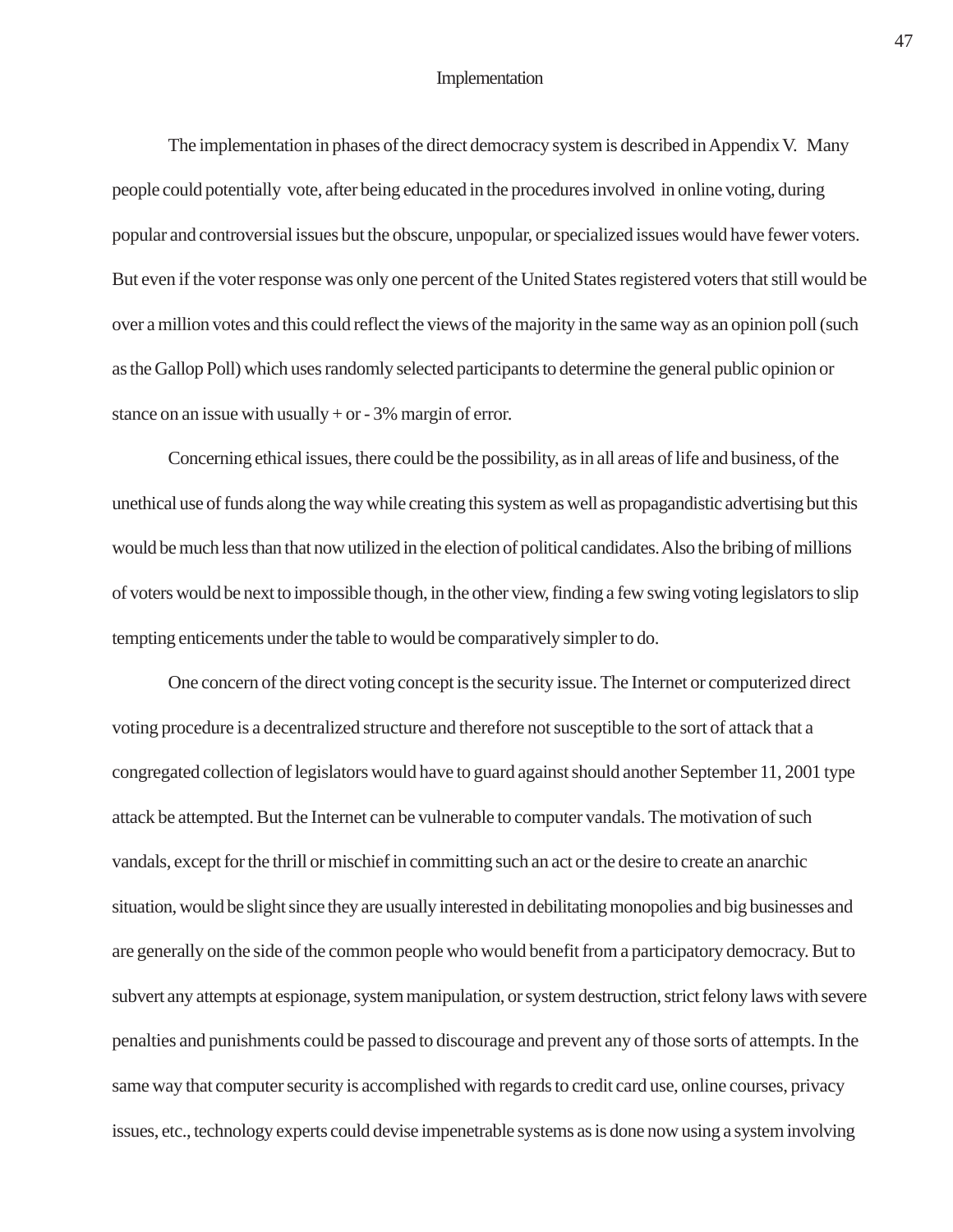## Implementation

The implementation in phases of the direct democracy system is described in Appendix V. Many people could potentially vote, after being educated in the procedures involved in online voting, during popular and controversial issues but the obscure, unpopular, or specialized issues would have fewer voters. But even if the voter response was only one percent of the United States registered voters that still would be over a million votes and this could reflect the views of the majority in the same way as an opinion poll (such as the Gallop Poll) which uses randomly selected participants to determine the general public opinion or stance on an issue with usually + or - 3% margin of error.

Concerning ethical issues, there could be the possibility, as in all areas of life and business, of the unethical use of funds along the way while creating this system as well as propagandistic advertising but this would be much less than that now utilized in the election of political candidates. Also the bribing of millions of voters would be next to impossible though, in the other view, finding a few swing voting legislators to slip tempting enticements under the table to would be comparatively simpler to do.

One concern of the direct voting concept is the security issue. The Internet or computerized direct voting procedure is a decentralized structure and therefore not susceptible to the sort of attack that a congregated collection of legislators would have to guard against should another September 11, 2001 type attack be attempted. But the Internet can be vulnerable to computer vandals. The motivation of such vandals, except for the thrill or mischief in committing such an act or the desire to create an anarchic situation, would be slight since they are usually interested in debilitating monopolies and big businesses and are generally on the side of the common people who would benefit from a participatory democracy. But to subvert any attempts at espionage, system manipulation, or system destruction, strict felony laws with severe penalties and punishments could be passed to discourage and prevent any of those sorts of attempts. In the same way that computer security is accomplished with regards to credit card use, online courses, privacy issues, etc., technology experts could devise impenetrable systems as is done now using a system involving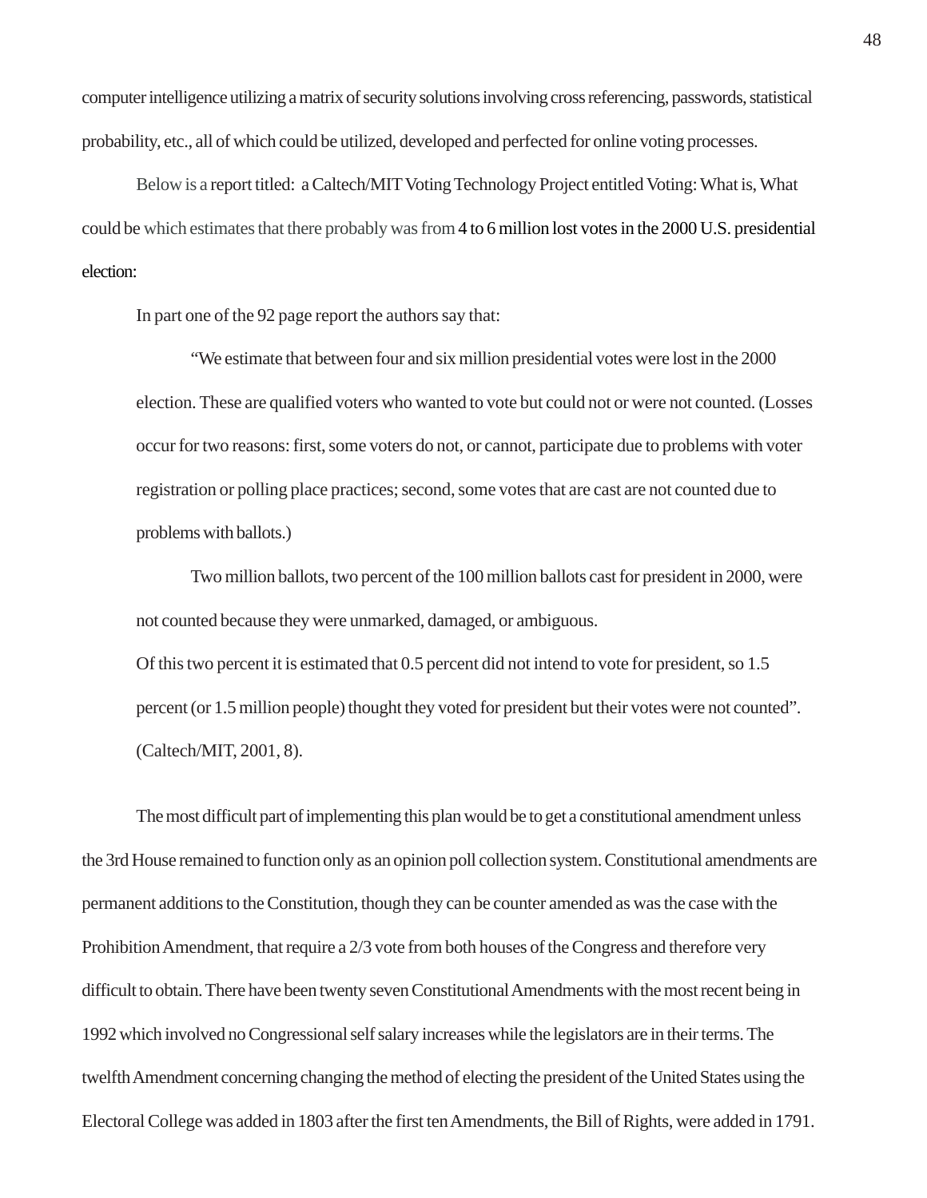computer intelligence utilizing a matrix of security solutions involving cross referencing, passwords, statistical probability, etc., all of which could be utilized, developed and perfected for online voting processes.

Below is a report titled: a Caltech/MIT Voting Technology Project entitled Voting: What is, What could be which estimates that there probably was from 4 to 6 million lost votes in the 2000 U.S. presidential election:

In part one of the 92 page report the authors say that:

> "We estimate that between four and six million presidential votes were lost in the 2000 election. These are qualified voters who wanted to vote but could not or were not counted. (Losses occur for two reasons: first, some voters do not, or cannot, participate due to problems with voter registration or polling place practices; second, some votes that are cast are not counted due to problems with ballots.)
>
> Two million ballots, two percent of the 100 million ballots cast for president in 2000, were not counted because they were unmarked, damaged, or ambiguous.
> Of this two percent it is estimated that 0.5 percent did not intend to vote for president, so 1.5 percent (or 1.5 million people) thought they voted for president but their votes were not counted". (Caltech/MIT, 2001, 8).

The most difficult part of implementing this plan would be to get a constitutional amendment unless the 3rd House remained to function only as an opinion poll collection system. Constitutional amendments are permanent additions to the Constitution, though they can be counter amended as was the case with the Prohibition Amendment, that require a 2/3 vote from both houses of the Congress and therefore very difficult to obtain. There have been twenty seven Constitutional Amendments with the most recent being in 1992 which involved no Congressional self salary increases while the legislators are in their terms. The twelfth Amendment concerning changing the method of electing the president of the United States using the Electoral College was added in 1803 after the first ten Amendments, the Bill of Rights, were added in 1791.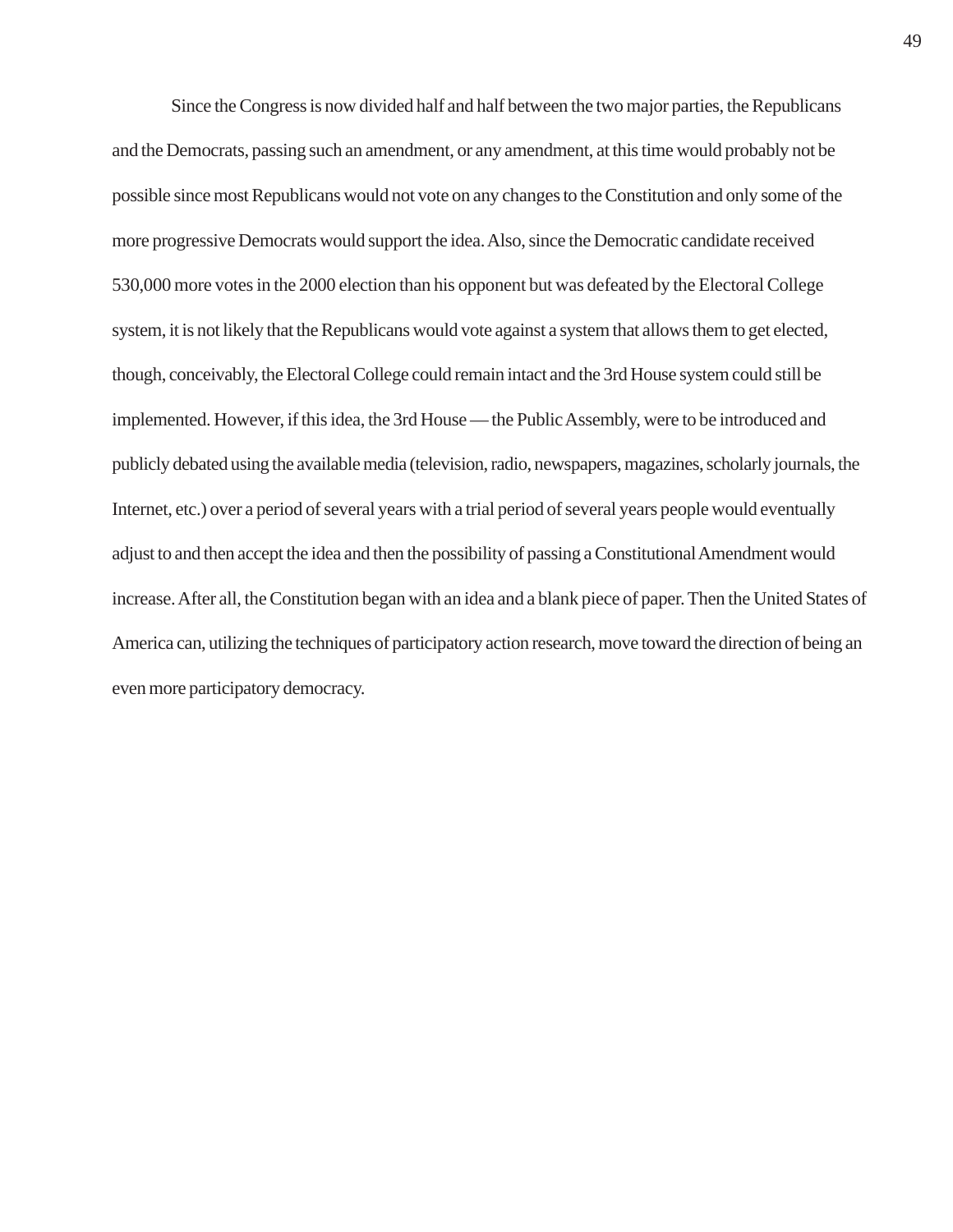Since the Congress is now divided half and half between the two major parties, the Republicans and the Democrats, passing such an amendment, or any amendment, at this time would probably not be possible since most Republicans would not vote on any changes to the Constitution and only some of the more progressive Democrats would support the idea. Also, since the Democratic candidate received 530,000 more votes in the 2000 election than his opponent but was defeated by the Electoral College system, it is not likely that the Republicans would vote against a system that allows them to get elected, though, conceivably, the Electoral College could remain intact and the 3rd House system could still be implemented. However, if this idea, the 3rd House — the Public Assembly, were to be introduced and publicly debated using the available media (television, radio, newspapers, magazines, scholarly journals, the Internet, etc.) over a period of several years with a trial period of several years people would eventually adjust to and then accept the idea and then the possibility of passing a Constitutional Amendment would increase. After all, the Constitution began with an idea and a blank piece of paper. Then the United States of America can, utilizing the techniques of participatory action research, move toward the direction of being an even more participatory democracy.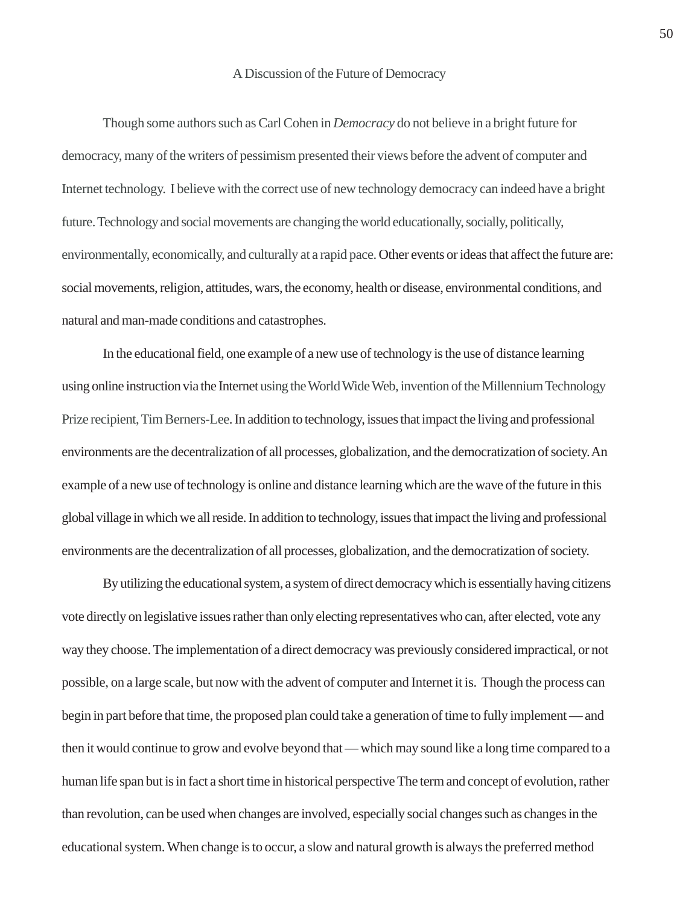## A Discussion of the Future of Democracy

Though some authors such as Carl Cohen in *Democracy* do not believe in a bright future for democracy, many of the writers of pessimism presented their views before the advent of computer and Internet technology.  I believe with the correct use of new technology democracy can indeed have a bright future. Technology and social movements are changing the world educationally, socially, politically, environmentally, economically, and culturally at a rapid pace. Other events or ideas that affect the future are: social movements, religion, attitudes, wars, the economy, health or disease, environmental conditions, and natural and man-made conditions and catastrophes.

In the educational field, one example of a new use of technology is the use of distance learning using online instruction via the Internet using the World Wide Web, invention of the Millennium Technology Prize recipient, Tim Berners-Lee. In addition to technology, issues that impact the living and professional environments are the decentralization of all processes, globalization, and the democratization of society. An example of a new use of technology is online and distance learning which are the wave of the future in this global village in which we all reside. In addition to technology, issues that impact the living and professional environments are the decentralization of all processes, globalization, and the democratization of society.

By utilizing the educational system, a system of direct democracy which is essentially having citizens vote directly on legislative issues rather than only electing representatives who can, after elected, vote any way they choose. The implementation of a direct democracy was previously considered impractical, or not possible, on a large scale, but now with the advent of computer and Internet it is.  Though the process can begin in part before that time, the proposed plan could take a generation of time to fully implement — and then it would continue to grow and evolve beyond that — which may sound like a long time compared to a human life span but is in fact a short time in historical perspective The term and concept of evolution, rather than revolution, can be used when changes are involved, especially social changes such as changes in the educational system. When change is to occur, a slow and natural growth is always the preferred method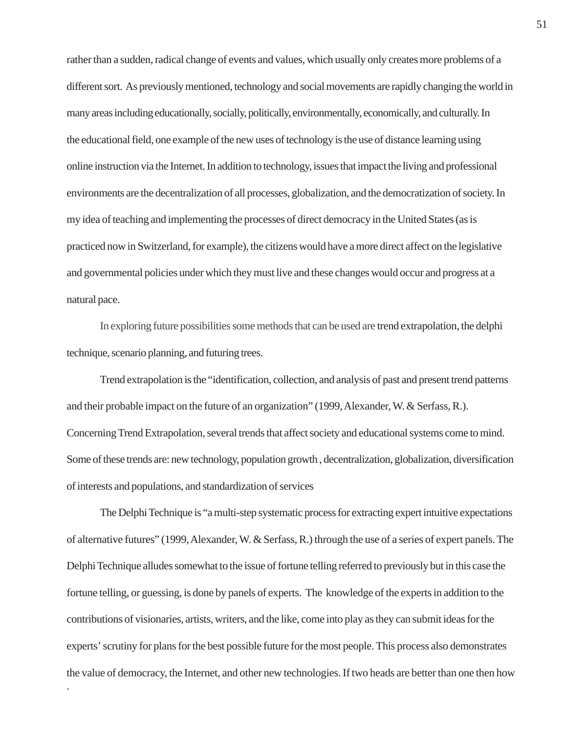rather than a sudden, radical change of events and values, which usually only creates more problems of a different sort. As previously mentioned, technology and social movements are rapidly changing the world in many areas including educationally, socially, politically, environmentally, economically, and culturally. In the educational field, one example of the new uses of technology is the use of distance learning using online instruction via the Internet. In addition to technology, issues that impact the living and professional environments are the decentralization of all processes, globalization, and the democratization of society. In my idea of teaching and implementing the processes of direct democracy in the United States (as is practiced now in Switzerland, for example), the citizens would have a more direct affect on the legislative and governmental policies under which they must live and these changes would occur and progress at a natural pace.

In exploring future possibilities some methods that can be used are trend extrapolation, the delphi technique, scenario planning, and futuring trees.

Trend extrapolation is the "identification, collection, and analysis of past and present trend patterns and their probable impact on the future of an organization" (1999, Alexander, W. & Serfass, R.). Concerning Trend Extrapolation, several trends that affect society and educational systems come to mind. Some of these trends are: new technology, population growth , decentralization, globalization, diversification of interests and populations, and standardization of services

The Delphi Technique is "a multi-step systematic process for extracting expert intuitive expectations of alternative futures" (1999, Alexander, W. & Serfass, R.) through the use of a series of expert panels. The Delphi Technique alludes somewhat to the issue of fortune telling referred to previously but in this case the fortune telling, or guessing, is done by panels of experts. The knowledge of the experts in addition to the contributions of visionaries, artists, writers, and the like, come into play as they can submit ideas for the experts' scrutiny for plans for the best possible future for the most people. This process also demonstrates the value of democracy, the Internet, and other new technologies. If two heads are better than one then how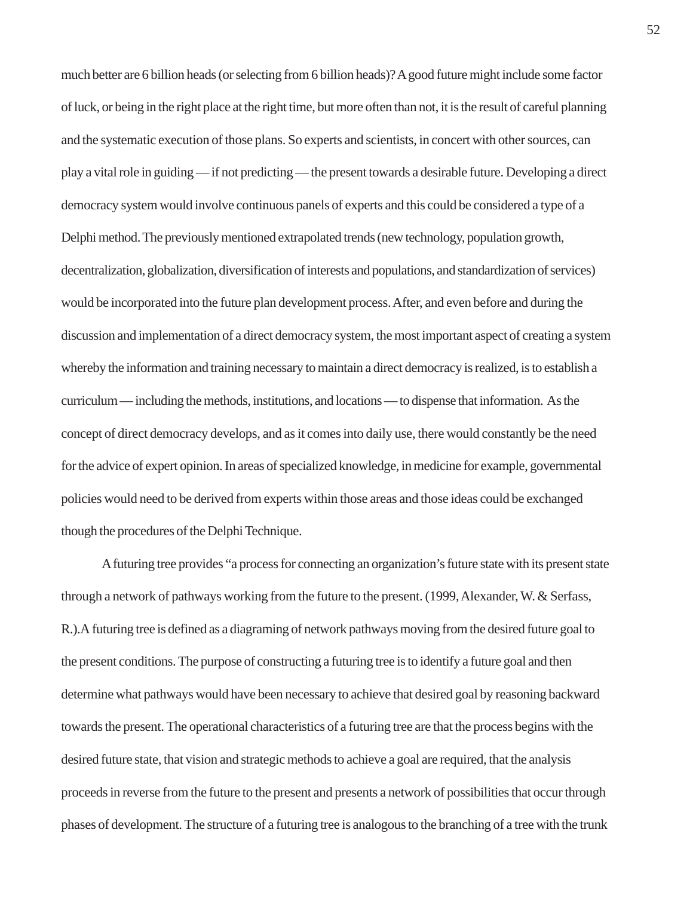much better are 6 billion heads (or selecting from 6 billion heads)? A good future might include some factor of luck, or being in the right place at the right time, but more often than not, it is the result of careful planning and the systematic execution of those plans. So experts and scientists, in concert with other sources, can play a vital role in guiding — if not predicting — the present towards a desirable future. Developing a direct democracy system would involve continuous panels of experts and this could be considered a type of a Delphi method. The previously mentioned extrapolated trends (new technology, population growth, decentralization, globalization, diversification of interests and populations, and standardization of services) would be incorporated into the future plan development process. After, and even before and during the discussion and implementation of a direct democracy system, the most important aspect of creating a system whereby the information and training necessary to maintain a direct democracy is realized, is to establish a curriculum — including the methods, institutions, and locations — to dispense that information. As the concept of direct democracy develops, and as it comes into daily use, there would constantly be the need for the advice of expert opinion. In areas of specialized knowledge, in medicine for example, governmental policies would need to be derived from experts within those areas and those ideas could be exchanged though the procedures of the Delphi Technique.

A futuring tree provides "a process for connecting an organization's future state with its present state through a network of pathways working from the future to the present. (1999, Alexander, W. & Serfass, R.).A futuring tree is defined as a diagraming of network pathways moving from the desired future goal to the present conditions. The purpose of constructing a futuring tree is to identify a future goal and then determine what pathways would have been necessary to achieve that desired goal by reasoning backward towards the present. The operational characteristics of a futuring tree are that the process begins with the desired future state, that vision and strategic methods to achieve a goal are required, that the analysis proceeds in reverse from the future to the present and presents a network of possibilities that occur through phases of development. The structure of a futuring tree is analogous to the branching of a tree with the trunk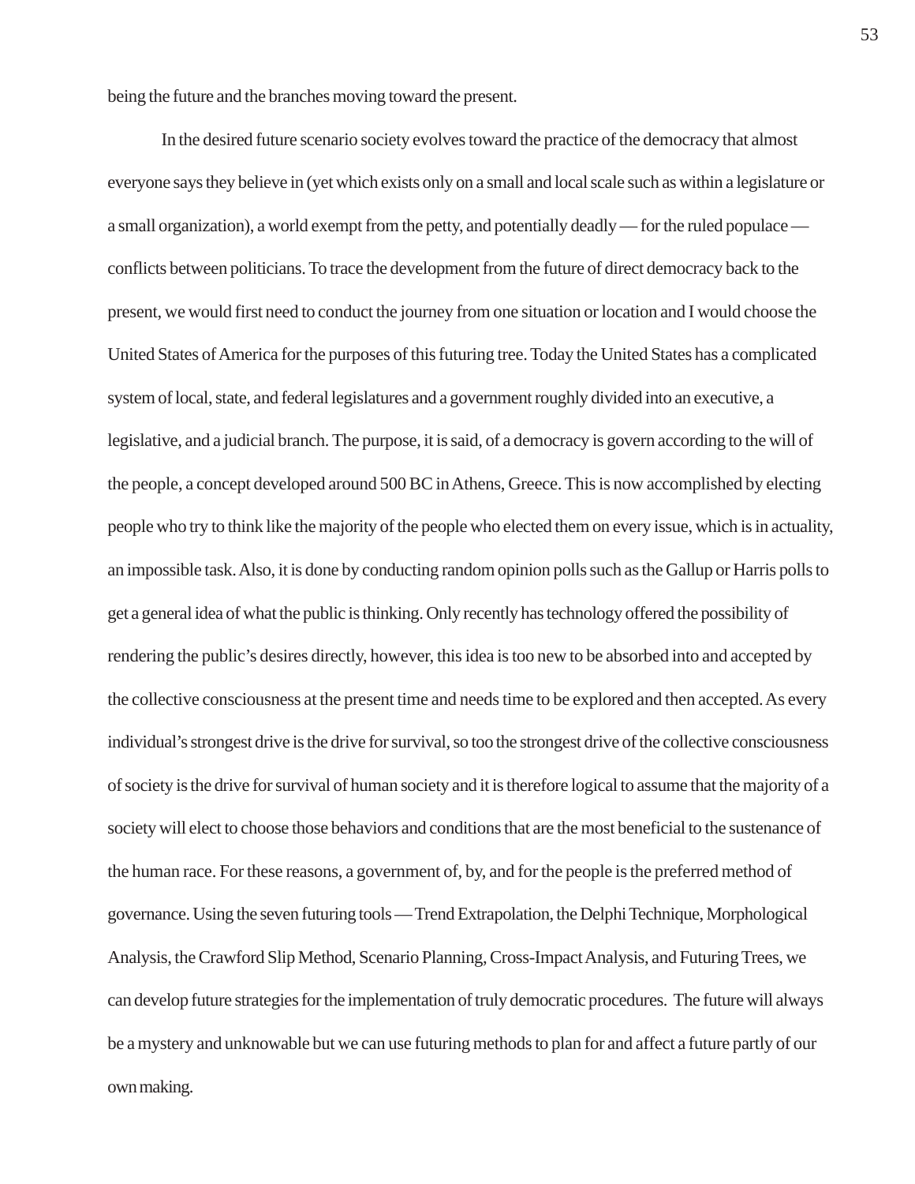being the future and the branches moving toward the present.

In the desired future scenario society evolves toward the practice of the democracy that almost everyone says they believe in (yet which exists only on a small and local scale such as within a legislature or a small organization), a world exempt from the petty, and potentially deadly — for the ruled populace — conflicts between politicians. To trace the development from the future of direct democracy back to the present, we would first need to conduct the journey from one situation or location and I would choose the United States of America for the purposes of this futuring tree. Today the United States has a complicated system of local, state, and federal legislatures and a government roughly divided into an executive, a legislative, and a judicial branch. The purpose, it is said, of a democracy is govern according to the will of the people, a concept developed around 500 BC in Athens, Greece. This is now accomplished by electing people who try to think like the majority of the people who elected them on every issue, which is in actuality, an impossible task. Also, it is done by conducting random opinion polls such as the Gallup or Harris polls to get a general idea of what the public is thinking. Only recently has technology offered the possibility of rendering the public's desires directly, however, this idea is too new to be absorbed into and accepted by the collective consciousness at the present time and needs time to be explored and then accepted. As every individual's strongest drive is the drive for survival, so too the strongest drive of the collective consciousness of society is the drive for survival of human society and it is therefore logical to assume that the majority of a society will elect to choose those behaviors and conditions that are the most beneficial to the sustenance of the human race. For these reasons, a government of, by, and for the people is the preferred method of governance. Using the seven futuring tools — Trend Extrapolation, the Delphi Technique, Morphological Analysis, the Crawford Slip Method, Scenario Planning, Cross-Impact Analysis, and Futuring Trees, we can develop future strategies for the implementation of truly democratic procedures. The future will always be a mystery and unknowable but we can use futuring methods to plan for and affect a future partly of our own making.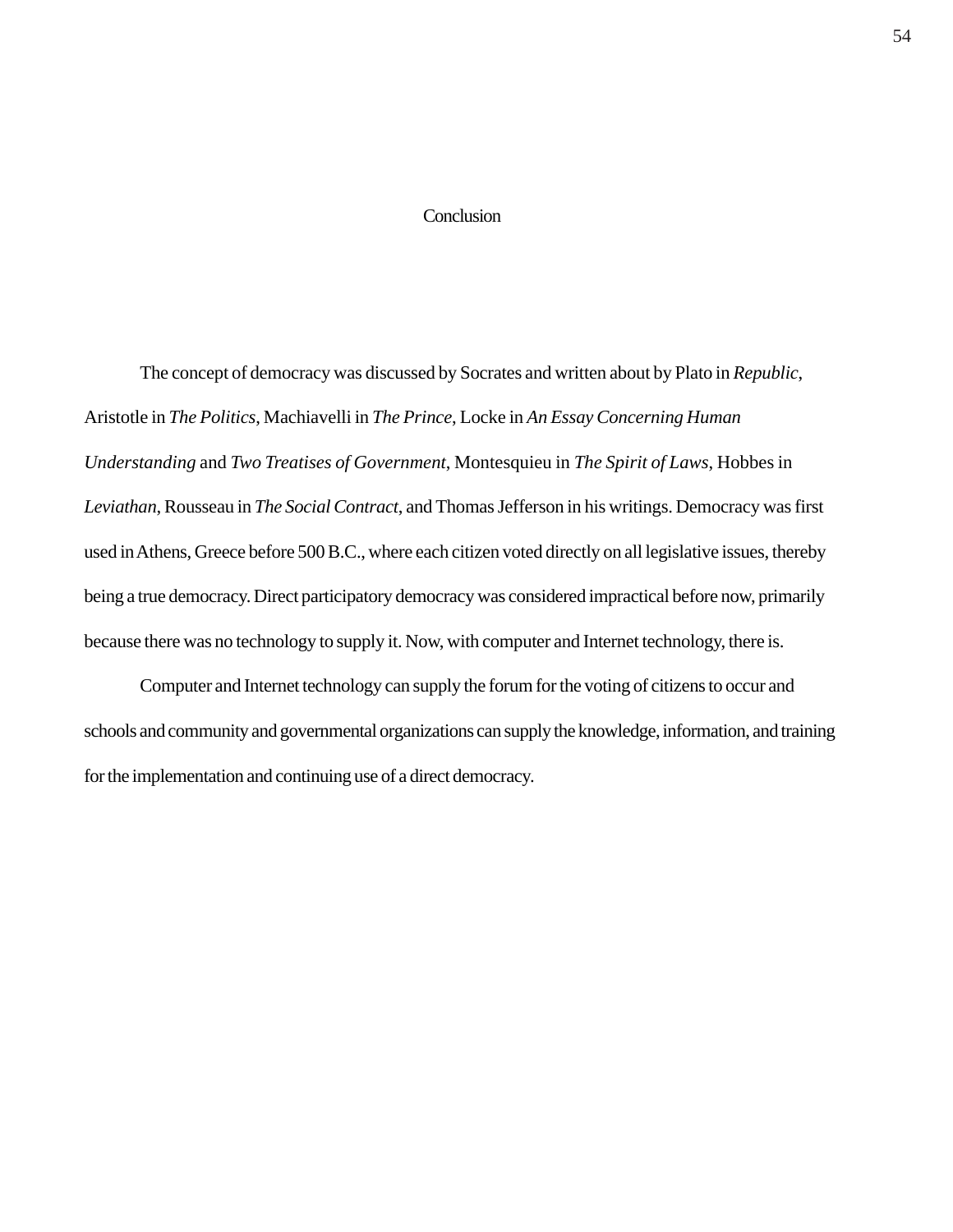# Conclusion

The concept of democracy was discussed by Socrates and written about by Plato in *Republic*, Aristotle in *The Politics*, Machiavelli in *The Prince*, Locke in *An Essay Concerning Human Understanding* and *Two Treatises of Government*, Montesquieu in *The Spirit of Laws*, Hobbes in *Leviathan*, Rousseau in *The Social Contract*, and Thomas Jefferson in his writings. Democracy was first used in Athens, Greece before 500 B.C., where each citizen voted directly on all legislative issues, thereby being a true democracy. Direct participatory democracy was considered impractical before now, primarily because there was no technology to supply it. Now, with computer and Internet technology, there is.

Computer and Internet technology can supply the forum for the voting of citizens to occur and schools and community and governmental organizations can supply the knowledge, information, and training for the implementation and continuing use of a direct democracy.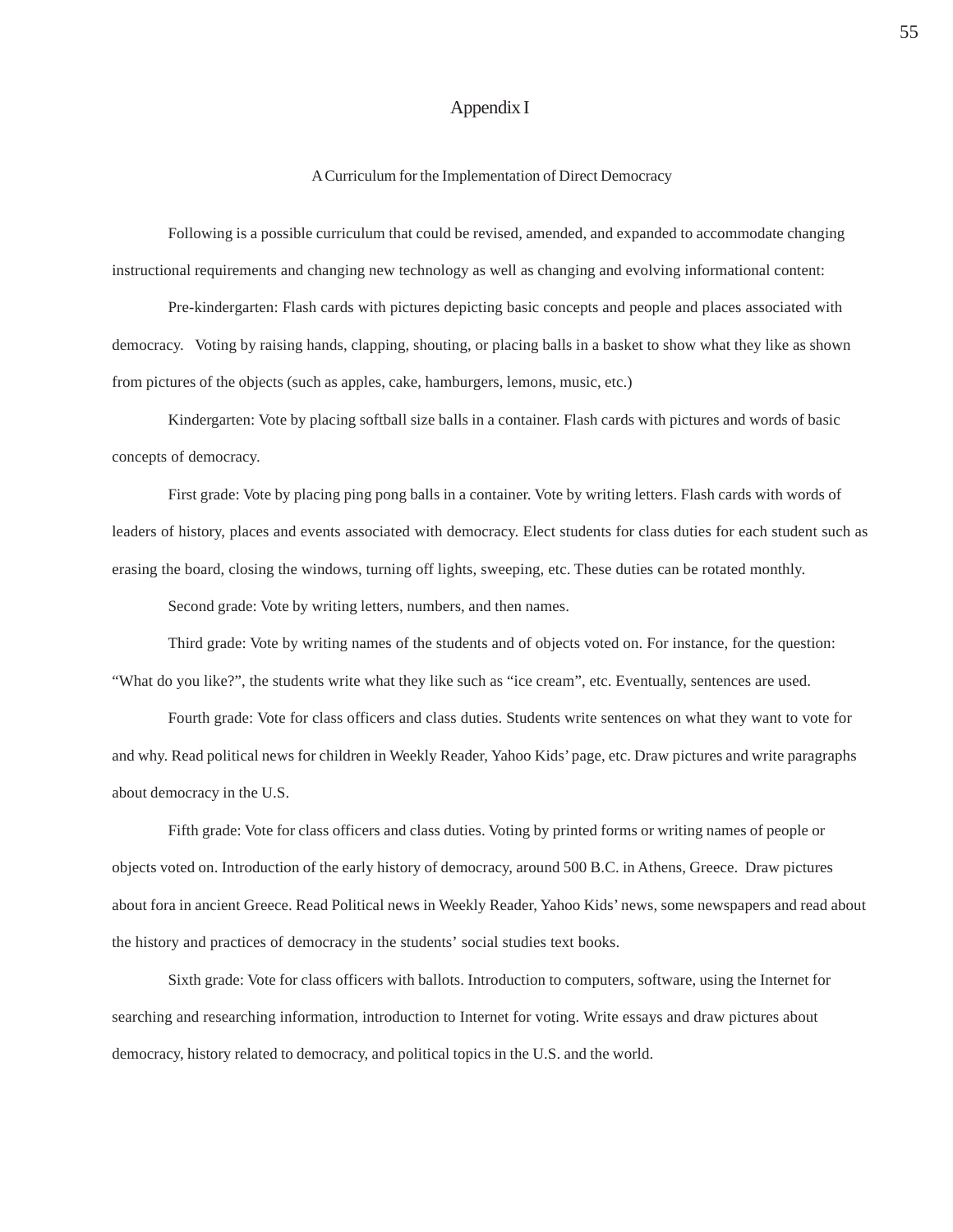# Appendix I

## A Curriculum for the Implementation of Direct Democracy

Following is a possible curriculum that could be revised, amended, and expanded to accommodate changing instructional requirements and changing new technology as well as changing and evolving informational content:

Pre-kindergarten: Flash cards with pictures depicting basic concepts and people and places associated with democracy. Voting by raising hands, clapping, shouting, or placing balls in a basket to show what they like as shown from pictures of the objects (such as apples, cake, hamburgers, lemons, music, etc.)

Kindergarten: Vote by placing softball size balls in a container. Flash cards with pictures and words of basic concepts of democracy.

First grade: Vote by placing ping pong balls in a container. Vote by writing letters. Flash cards with words of leaders of history, places and events associated with democracy. Elect students for class duties for each student such as erasing the board, closing the windows, turning off lights, sweeping, etc. These duties can be rotated monthly.

Second grade: Vote by writing letters, numbers, and then names.

Third grade: Vote by writing names of the students and of objects voted on. For instance, for the question: "What do you like?", the students write what they like such as "ice cream", etc. Eventually, sentences are used.

Fourth grade: Vote for class officers and class duties. Students write sentences on what they want to vote for and why. Read political news for children in Weekly Reader, Yahoo Kids' page, etc. Draw pictures and write paragraphs about democracy in the U.S.

Fifth grade: Vote for class officers and class duties. Voting by printed forms or writing names of people or objects voted on. Introduction of the early history of democracy, around 500 B.C. in Athens, Greece. Draw pictures about fora in ancient Greece. Read Political news in Weekly Reader, Yahoo Kids' news, some newspapers and read about the history and practices of democracy in the students' social studies text books.

Sixth grade: Vote for class officers with ballots. Introduction to computers, software, using the Internet for searching and researching information, introduction to Internet for voting. Write essays and draw pictures about democracy, history related to democracy, and political topics in the U.S. and the world.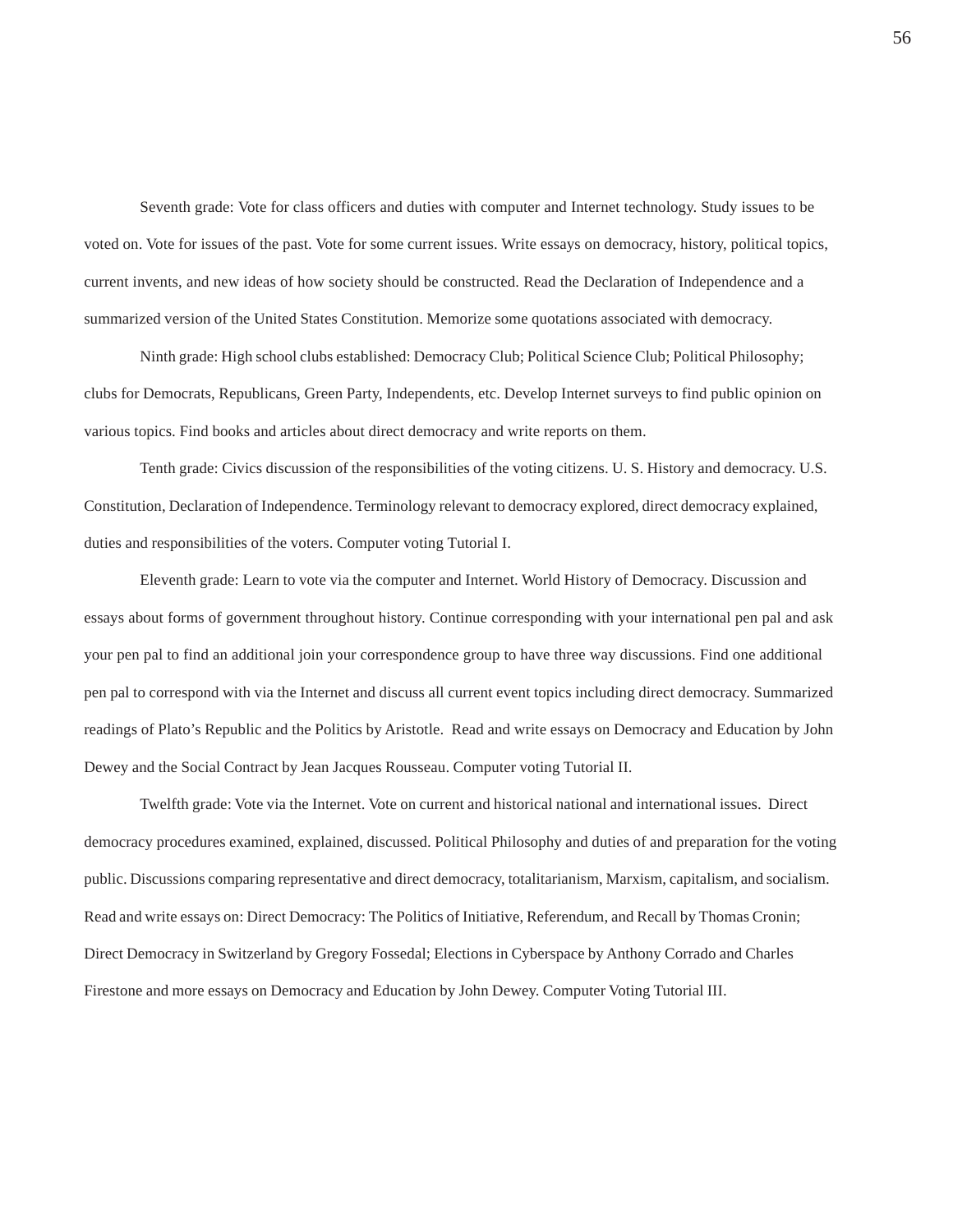Seventh grade: Vote for class officers and duties with computer and Internet technology. Study issues to be voted on. Vote for issues of the past. Vote for some current issues. Write essays on democracy, history, political topics, current invents, and new ideas of how society should be constructed. Read the Declaration of Independence and a summarized version of the United States Constitution. Memorize some quotations associated with democracy.

Ninth grade: High school clubs established: Democracy Club; Political Science Club; Political Philosophy; clubs for Democrats, Republicans, Green Party, Independents, etc. Develop Internet surveys to find public opinion on various topics. Find books and articles about direct democracy and write reports on them.

Tenth grade: Civics discussion of the responsibilities of the voting citizens. U. S. History and democracy. U.S. Constitution, Declaration of Independence. Terminology relevant to democracy explored, direct democracy explained, duties and responsibilities of the voters. Computer voting Tutorial I.

Eleventh grade: Learn to vote via the computer and Internet. World History of Democracy. Discussion and essays about forms of government throughout history. Continue corresponding with your international pen pal and ask your pen pal to find an additional join your correspondence group to have three way discussions. Find one additional pen pal to correspond with via the Internet and discuss all current event topics including direct democracy. Summarized readings of Plato's Republic and the Politics by Aristotle. Read and write essays on Democracy and Education by John Dewey and the Social Contract by Jean Jacques Rousseau. Computer voting Tutorial II.

Twelfth grade: Vote via the Internet. Vote on current and historical national and international issues. Direct democracy procedures examined, explained, discussed. Political Philosophy and duties of and preparation for the voting public. Discussions comparing representative and direct democracy, totalitarianism, Marxism, capitalism, and socialism. Read and write essays on: Direct Democracy: The Politics of Initiative, Referendum, and Recall by Thomas Cronin; Direct Democracy in Switzerland by Gregory Fossedal; Elections in Cyberspace by Anthony Corrado and Charles Firestone and more essays on Democracy and Education by John Dewey. Computer Voting Tutorial III.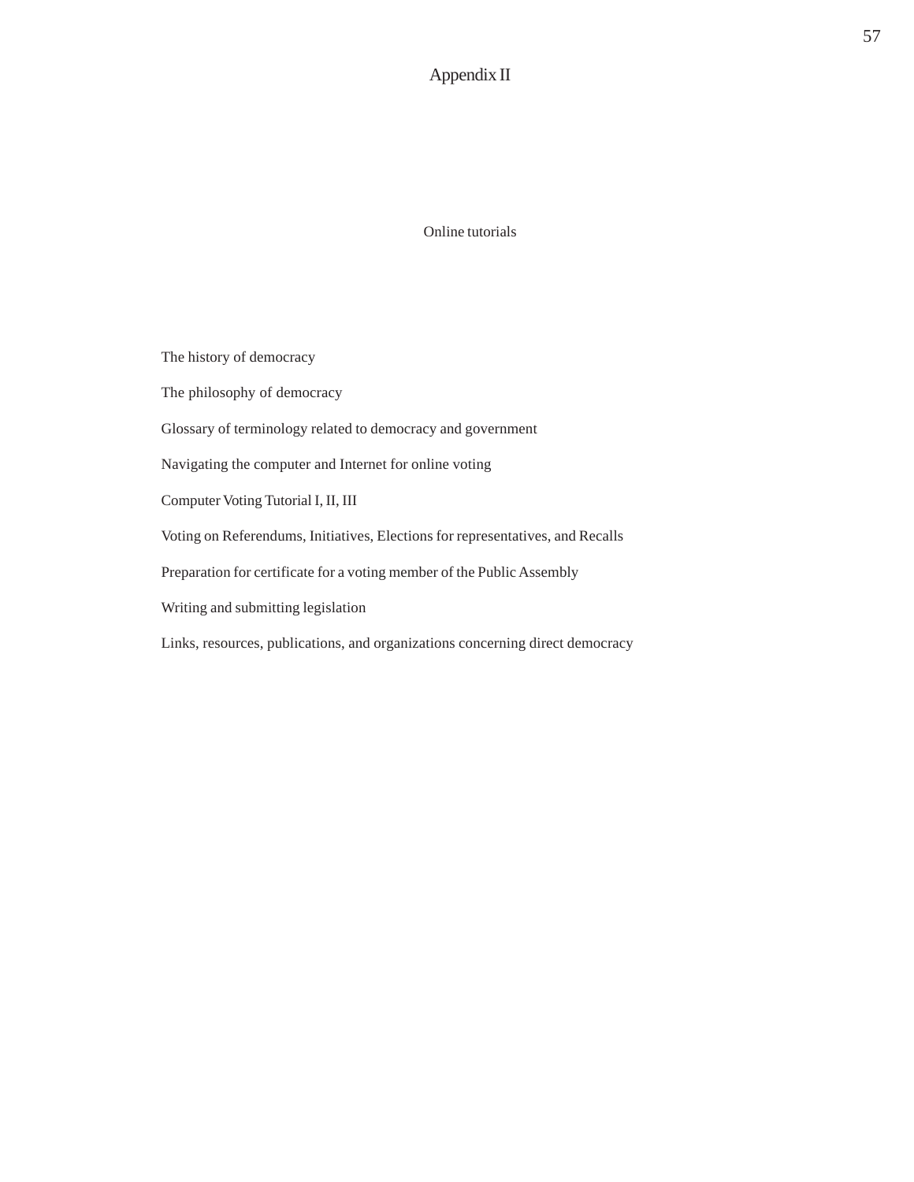# Appendix II

## Online tutorials

The history of democracy

The philosophy of democracy

Glossary of terminology related to democracy and government

Navigating the computer and Internet for online voting

Computer Voting Tutorial I, II, III

Voting on Referendums, Initiatives, Elections for representatives, and Recalls

Preparation for certificate for a voting member of the Public Assembly

Writing and submitting legislation

Links, resources, publications, and organizations concerning direct democracy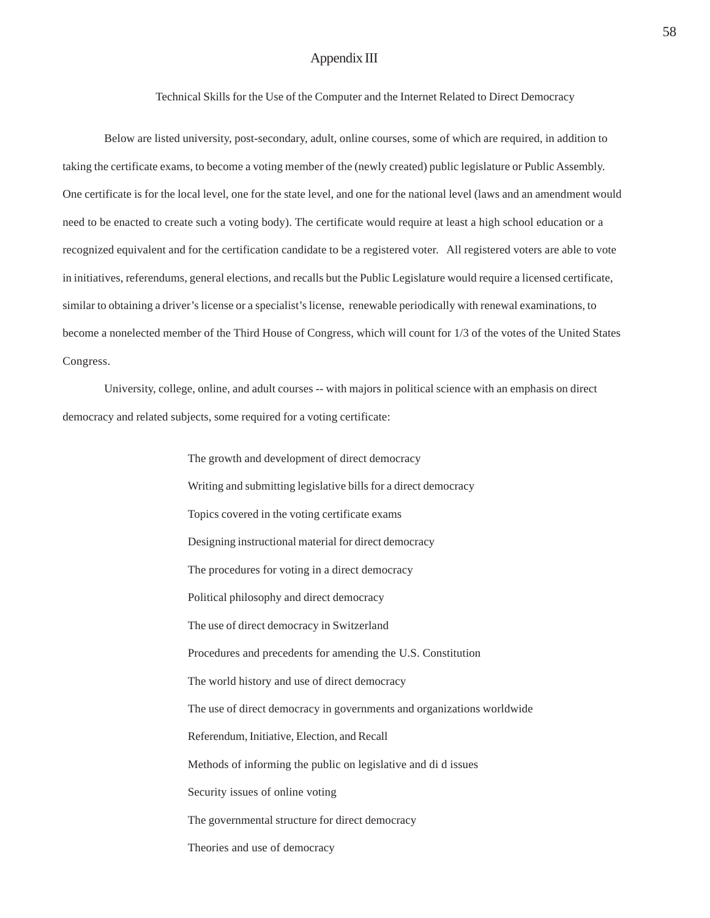# Appendix III

## Technical Skills for the Use of the Computer and the Internet Related to Direct Democracy

Below are listed university, post-secondary, adult, online courses, some of which are required, in addition to taking the certificate exams, to become a voting member of the (newly created) public legislature or Public Assembly. One certificate is for the local level, one for the state level, and one for the national level (laws and an amendment would need to be enacted to create such a voting body). The certificate would require at least a high school education or a recognized equivalent and for the certification candidate to be a registered voter. All registered voters are able to vote in initiatives, referendums, general elections, and recalls but the Public Legislature would require a licensed certificate, similar to obtaining a driver's license or a specialist's license, renewable periodically with renewal examinations, to become a nonelected member of the Third House of Congress, which will count for 1/3 of the votes of the United States Congress.

University, college, online, and adult courses -- with majors in political science with an emphasis on direct democracy and related subjects, some required for a voting certificate:

- The growth and development of direct democracy
- Writing and submitting legislative bills for a direct democracy
- Topics covered in the voting certificate exams
- Designing instructional material for direct democracy
- The procedures for voting in a direct democracy
- Political philosophy and direct democracy
- The use of direct democracy in Switzerland
- Procedures and precedents for amending the U.S. Constitution
- The world history and use of direct democracy
- The use of direct democracy in governments and organizations worldwide
- Referendum, Initiative, Election, and Recall
- Methods of informing the public on legislative and di d issues
- Security issues of online voting
- The governmental structure for direct democracy
- Theories and use of democracy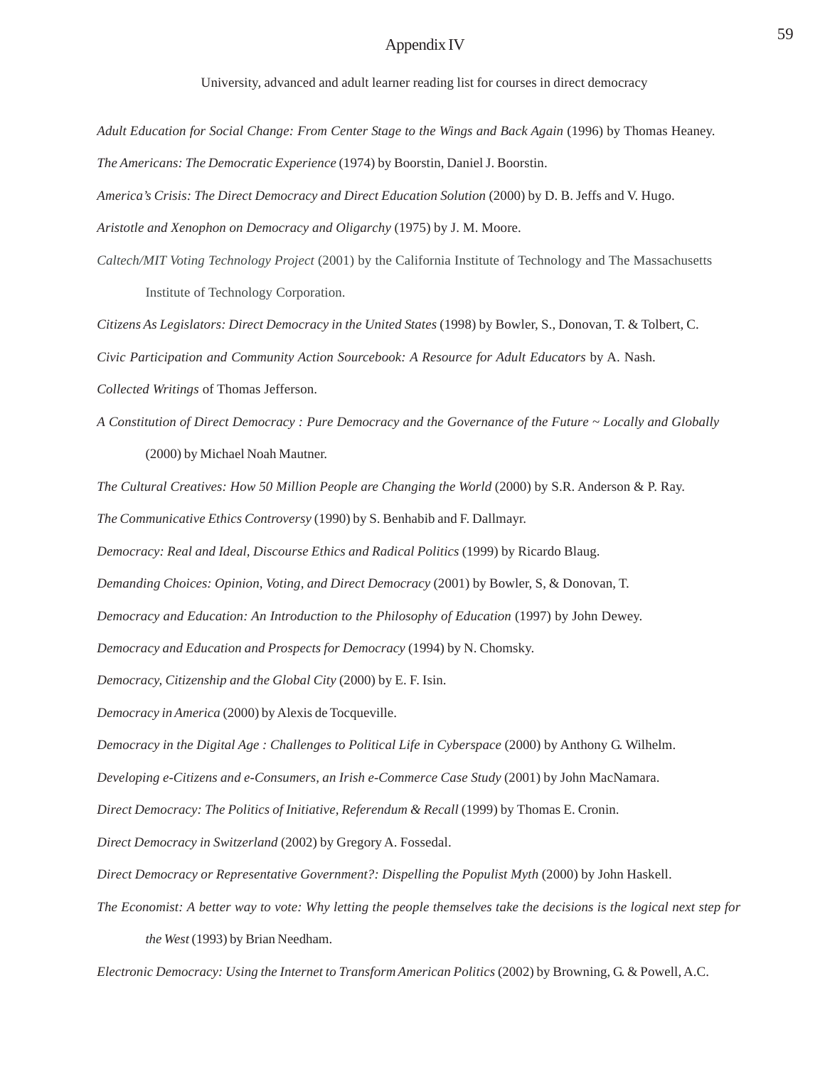# Appendix IV

University, advanced and adult learner reading list for courses in direct democracy

*Adult Education for Social Change: From Center Stage to the Wings and Back Again* (1996) by Thomas Heaney.

*The Americans: The Democratic Experience* (1974) by Boorstin, Daniel J. Boorstin.

*America's Crisis: The Direct Democracy and Direct Education Solution* (2000) by D. B. Jeffs and V. Hugo.

*Aristotle and Xenophon on Democracy and Oligarchy* (1975) by J. M. Moore.

*Caltech/MIT Voting Technology Project* (2001) by the California Institute of Technology and The Massachusetts Institute of Technology Corporation.

*Citizens As Legislators: Direct Democracy in the United States* (1998) by Bowler, S., Donovan, T. & Tolbert, C.

*Civic Participation and Community Action Sourcebook: A Resource for Adult Educators* by A. Nash.

*Collected Writings* of Thomas Jefferson.

*A Constitution of Direct Democracy : Pure Democracy and the Governance of the Future ~ Locally and Globally* (2000) by Michael Noah Mautner.

*The Cultural Creatives: How 50 Million People are Changing the World* (2000) by S.R. Anderson & P. Ray.

*The Communicative Ethics Controversy* (1990) by S. Benhabib and F. Dallmayr.

*Democracy: Real and Ideal, Discourse Ethics and Radical Politics* (1999) by Ricardo Blaug.

*Demanding Choices: Opinion, Voting, and Direct Democracy* (2001) by Bowler, S, & Donovan, T.

*Democracy and Education: An Introduction to the Philosophy of Education* (1997) by John Dewey.

*Democracy and Education and Prospects for Democracy* (1994) by N. Chomsky.

*Democracy, Citizenship and the Global City* (2000) by E. F. Isin.

*Democracy in America* (2000) by Alexis de Tocqueville.

*Democracy in the Digital Age : Challenges to Political Life in Cyberspace* (2000) by Anthony G. Wilhelm.

*Developing e-Citizens and e-Consumers, an Irish e-Commerce Case Study* (2001) by John MacNamara.

*Direct Democracy: The Politics of Initiative, Referendum & Recall* (1999) by Thomas E. Cronin.

*Direct Democracy in Switzerland* (2002) by Gregory A. Fossedal.

*Direct Democracy or Representative Government?: Dispelling the Populist Myth* (2000) by John Haskell.

*The Economist: A better way to vote: Why letting the people themselves take the decisions is the logical next step for the West* (1993) by Brian Needham.

*Electronic Democracy: Using the Internet to Transform American Politics* (2002) by Browning, G. & Powell, A.C.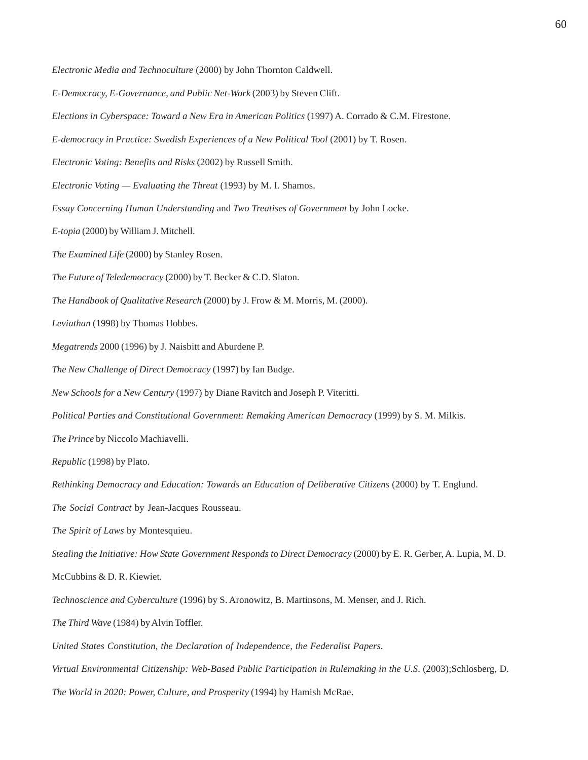*Electronic Media and Technoculture* (2000) by John Thornton Caldwell.

*E-Democracy, E-Governance, and Public Net-Work* (2003) by Steven Clift.

*Elections in Cyberspace: Toward a New Era in American Politics* (1997) A. Corrado & C.M. Firestone.

*E-democracy in Practice: Swedish Experiences of a New Political Tool* (2001) by T. Rosen.

*Electronic Voting: Benefits and Risks* (2002) by Russell Smith.

*Electronic Voting — Evaluating the Threat* (1993) by M. I. Shamos.

*Essay Concerning Human Understanding* and *Two Treatises of Government* by John Locke.

*E-topia* (2000) by William J. Mitchell.

*The Examined Life* (2000) by Stanley Rosen.

*The Future of Teledemocracy* (2000) by T. Becker & C.D. Slaton.

*The Handbook of Qualitative Research* (2000) by J. Frow & M. Morris, M. (2000).

*Leviathan* (1998) by Thomas Hobbes.

*Megatrends* 2000 (1996) by J. Naisbitt and Aburdene P.

*The New Challenge of Direct Democracy* (1997) by Ian Budge.

*New Schools for a New Century* (1997) by Diane Ravitch and Joseph P. Viteritti.

*Political Parties and Constitutional Government: Remaking American Democracy* (1999) by S. M. Milkis.

*The Prince* by Niccolo Machiavelli.

*Republic* (1998) by Plato.

*Rethinking Democracy and Education: Towards an Education of Deliberative Citizens* (2000) by T. Englund.

*The Social Contract* by Jean-Jacques Rousseau.

*The Spirit of Laws* by Montesquieu.

*Stealing the Initiative: How State Government Responds to Direct Democracy* (2000) by E. R. Gerber, A. Lupia, M. D. McCubbins & D. R. Kiewiet.

*Technoscience and Cyberculture* (1996) by S. Aronowitz, B. Martinsons, M. Menser, and J. Rich.

*The Third Wave* (1984) by Alvin Toffler.

*United States Constitution, the Declaration of Independence, the Federalist Papers.*

*Virtual Environmental Citizenship: Web-Based Public Participation in Rulemaking in the U.S.* (2003);Schlosberg, D.

*The World in 2020: Power, Culture, and Prosperity* (1994) by Hamish McRae.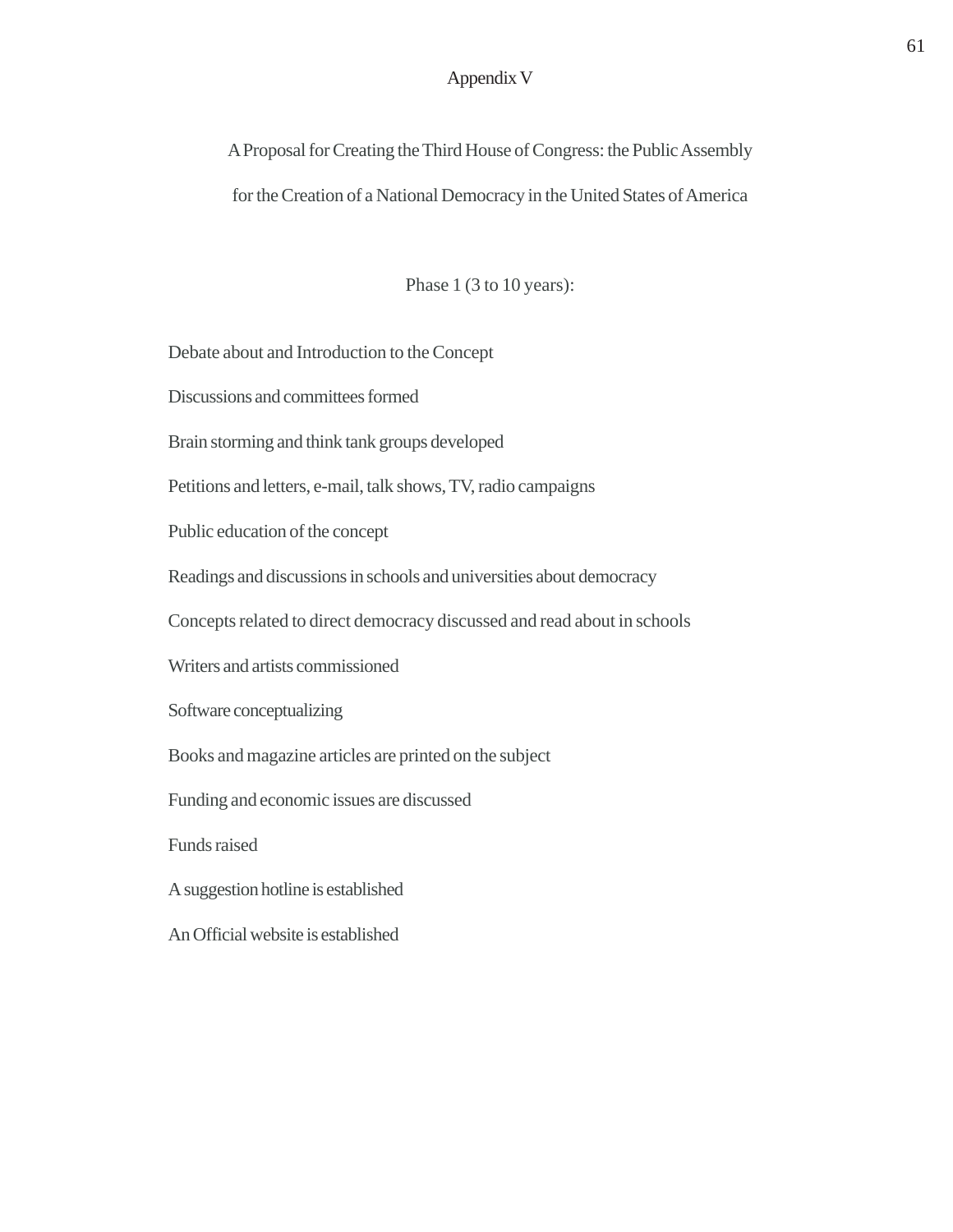# Appendix V

## A Proposal for Creating the Third House of Congress: the Public Assembly for the Creation of a National Democracy in the United States of America

### Phase 1 (3 to 10 years):

Debate about and Introduction to the Concept

Discussions and committees formed

Brain storming and think tank groups developed

Petitions and letters, e-mail, talk shows, TV, radio campaigns

Public education of the concept

Readings and discussions in schools and universities about democracy

Concepts related to direct democracy discussed and read about in schools

Writers and artists commissioned

Software conceptualizing

Books and magazine articles are printed on the subject

Funding and economic issues are discussed

Funds raised

A suggestion hotline is established

An Official website is established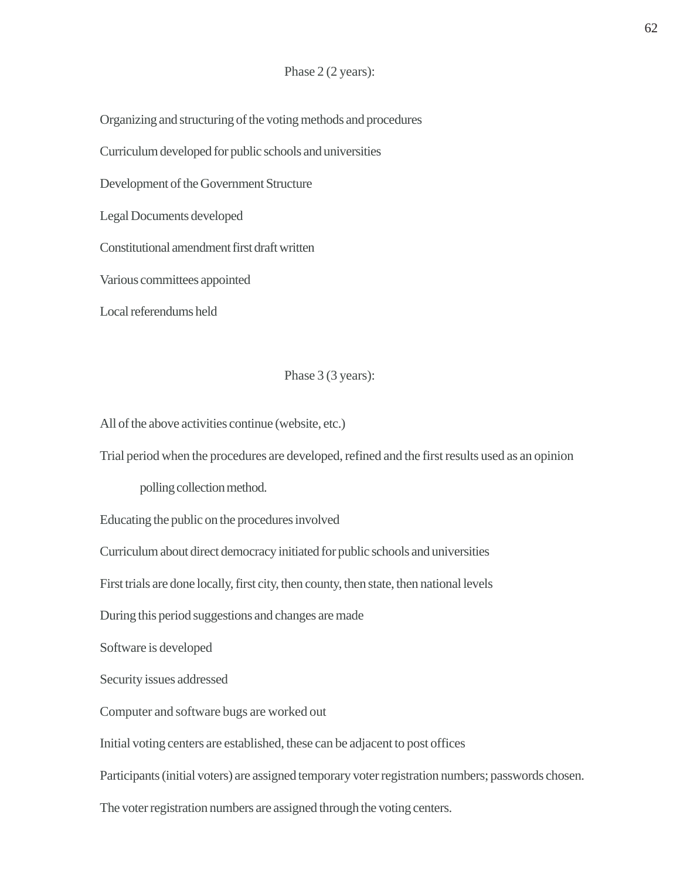## Phase 2 (2 years):

Organizing and structuring of the voting methods and procedures

Curriculum developed for public schools and universities

Development of the Government Structure

Legal Documents developed

Constitutional amendment first draft written

Various committees appointed

Local referendums held

## Phase 3 (3 years):

All of the above activities continue (website, etc.)

Trial period when the procedures are developed, refined and the first results used as an opinion polling collection method.

Educating the public on the procedures involved

Curriculum about direct democracy initiated for public schools and universities

First trials are done locally, first city, then county, then state, then national levels

During this period suggestions and changes are made

Software is developed

Security issues addressed

Computer and software bugs are worked out

Initial voting centers are established, these can be adjacent to post offices

Participants (initial voters) are assigned temporary voter registration numbers; passwords chosen.

The voter registration numbers are assigned through the voting centers.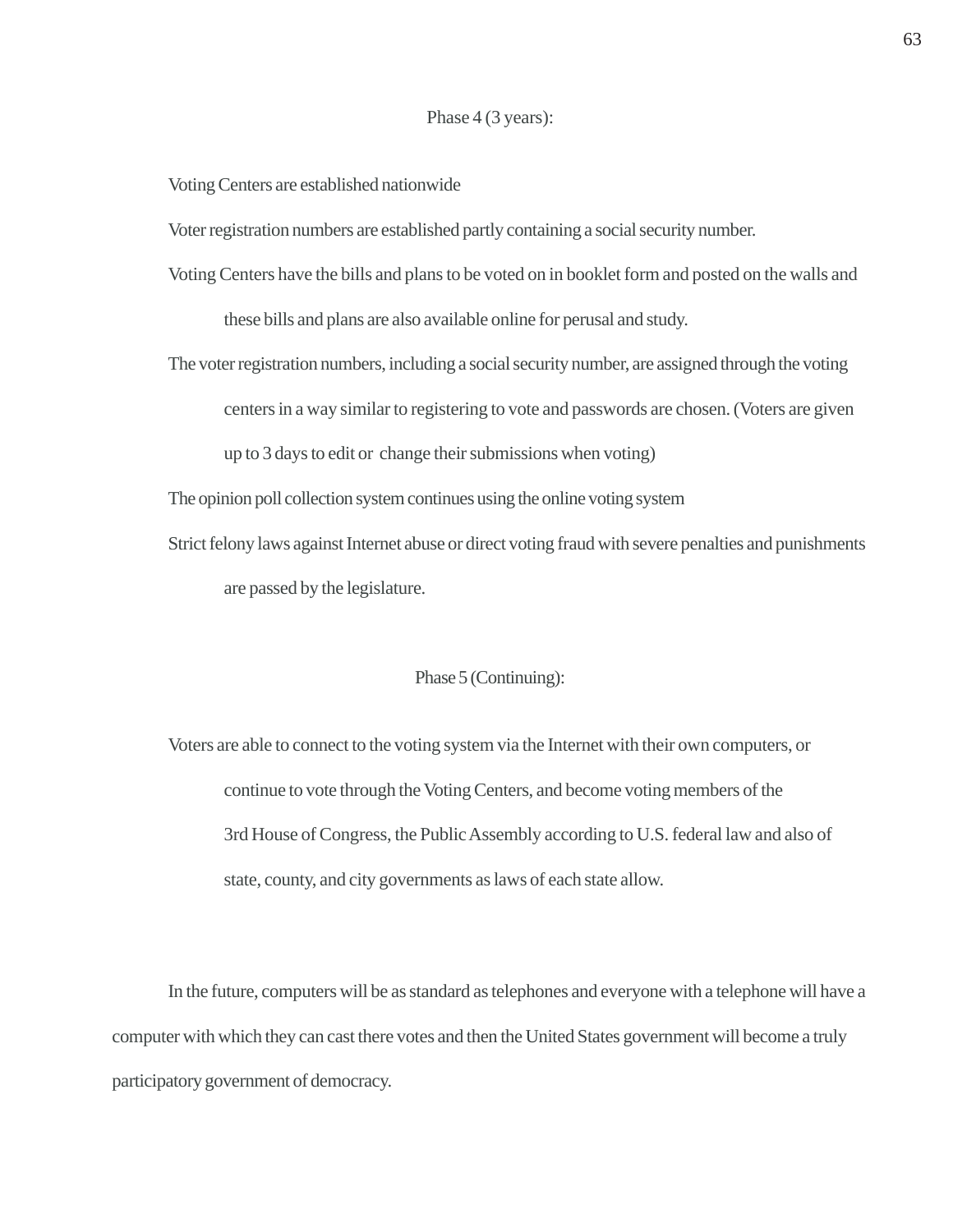## Phase 4 (3 years):

Voting Centers are established nationwide

Voter registration numbers are established partly containing a social security number.

Voting Centers have the bills and plans to be voted on in booklet form and posted on the walls and these bills and plans are also available online for perusal and study.

The voter registration numbers, including a social security number, are assigned through the voting centers in a way similar to registering to vote and passwords are chosen. (Voters are given up to 3 days to edit or change their submissions when voting)

The opinion poll collection system continues using the online voting system

Strict felony laws against Internet abuse or direct voting fraud with severe penalties and punishments are passed by the legislature.

## Phase 5 (Continuing):

Voters are able to connect to the voting system via the Internet with their own computers, or continue to vote through the Voting Centers, and become voting members of the 3rd House of Congress, the Public Assembly according to U.S. federal law and also of state, county, and city governments as laws of each state allow.

In the future, computers will be as standard as telephones and everyone with a telephone will have a computer with which they can cast there votes and then the United States government will become a truly participatory government of democracy.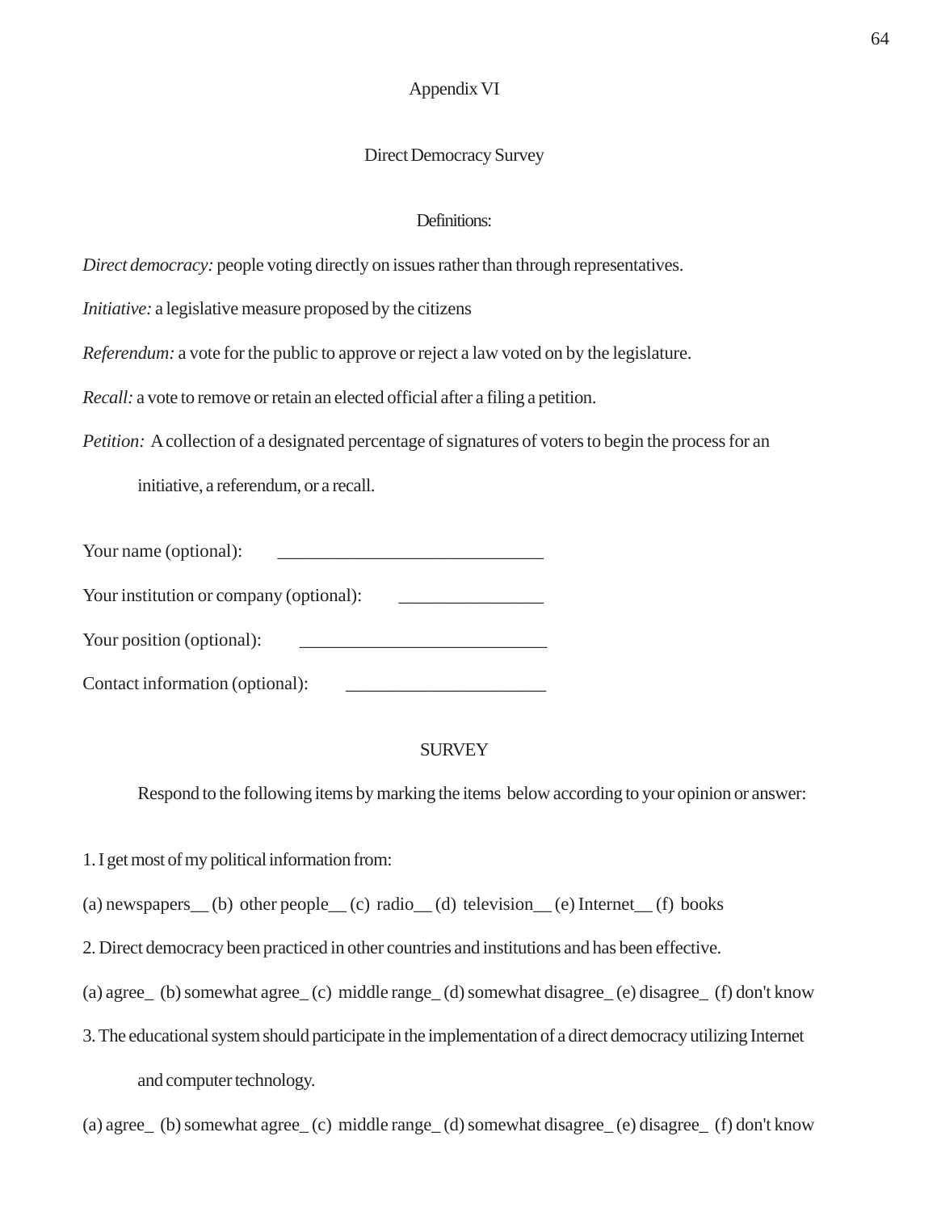# Appendix VI

## Direct Democracy Survey

### Definitions:

*Direct democracy:* people voting directly on issues rather than through representatives.

*Initiative:* a legislative measure proposed by the citizens

*Referendum:* a vote for the public to approve or reject a law voted on by the legislature.

*Recall:* a vote to remove or retain an elected official after a filing a petition.

*Petition:* A collection of a designated percentage of signatures of voters to begin the process for an initiative, a referendum, or a recall.

Your name (optional): _____________________________

Your institution or company (optional): ________________

Your position (optional): ___________________________

Contact information (optional): ______________________

### SURVEY

Respond to the following items by marking the items below according to your opinion or answer:

1. I get most of my political information from:

(a) newspapers__ (b) other people__ (c) radio__ (d) television__ (e) Internet__ (f) books

2. Direct democracy been practiced in other countries and institutions and has been effective.

(a) agree_ (b) somewhat agree_ (c) middle range_ (d) somewhat disagree_ (e) disagree_ (f) don't know

3. The educational system should participate in the implementation of a direct democracy utilizing Internet and computer technology.

(a) agree_ (b) somewhat agree_ (c) middle range_ (d) somewhat disagree_ (e) disagree_ (f) don't know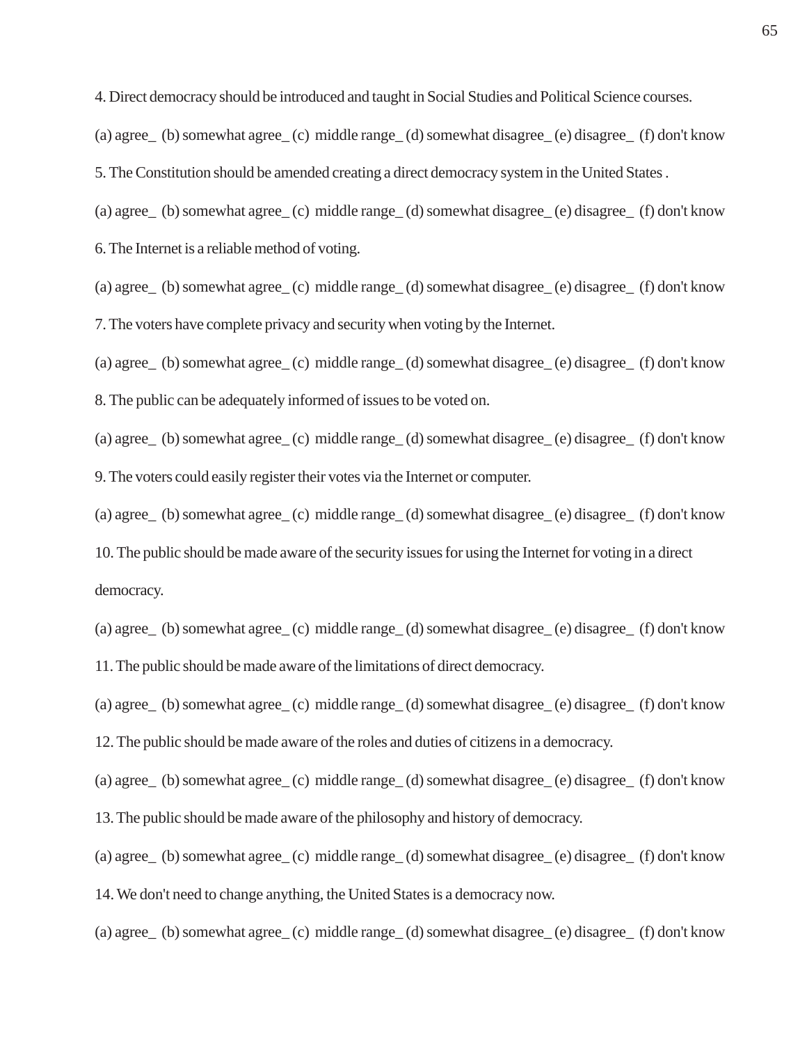4. Direct democracy should be introduced and taught in Social Studies and Political Science courses.

(a) agree_ (b) somewhat agree_ (c) middle range_ (d) somewhat disagree_ (e) disagree_ (f) don't know

5. The Constitution should be amended creating a direct democracy system in the United States .

(a) agree_ (b) somewhat agree_ (c) middle range_ (d) somewhat disagree_ (e) disagree_ (f) don't know

6. The Internet is a reliable method of voting.

(a) agree_ (b) somewhat agree_ (c) middle range_ (d) somewhat disagree_ (e) disagree_ (f) don't know

7. The voters have complete privacy and security when voting by the Internet.

(a) agree_ (b) somewhat agree_ (c) middle range_ (d) somewhat disagree_ (e) disagree_ (f) don't know

8. The public can be adequately informed of issues to be voted on.

(a) agree_ (b) somewhat agree_ (c) middle range_ (d) somewhat disagree_ (e) disagree_ (f) don't know

9. The voters could easily register their votes via the Internet or computer.

(a) agree_ (b) somewhat agree_ (c) middle range_ (d) somewhat disagree_ (e) disagree_ (f) don't know

10. The public should be made aware of the security issues for using the Internet for voting in a direct democracy.

(a) agree_ (b) somewhat agree_ (c) middle range_ (d) somewhat disagree_ (e) disagree_ (f) don't know

11. The public should be made aware of the limitations of direct democracy.

(a) agree_ (b) somewhat agree_ (c) middle range_ (d) somewhat disagree_ (e) disagree_ (f) don't know

12. The public should be made aware of the roles and duties of citizens in a democracy.

(a) agree_ (b) somewhat agree_ (c) middle range_ (d) somewhat disagree_ (e) disagree_ (f) don't know

13. The public should be made aware of the philosophy and history of democracy.

(a) agree_ (b) somewhat agree_ (c) middle range_ (d) somewhat disagree_ (e) disagree_ (f) don't know

14. We don't need to change anything, the United States is a democracy now.

(a) agree_ (b) somewhat agree_ (c) middle range_ (d) somewhat disagree_ (e) disagree_ (f) don't know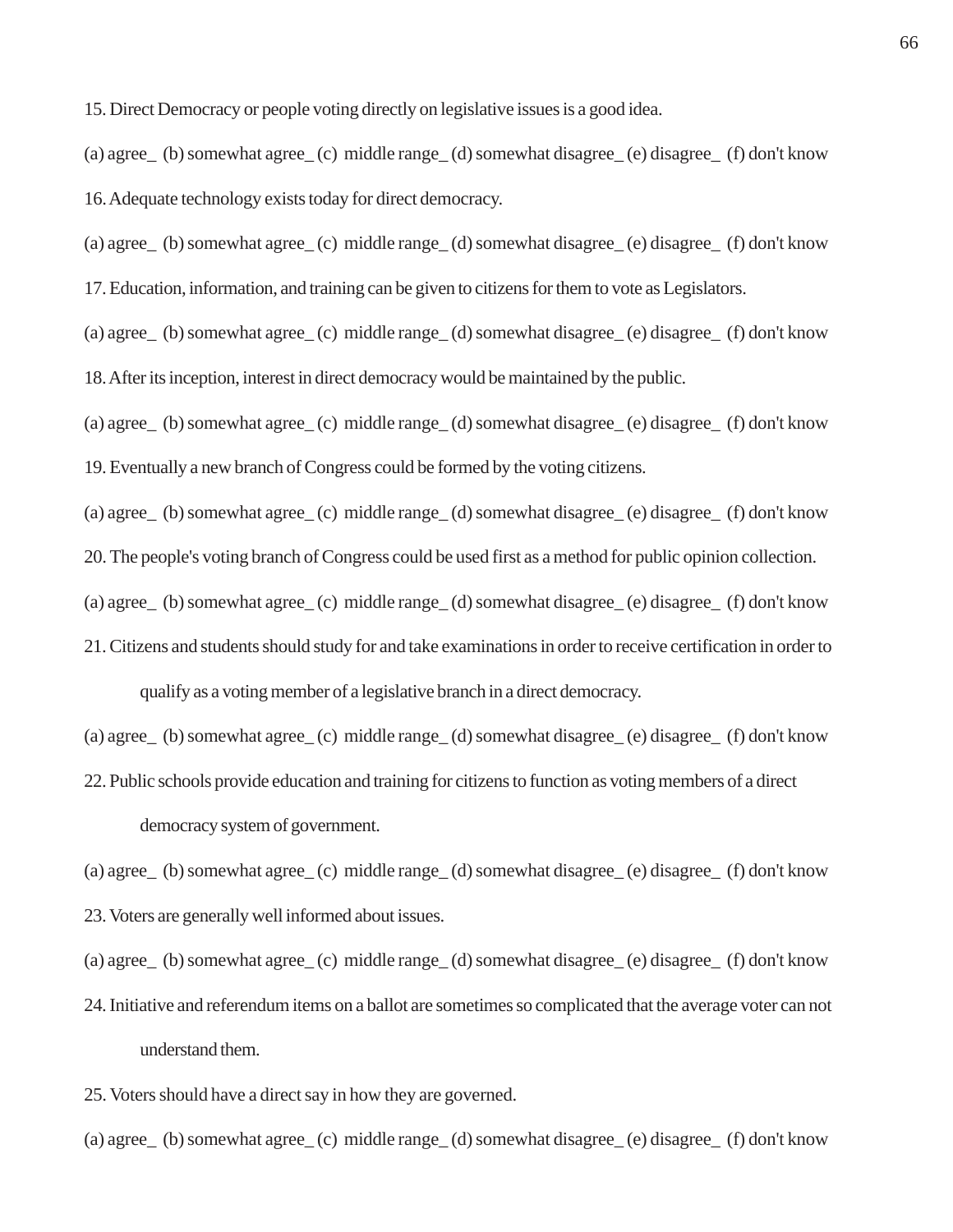15. Direct Democracy or people voting directly on legislative issues is a good idea.

(a) agree_ (b) somewhat agree_ (c) middle range_ (d) somewhat disagree_ (e) disagree_ (f) don't know

16. Adequate technology exists today for direct democracy.

(a) agree_ (b) somewhat agree_ (c) middle range_ (d) somewhat disagree_ (e) disagree_ (f) don't know

17. Education, information, and training can be given to citizens for them to vote as Legislators.

(a) agree_ (b) somewhat agree_ (c) middle range_ (d) somewhat disagree_ (e) disagree_ (f) don't know

18. After its inception, interest in direct democracy would be maintained by the public.

(a) agree_ (b) somewhat agree_ (c) middle range_ (d) somewhat disagree_ (e) disagree_ (f) don't know

19. Eventually a new branch of Congress could be formed by the voting citizens.

(a) agree_ (b) somewhat agree_ (c) middle range_ (d) somewhat disagree_ (e) disagree_ (f) don't know

20. The people's voting branch of Congress could be used first as a method for public opinion collection.

(a) agree_ (b) somewhat agree_ (c) middle range_ (d) somewhat disagree_ (e) disagree_ (f) don't know

21. Citizens and students should study for and take examinations in order to receive certification in order to qualify as a voting member of a legislative branch in a direct democracy.

(a) agree_ (b) somewhat agree_ (c) middle range_ (d) somewhat disagree_ (e) disagree_ (f) don't know

22. Public schools provide education and training for citizens to function as voting members of a direct democracy system of government.

(a) agree_ (b) somewhat agree_ (c) middle range_ (d) somewhat disagree_ (e) disagree_ (f) don't know

23. Voters are generally well informed about issues.

(a) agree_ (b) somewhat agree_ (c) middle range_ (d) somewhat disagree_ (e) disagree_ (f) don't know

24. Initiative and referendum items on a ballot are sometimes so complicated that the average voter can not understand them.

25. Voters should have a direct say in how they are governed.

(a) agree_ (b) somewhat agree_ (c) middle range_ (d) somewhat disagree_ (e) disagree_ (f) don't know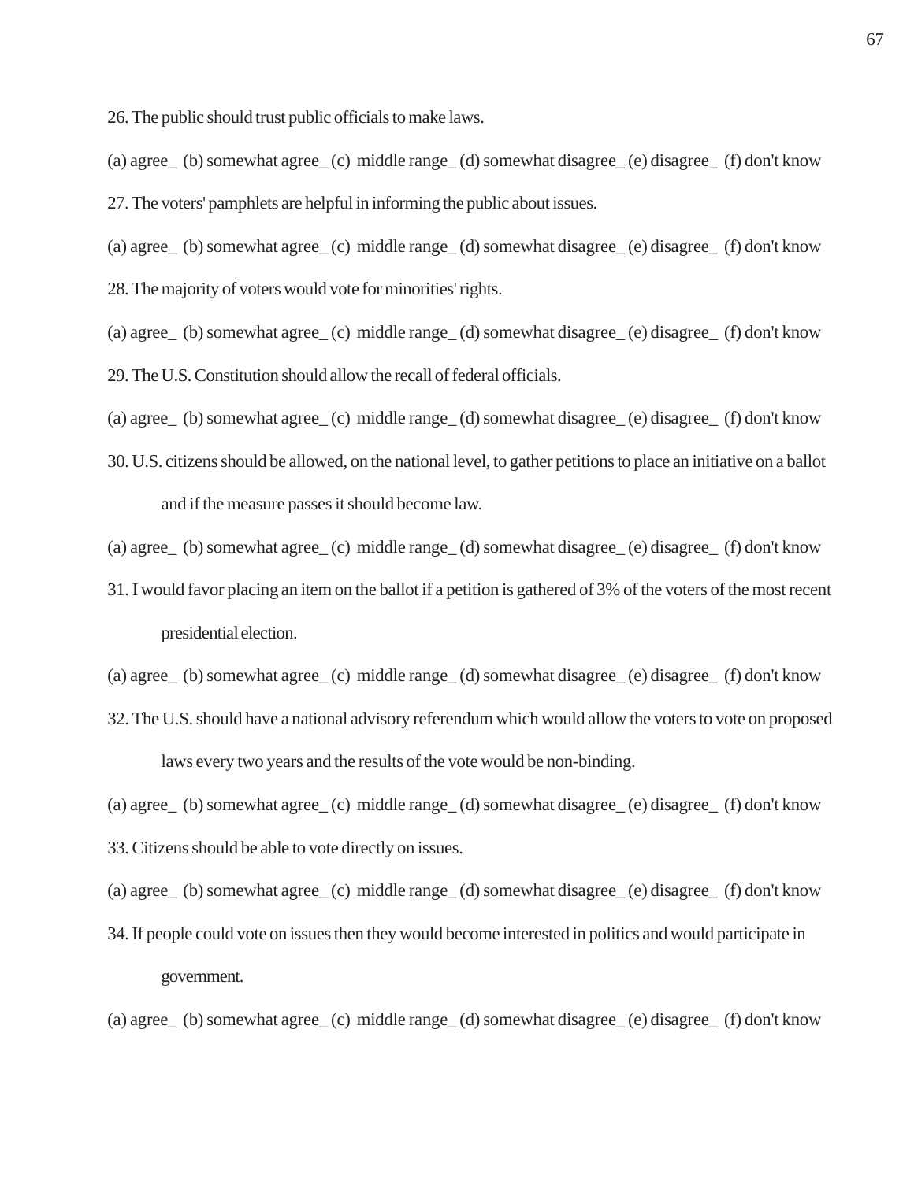26. The public should trust public officials to make laws.

(a) agree_ (b) somewhat agree_ (c) middle range_ (d) somewhat disagree_ (e) disagree_ (f) don't know

27. The voters' pamphlets are helpful in informing the public about issues.

(a) agree_ (b) somewhat agree_ (c) middle range_ (d) somewhat disagree_ (e) disagree_ (f) don't know

28. The majority of voters would vote for minorities' rights.

(a) agree_ (b) somewhat agree_ (c) middle range_ (d) somewhat disagree_ (e) disagree_ (f) don't know

29. The U.S. Constitution should allow the recall of federal officials.

(a) agree_ (b) somewhat agree_ (c) middle range_ (d) somewhat disagree_ (e) disagree_ (f) don't know

30. U.S. citizens should be allowed, on the national level, to gather petitions to place an initiative on a ballot and if the measure passes it should become law.

(a) agree_ (b) somewhat agree_ (c) middle range_ (d) somewhat disagree_ (e) disagree_ (f) don't know

31. I would favor placing an item on the ballot if a petition is gathered of 3% of the voters of the most recent presidential election.

(a) agree_ (b) somewhat agree_ (c) middle range_ (d) somewhat disagree_ (e) disagree_ (f) don't know

32. The U.S. should have a national advisory referendum which would allow the voters to vote on proposed laws every two years and the results of the vote would be non-binding.

(a) agree_ (b) somewhat agree_ (c) middle range_ (d) somewhat disagree_ (e) disagree_ (f) don't know

33. Citizens should be able to vote directly on issues.

(a) agree_ (b) somewhat agree_ (c) middle range_ (d) somewhat disagree_ (e) disagree_ (f) don't know

34. If people could vote on issues then they would become interested in politics and would participate in government.

(a) agree_ (b) somewhat agree_ (c) middle range_ (d) somewhat disagree_ (e) disagree_ (f) don't know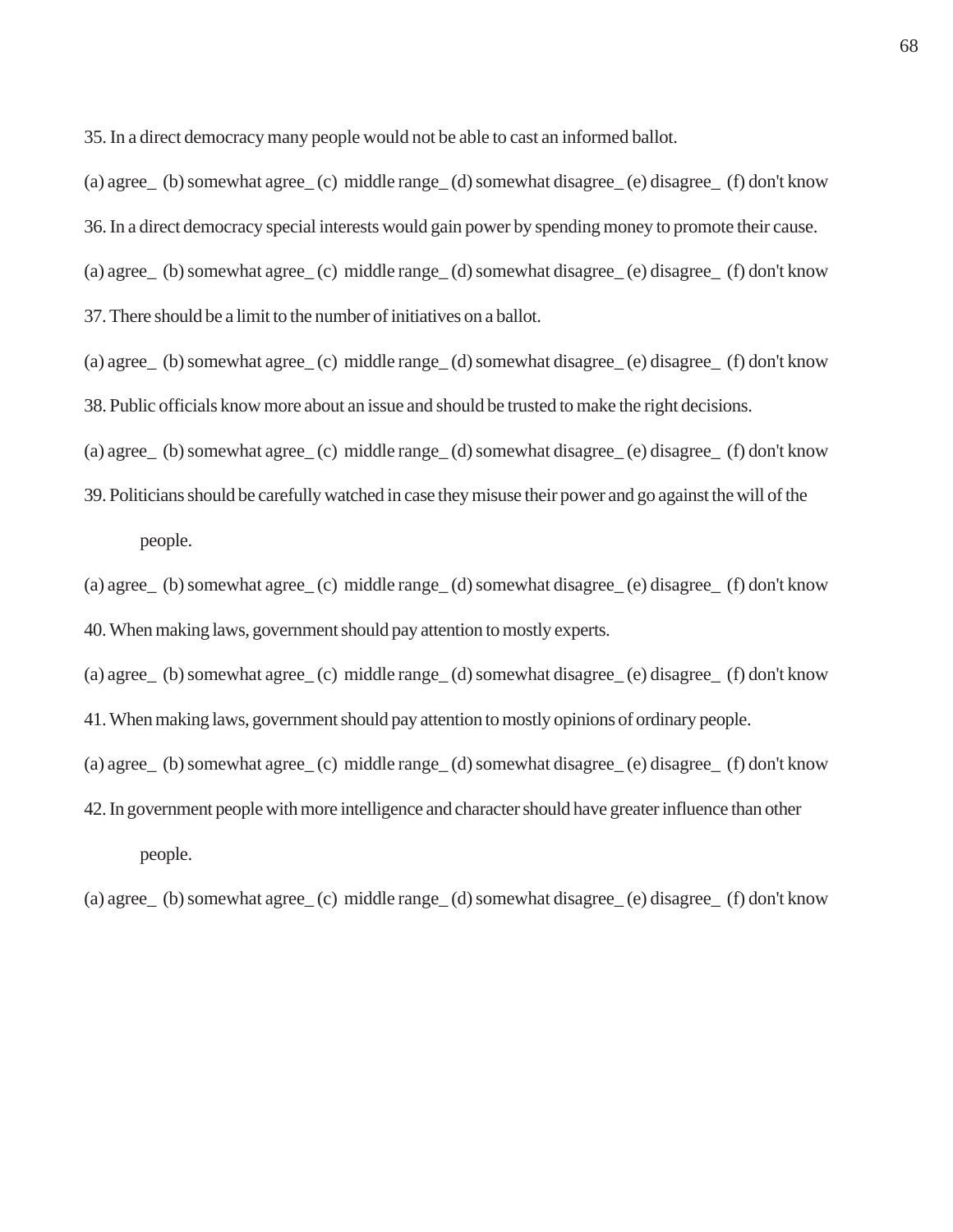35. In a direct democracy many people would not be able to cast an informed ballot.

(a) agree_ (b) somewhat agree_ (c) middle range_ (d) somewhat disagree_ (e) disagree_ (f) don't know

36. In a direct democracy special interests would gain power by spending money to promote their cause.

(a) agree_ (b) somewhat agree_ (c) middle range_ (d) somewhat disagree_ (e) disagree_ (f) don't know

37. There should be a limit to the number of initiatives on a ballot.

(a) agree_ (b) somewhat agree_ (c) middle range_ (d) somewhat disagree_ (e) disagree_ (f) don't know

38. Public officials know more about an issue and should be trusted to make the right decisions.

(a) agree_ (b) somewhat agree_ (c) middle range_ (d) somewhat disagree_ (e) disagree_ (f) don't know

39. Politicians should be carefully watched in case they misuse their power and go against the will of the people.

(a) agree_ (b) somewhat agree_ (c) middle range_ (d) somewhat disagree_ (e) disagree_ (f) don't know

40. When making laws, government should pay attention to mostly experts.

(a) agree_ (b) somewhat agree_ (c) middle range_ (d) somewhat disagree_ (e) disagree_ (f) don't know

41. When making laws, government should pay attention to mostly opinions of ordinary people.

(a) agree_ (b) somewhat agree_ (c) middle range_ (d) somewhat disagree_ (e) disagree_ (f) don't know

42. In government people with more intelligence and character should have greater influence than other people.

(a) agree_ (b) somewhat agree_ (c) middle range_ (d) somewhat disagree_ (e) disagree_ (f) don't know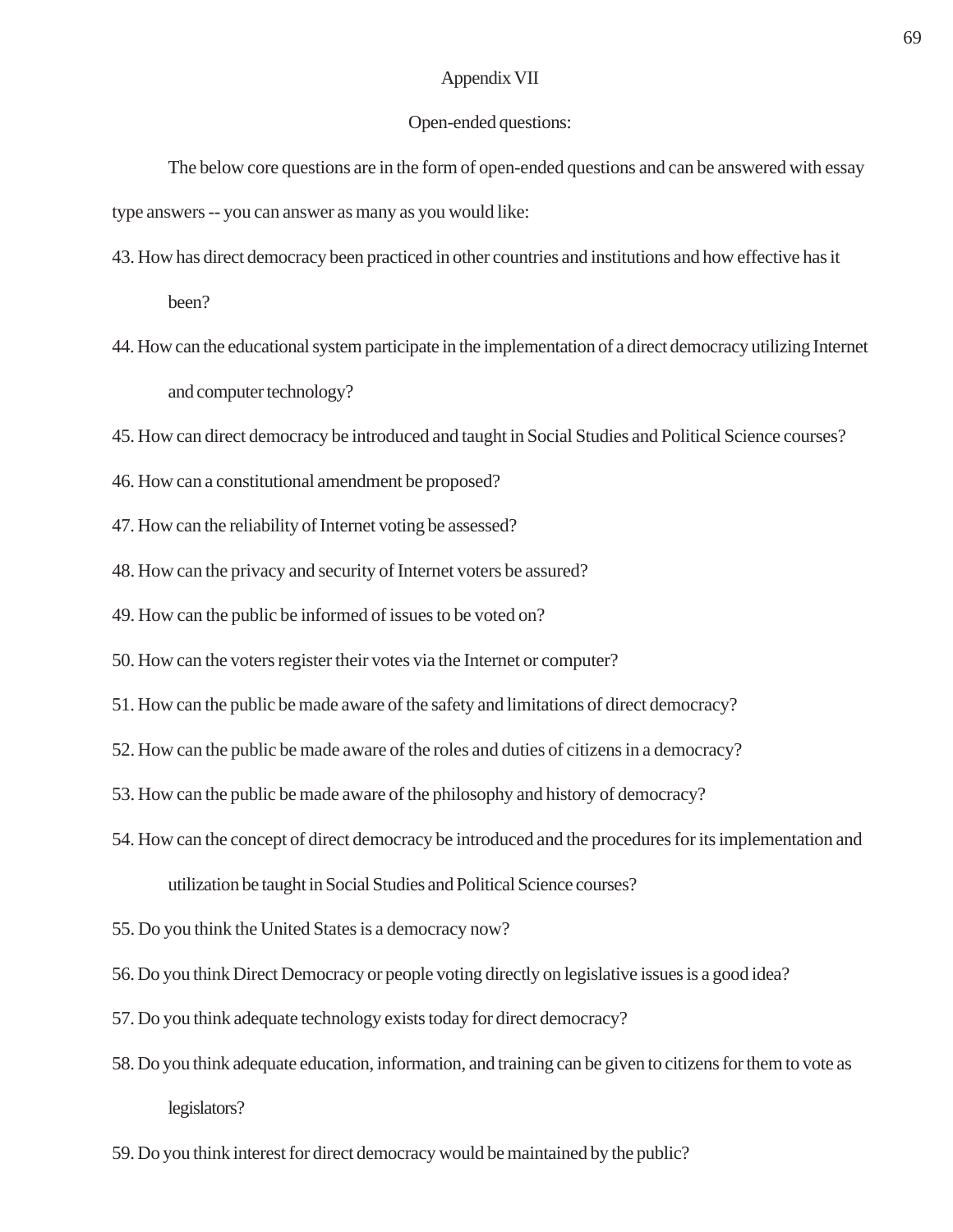## Appendix VII

### Open-ended questions:

The below core questions are in the form of open-ended questions and can be answered with essay type answers -- you can answer as many as you would like:

43. How has direct democracy been practiced in other countries and institutions and how effective has it been?
44. How can the educational system participate in the implementation of a direct democracy utilizing Internet and computer technology?
45. How can direct democracy be introduced and taught in Social Studies and Political Science courses?
46. How can a constitutional amendment be proposed?
47. How can the reliability of Internet voting be assessed?
48. How can the privacy and security of Internet voters be assured?
49. How can the public be informed of issues to be voted on?
50. How can the voters register their votes via the Internet or computer?
51. How can the public be made aware of the safety and limitations of direct democracy?
52. How can the public be made aware of the roles and duties of citizens in a democracy?
53. How can the public be made aware of the philosophy and history of democracy?
54. How can the concept of direct democracy be introduced and the procedures for its implementation and utilization be taught in Social Studies and Political Science courses?
55. Do you think the United States is a democracy now?
56. Do you think Direct Democracy or people voting directly on legislative issues is a good idea?
57. Do you think adequate technology exists today for direct democracy?
58. Do you think adequate education, information, and training can be given to citizens for them to vote as legislators?
59. Do you think interest for direct democracy would be maintained by the public?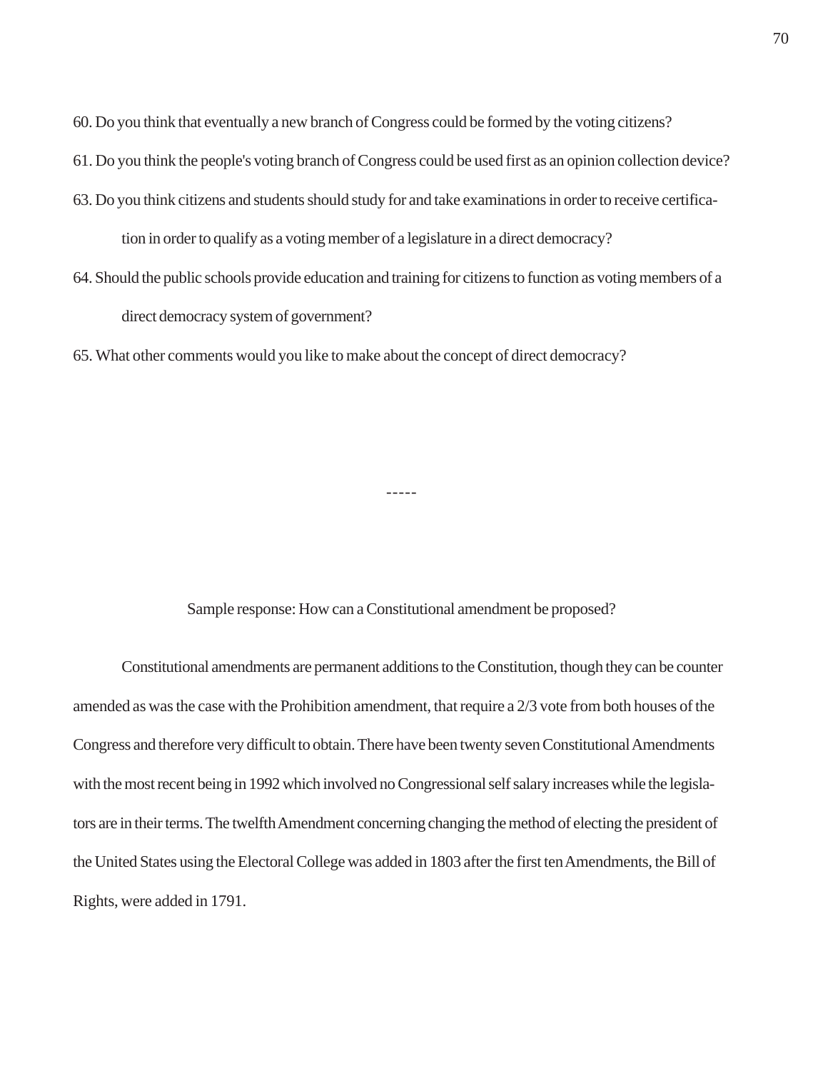60. Do you think that eventually a new branch of Congress could be formed by the voting citizens?

61. Do you think the people's voting branch of Congress could be used first as an opinion collection device?

63. Do you think citizens and students should study for and take examinations in order to receive certification in order to qualify as a voting member of a legislature in a direct democracy?

64. Should the public schools provide education and training for citizens to function as voting members of a direct democracy system of government?

65. What other comments would you like to make about the concept of direct democracy?

-----

Sample response: How can a Constitutional amendment be proposed?

Constitutional amendments are permanent additions to the Constitution, though they can be counter amended as was the case with the Prohibition amendment, that require a 2/3 vote from both houses of the Congress and therefore very difficult to obtain. There have been twenty seven Constitutional Amendments with the most recent being in 1992 which involved no Congressional self salary increases while the legislators are in their terms. The twelfth Amendment concerning changing the method of electing the president of the United States using the Electoral College was added in 1803 after the first ten Amendments, the Bill of Rights, were added in 1791.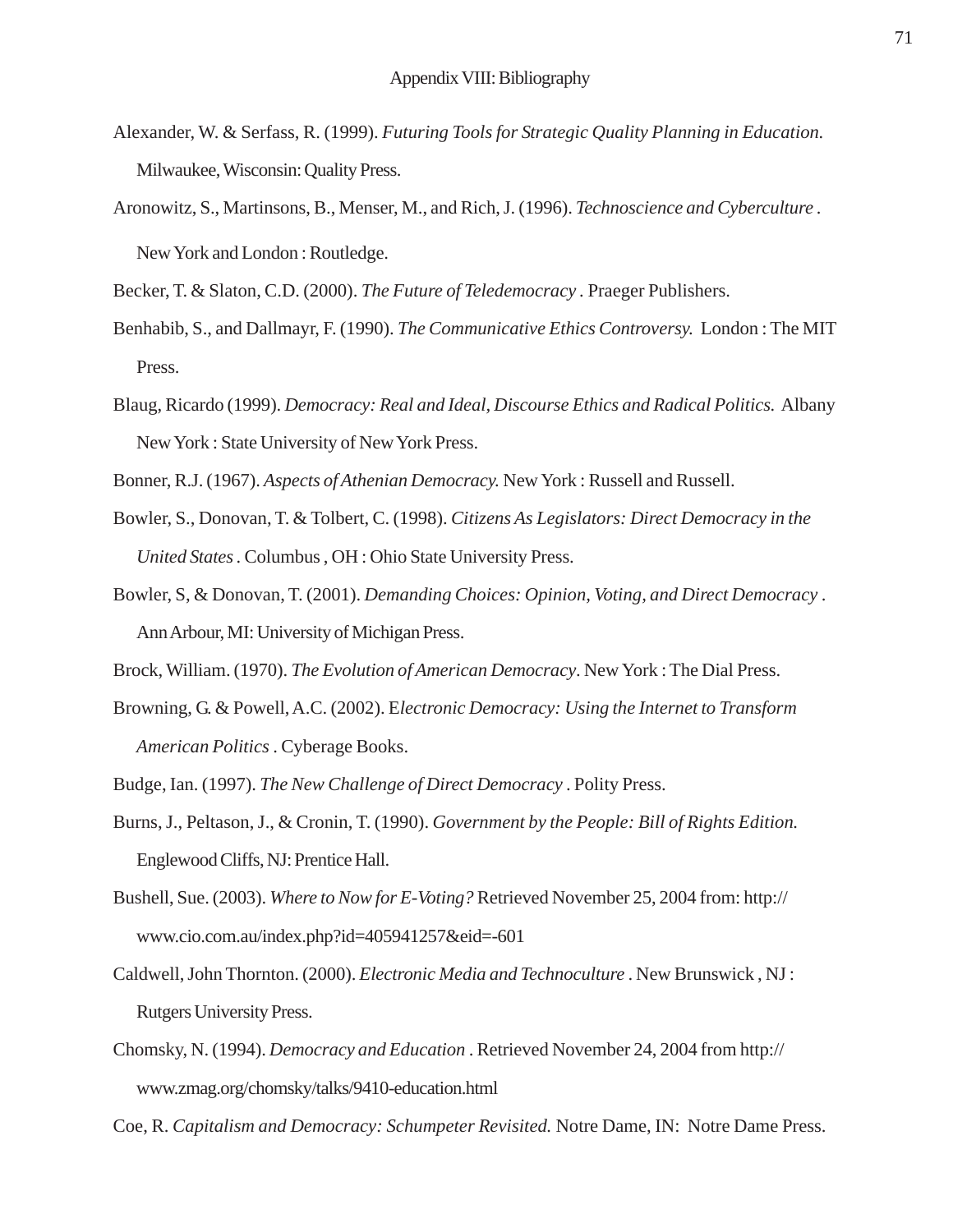# Appendix VIII: Bibliography

Alexander, W. & Serfass, R. (1999). *Futuring Tools for Strategic Quality Planning in Education.* Milwaukee, Wisconsin: Quality Press.

Aronowitz, S., Martinsons, B., Menser, M., and Rich, J. (1996). *Technoscience and Cyberculture* . New York and London : Routledge.

Becker, T. & Slaton, C.D. (2000). *The Future of Teledemocracy* . Praeger Publishers.

Benhabib, S., and Dallmayr, F. (1990). *The Communicative Ethics Controversy.* London : The MIT Press.

Blaug, Ricardo (1999). *Democracy: Real and Ideal, Discourse Ethics and Radical Politics.* Albany New York : State University of New York Press.

Bonner, R.J. (1967). *Aspects of Athenian Democracy.* New York : Russell and Russell.

Bowler, S., Donovan, T. & Tolbert, C. (1998). *Citizens As Legislators: Direct Democracy in the United States* . Columbus , OH : Ohio State University Press.

Bowler, S, & Donovan, T. (2001). *Demanding Choices: Opinion, Voting, and Direct Democracy* . Ann Arbour, MI: University of Michigan Press.

Brock, William. (1970). *The Evolution of American Democracy*. New York : The Dial Press.

Browning, G. & Powell, A.C. (2002). E*lectronic Democracy: Using the Internet to Transform American Politics* . Cyberage Books.

Budge, Ian. (1997). *The New Challenge of Direct Democracy* . Polity Press.

Burns, J., Peltason, J., & Cronin, T. (1990). *Government by the People: Bill of Rights Edition.* Englewood Cliffs, NJ: Prentice Hall.

Bushell, Sue. (2003). *Where to Now for E-Voting?* Retrieved November 25, 2004 from: http://www.cio.com.au/index.php?id=405941257&eid=-601

Caldwell, John Thornton. (2000). *Electronic Media and Technoculture* . New Brunswick , NJ : Rutgers University Press.

Chomsky, N. (1994). *Democracy and Education* . Retrieved November 24, 2004 from http://www.zmag.org/chomsky/talks/9410-education.html

Coe, R. *Capitalism and Democracy: Schumpeter Revisited.* Notre Dame, IN: Notre Dame Press.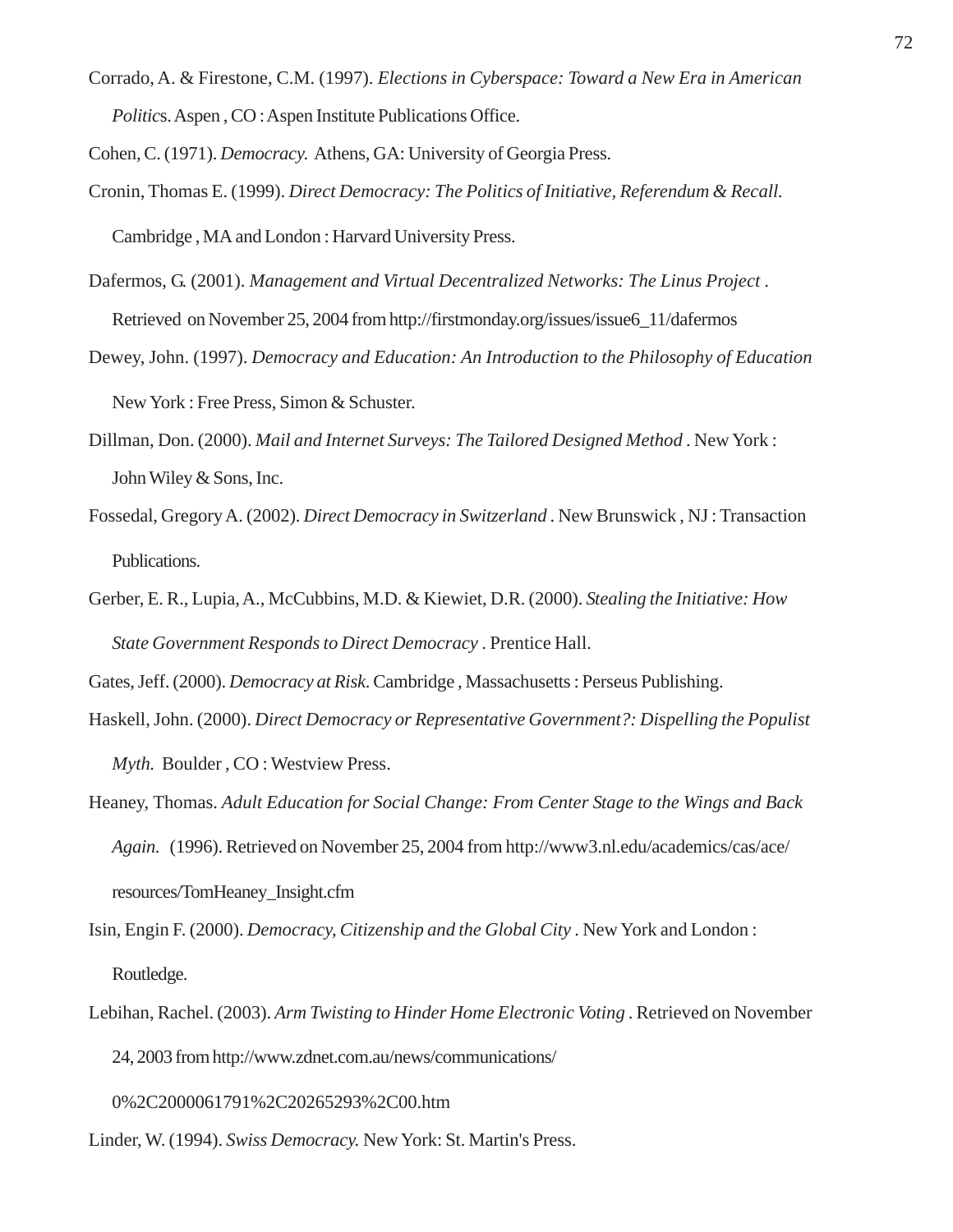Corrado, A. & Firestone, C.M. (1997). *Elections in Cyberspace: Toward a New Era in American Politics*. Aspen , CO : Aspen Institute Publications Office.

Cohen, C. (1971). *Democracy.* Athens, GA: University of Georgia Press.

Cronin, Thomas E. (1999). *Direct Democracy: The Politics of Initiative, Referendum & Recall.* Cambridge , MA and London : Harvard University Press.

Dafermos, G. (2001). *Management and Virtual Decentralized Networks: The Linus Project* . Retrieved on November 25, 2004 from http://firstmonday.org/issues/issue6_11/dafermos

Dewey, John. (1997). *Democracy and Education: An Introduction to the Philosophy of Education* New York : Free Press, Simon & Schuster.

Dillman, Don. (2000). *Mail and Internet Surveys: The Tailored Designed Method* . New York : John Wiley & Sons, Inc.

Fossedal, Gregory A. (2002). *Direct Democracy in Switzerland* . New Brunswick , NJ : Transaction Publications.

Gerber, E. R., Lupia, A., McCubbins, M.D. & Kiewiet, D.R. (2000). *Stealing the Initiative: How State Government Responds to Direct Democracy* . Prentice Hall.

Gates, Jeff. (2000). *Democracy at Risk*. Cambridge , Massachusetts : Perseus Publishing.

Haskell, John. (2000). *Direct Democracy or Representative Government?: Dispelling the Populist Myth.* Boulder , CO : Westview Press.

Heaney, Thomas. *Adult Education for Social Change: From Center Stage to the Wings and Back Again.* (1996). Retrieved on November 25, 2004 from http://www3.nl.edu/academics/cas/ace/resources/TomHeaney_Insight.cfm

Isin, Engin F. (2000). *Democracy, Citizenship and the Global City* . New York and London : Routledge.

Lebihan, Rachel. (2003). *Arm Twisting to Hinder Home Electronic Voting* . Retrieved on November 24, 2003 from http://www.zdnet.com.au/news/communications/0%2C2000061791%2C20265293%2C00.htm

Linder, W. (1994). *Swiss Democracy.* New York: St. Martin's Press.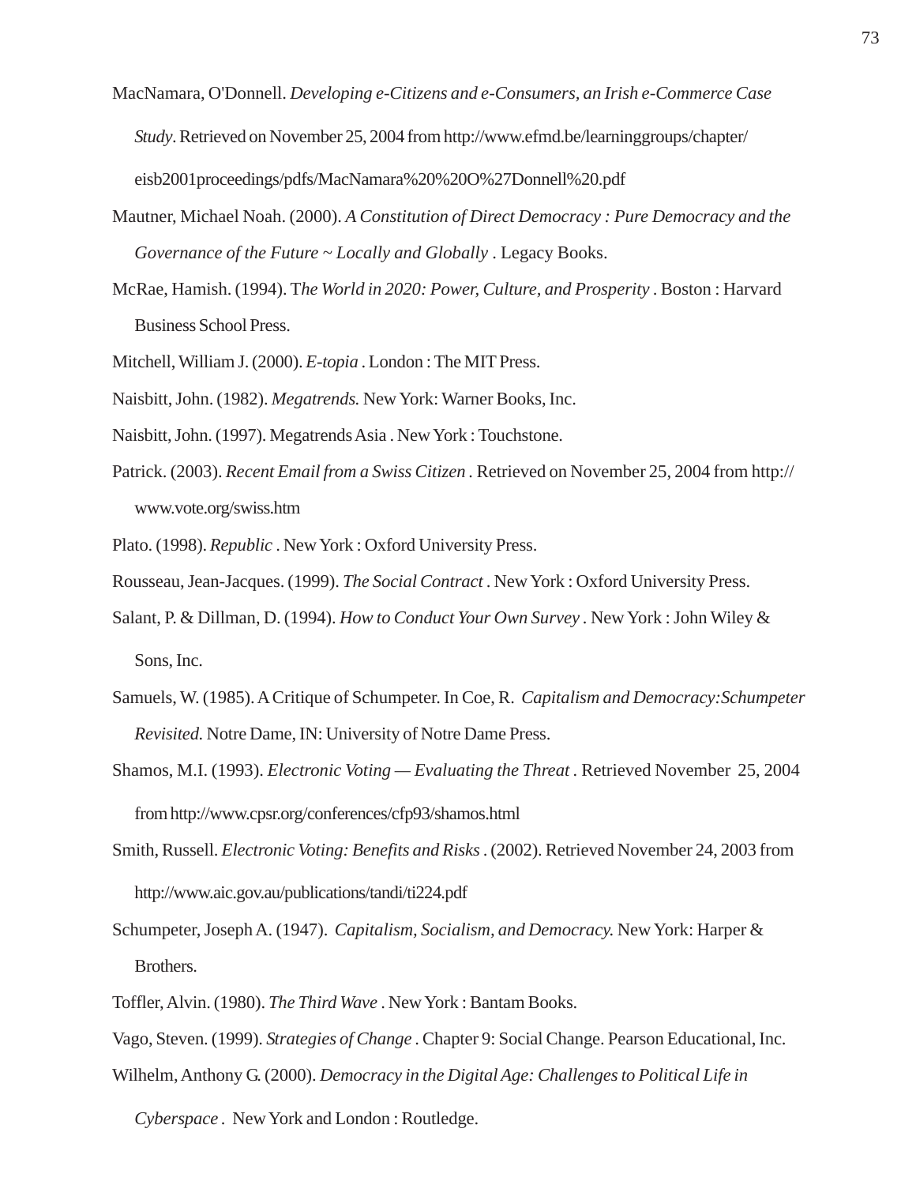MacNamara, O'Donnell. *Developing e-Citizens and e-Consumers, an Irish e-Commerce Case Study*. Retrieved on November 25, 2004 from http://www.efmd.be/learninggroups/chapter/eisb2001proceedings/pdfs/MacNamara%20%20O%27Donnell%20.pdf

Mautner, Michael Noah. (2000). *A Constitution of Direct Democracy : Pure Democracy and the Governance of the Future ~ Locally and Globally* . Legacy Books.

McRae, Hamish. (1994). T*he World in 2020: Power, Culture, and Prosperity* . Boston : Harvard Business School Press.

Mitchell, William J. (2000). *E-topia* . London : The MIT Press.

Naisbitt, John. (1982). *Megatrends.* New York: Warner Books, Inc.

Naisbitt, John. (1997). Megatrends Asia . New York : Touchstone.

Patrick. (2003). *Recent Email from a Swiss Citizen* . Retrieved on November 25, 2004 from http://www.vote.org/swiss.htm

Plato. (1998). *Republic* . New York : Oxford University Press.

Rousseau, Jean-Jacques. (1999). *The Social Contract* . New York : Oxford University Press.

Salant, P. & Dillman, D. (1994). *How to Conduct Your Own Survey* . New York : John Wiley & Sons, Inc.

Samuels, W. (1985). A Critique of Schumpeter. In Coe, R. *Capitalism and Democracy:Schumpeter Revisited.* Notre Dame, IN: University of Notre Dame Press.

Shamos, M.I. (1993). *Electronic Voting — Evaluating the Threat* . Retrieved November 25, 2004 from http://www.cpsr.org/conferences/cfp93/shamos.html

Smith, Russell. *Electronic Voting: Benefits and Risks* . (2002). Retrieved November 24, 2003 from http://www.aic.gov.au/publications/tandi/ti224.pdf

Schumpeter, Joseph A. (1947). *Capitalism, Socialism, and Democracy.* New York: Harper & Brothers.

Toffler, Alvin. (1980). *The Third Wave* . New York : Bantam Books.

Vago, Steven. (1999). *Strategies of Change* . Chapter 9: Social Change. Pearson Educational, Inc.

Wilhelm, Anthony G. (2000). *Democracy in the Digital Age: Challenges to Political Life in Cyberspace* . New York and London : Routledge.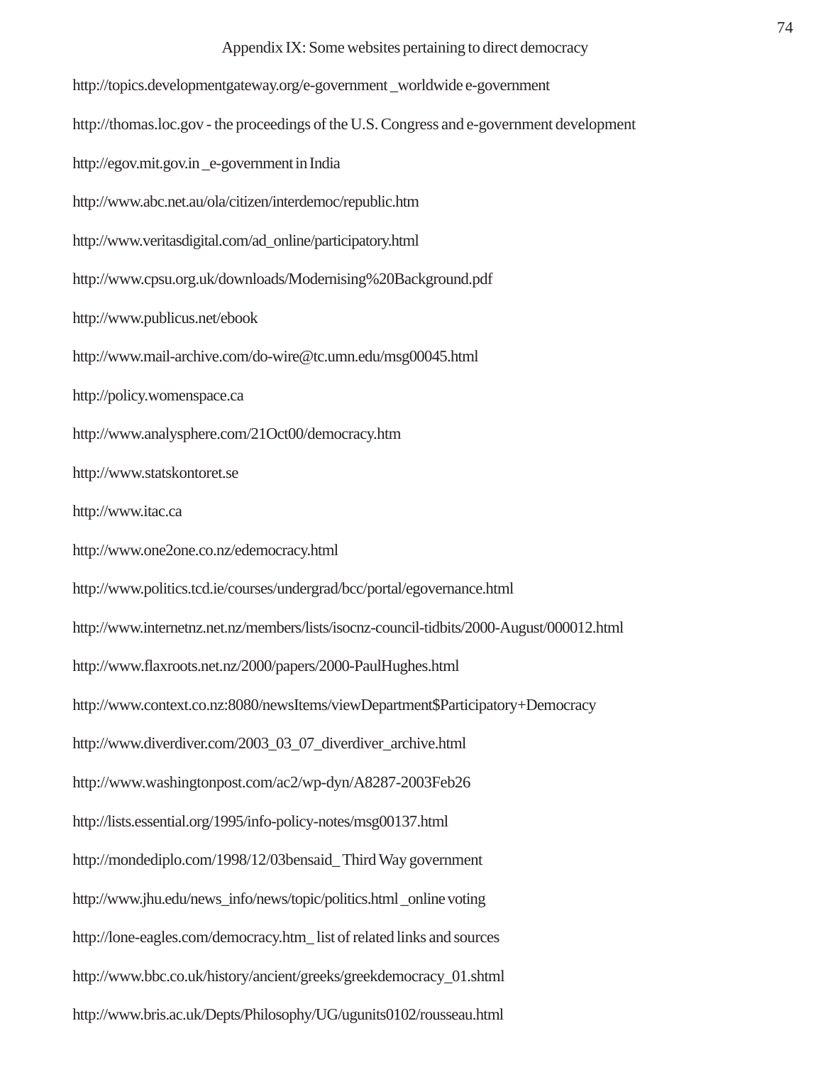# Appendix IX: Some websites pertaining to direct democracy

http://topics.developmentgateway.org/e-government _worldwide e-government

http://thomas.loc.gov - the proceedings of the U.S. Congress and e-government development

http://egov.mit.gov.in _e-government in India

http://www.abc.net.au/ola/citizen/interdemoc/republic.htm

http://www.veritasdigital.com/ad_online/participatory.html

http://www.cpsu.org.uk/downloads/Modernising%20Background.pdf

http://www.publicus.net/ebook

http://www.mail-archive.com/do-wire@tc.umn.edu/msg00045.html

http://policy.womenspace.ca

http://www.analysphere.com/21Oct00/democracy.htm

http://www.statskontoret.se

http://www.itac.ca

http://www.one2one.co.nz/edemocracy.html

http://www.politics.tcd.ie/courses/undergrad/bcc/portal/egovernance.html

http://www.internetnz.net.nz/members/lists/isocnz-council-tidbits/2000-August/000012.html

http://www.flaxroots.net.nz/2000/papers/2000-PaulHughes.html

http://www.context.co.nz:8080/newsItems/viewDepartment$Participatory+Democracy

http://www.diverdiver.com/2003_03_07_diverdiver_archive.html

http://www.washingtonpost.com/ac2/wp-dyn/A8287-2003Feb26

http://lists.essential.org/1995/info-policy-notes/msg00137.html

http://mondediplo.com/1998/12/03bensaid_ Third Way government

http://www.jhu.edu/news_info/news/topic/politics.html _online voting

http://lone-eagles.com/democracy.htm_ list of related links and sources

http://www.bbc.co.uk/history/ancient/greeks/greekdemocracy_01.shtml

http://www.bris.ac.uk/Depts/Philosophy/UG/ugunits0102/rousseau.html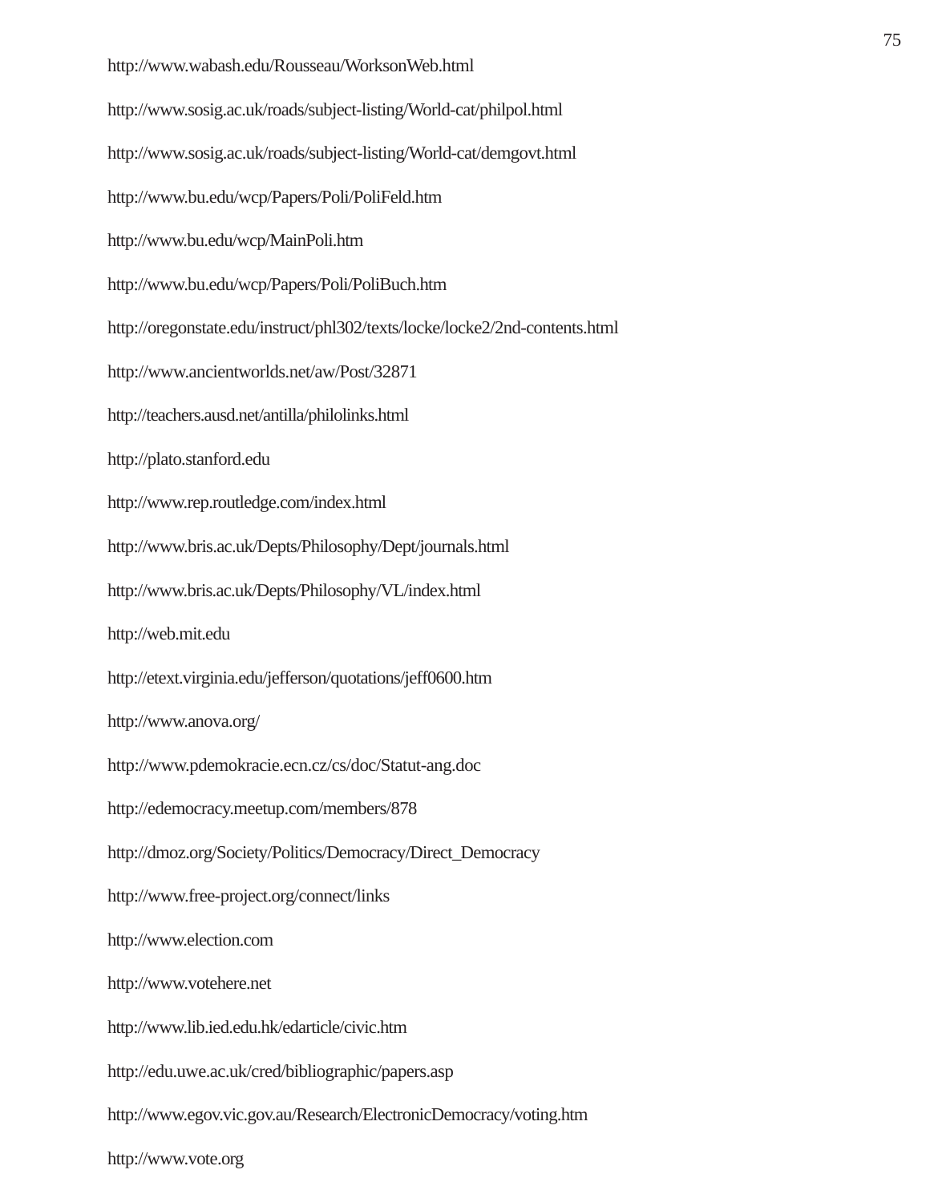http://www.wabash.edu/Rousseau/WorksonWeb.html

http://www.sosig.ac.uk/roads/subject-listing/World-cat/philpol.html

http://www.sosig.ac.uk/roads/subject-listing/World-cat/demgovt.html

http://www.bu.edu/wcp/Papers/Poli/PoliFeld.htm

http://www.bu.edu/wcp/MainPoli.htm

http://www.bu.edu/wcp/Papers/Poli/PoliBuch.htm

http://oregonstate.edu/instruct/phl302/texts/locke/locke2/2nd-contents.html

http://www.ancientworlds.net/aw/Post/32871

http://teachers.ausd.net/antilla/philolinks.html

http://plato.stanford.edu

http://www.rep.routledge.com/index.html

http://www.bris.ac.uk/Depts/Philosophy/Dept/journals.html

http://www.bris.ac.uk/Depts/Philosophy/VL/index.html

http://web.mit.edu

http://etext.virginia.edu/jefferson/quotations/jeff0600.htm

http://www.anova.org/

http://www.pdemokracie.ecn.cz/cs/doc/Statut-ang.doc

http://edemocracy.meetup.com/members/878

http://dmoz.org/Society/Politics/Democracy/Direct_Democracy

http://www.free-project.org/connect/links

http://www.election.com

http://www.votehere.net

http://www.lib.ied.edu.hk/edarticle/civic.htm

http://edu.uwe.ac.uk/cred/bibliographic/papers.asp

http://www.egov.vic.gov.au/Research/ElectronicDemocracy/voting.htm

http://www.vote.org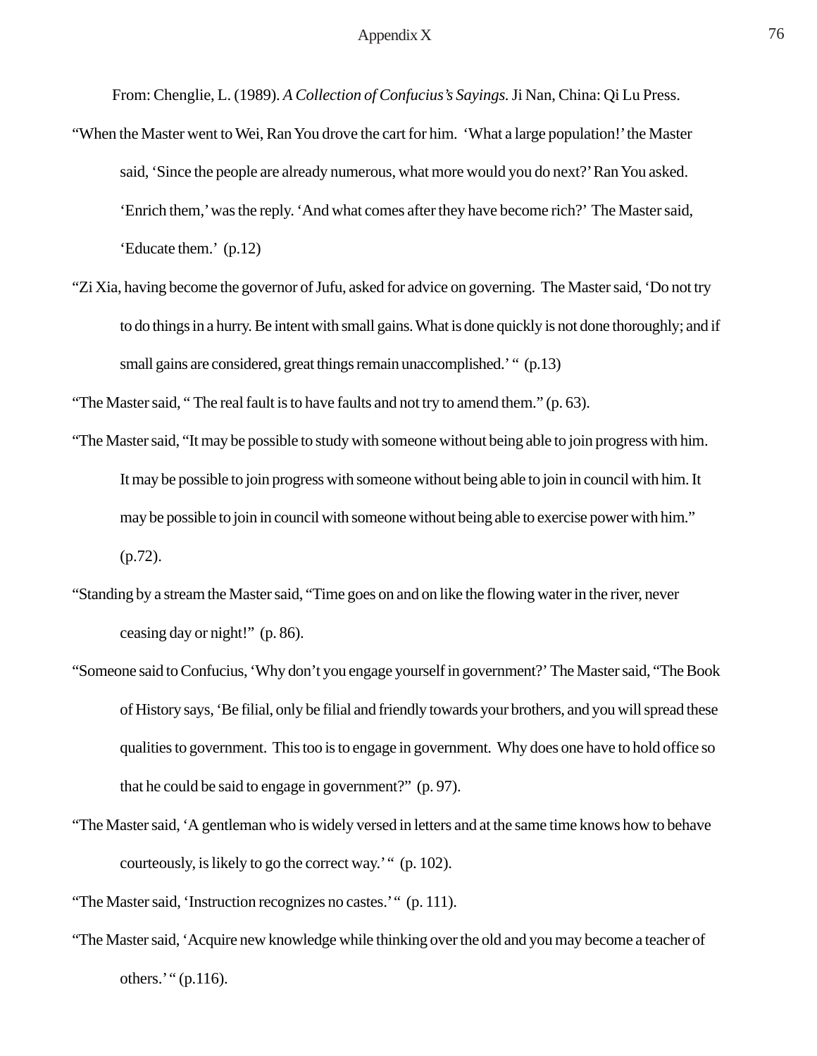# Appendix X

From: Chenglie, L. (1989). *A Collection of Confucius's Sayings.* Ji Nan, China: Qi Lu Press.

"When the Master went to Wei, Ran You drove the cart for him. 'What a large population!' the Master said, 'Since the people are already numerous, what more would you do next?' Ran You asked. 'Enrich them,' was the reply. 'And what comes after they have become rich?' The Master said, 'Educate them.' (p.12)

"Zi Xia, having become the governor of Jufu, asked for advice on governing. The Master said, 'Do not try to do things in a hurry. Be intent with small gains. What is done quickly is not done thoroughly; and if small gains are considered, great things remain unaccomplished.' " (p.13)

"The Master said, " The real fault is to have faults and not try to amend them." (p. 63).

"The Master said, "It may be possible to study with someone without being able to join progress with him. It may be possible to join progress with someone without being able to join in council with him. It may be possible to join in council with someone without being able to exercise power with him." (p.72).

"Standing by a stream the Master said, "Time goes on and on like the flowing water in the river, never ceasing day or night!" (p. 86).

"Someone said to Confucius, 'Why don't you engage yourself in government?' The Master said, "The Book of History says, 'Be filial, only be filial and friendly towards your brothers, and you will spread these qualities to government. This too is to engage in government. Why does one have to hold office so that he could be said to engage in government?" (p. 97).

"The Master said, 'A gentleman who is widely versed in letters and at the same time knows how to behave courteously, is likely to go the correct way.' " (p. 102).

"The Master said, 'Instruction recognizes no castes.' " (p. 111).

"The Master said, 'Acquire new knowledge while thinking over the old and you may become a teacher of others.' " (p.116).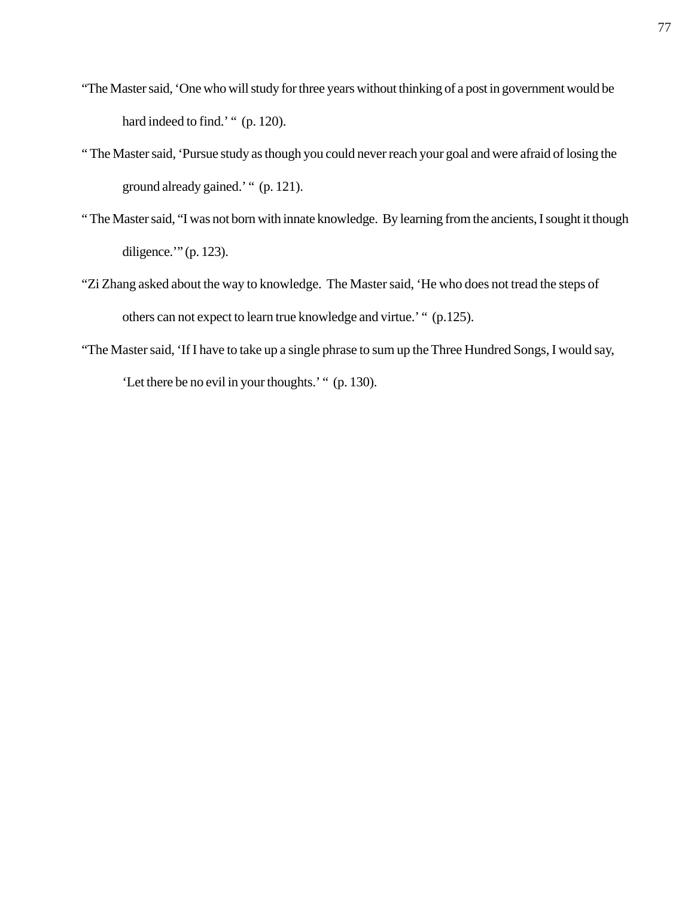“The Master said, ‘One who will study for three years without thinking of a post in government would be hard indeed to find.’ “ (p. 120).

“ The Master said, ‘Pursue study as though you could never reach your goal and were afraid of losing the ground already gained.’ “ (p. 121).

“ The Master said, “I was not born with innate knowledge. By learning from the ancients, I sought it though diligence.’” (p. 123).

“Zi Zhang asked about the way to knowledge. The Master said, ‘He who does not tread the steps of others can not expect to learn true knowledge and virtue.’ “ (p.125).

“The Master said, ‘If I have to take up a single phrase to sum up the Three Hundred Songs, I would say, ‘Let there be no evil in your thoughts.’ “ (p. 130).